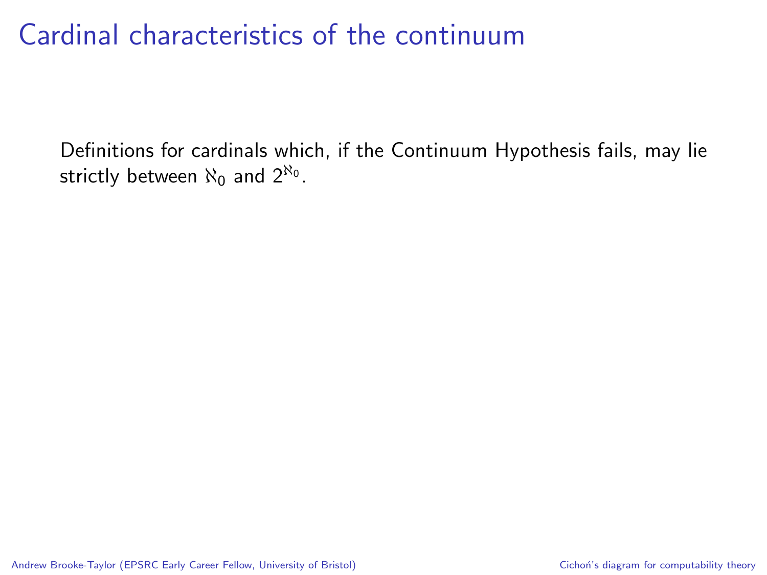# Cardinal characteristics of the continuum

Definitions for cardinals which, if the Continuum Hypothesis fails, may lie strictly between $\aleph_0$ and $2^{\aleph_0}$.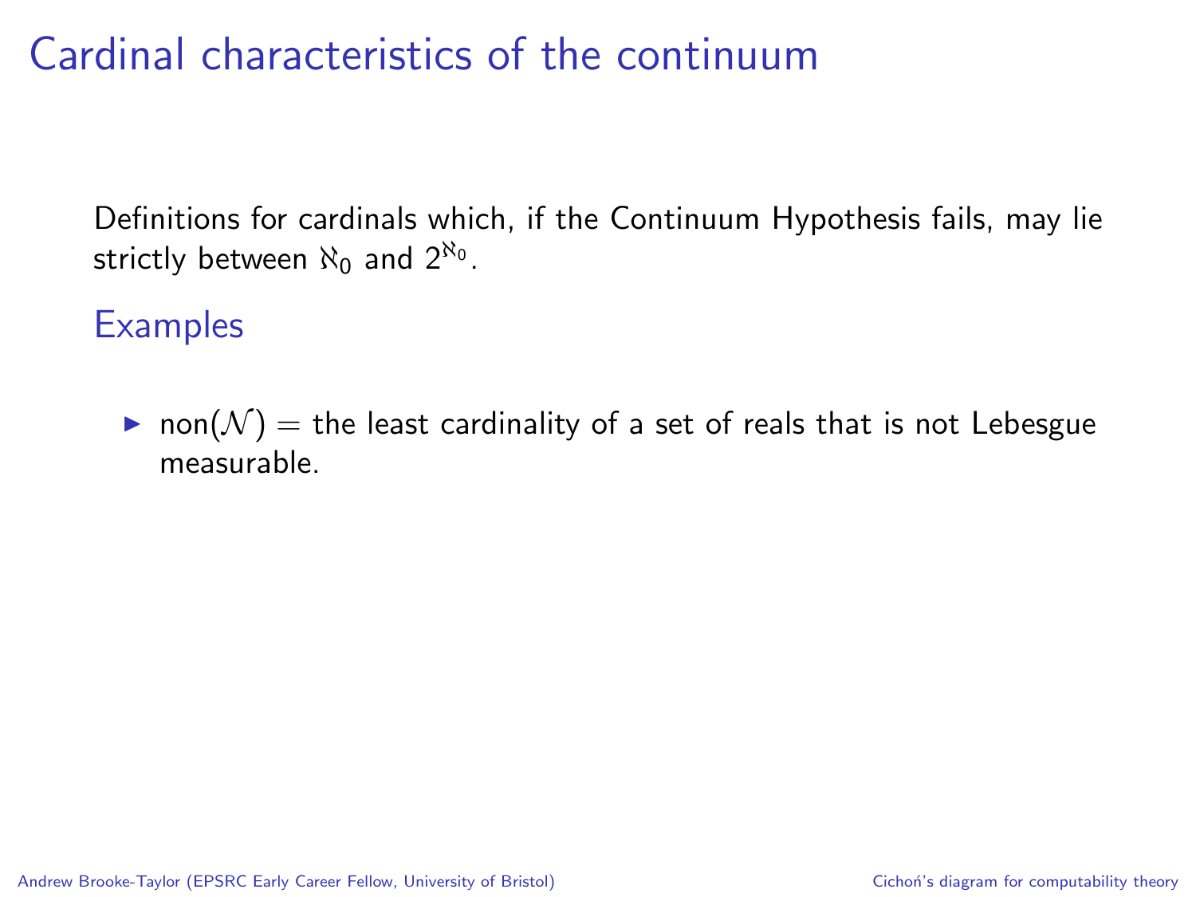# Cardinal characteristics of the continuum

Definitions for cardinals which, if the Continuum Hypothesis fails, may lie strictly between $\aleph_0$ and $2^{\aleph_0}$.

## Examples

- $\text{non}(\mathcal{N})$ = the least cardinality of a set of reals that is not Lebesgue measurable.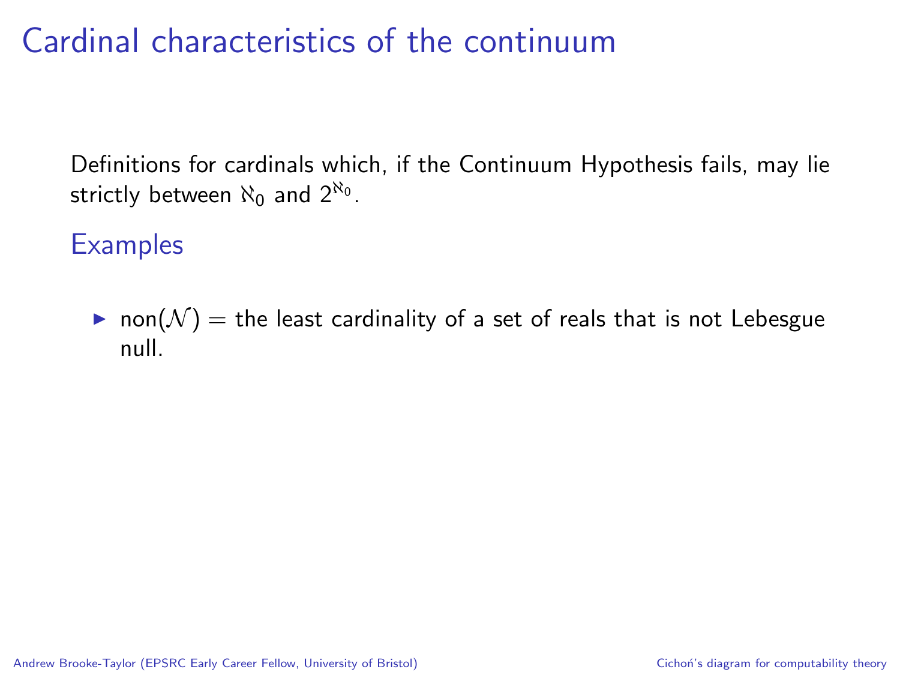# Cardinal characteristics of the continuum

Definitions for cardinals which, if the Continuum Hypothesis fails, may lie strictly between $\aleph_0$ and $2^{\aleph_0}$.

## Examples

- $\mathrm{non}(\mathcal{N})$ = the least cardinality of a set of reals that is not Lebesgue null.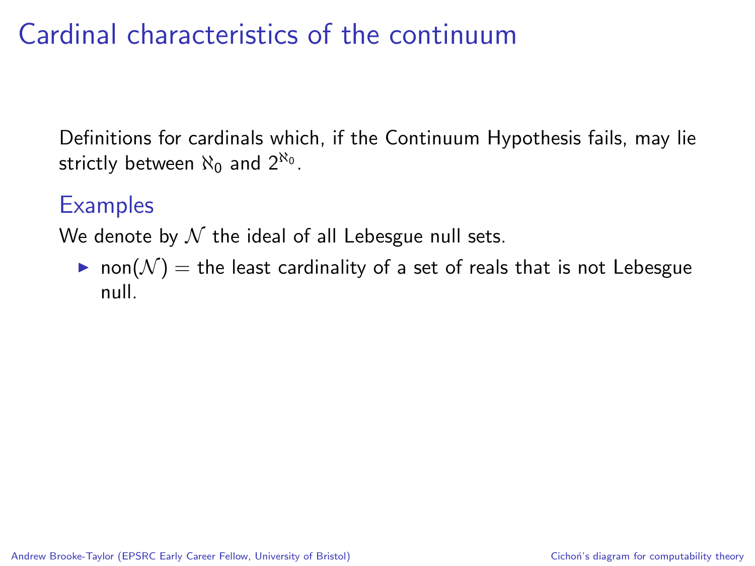# Cardinal characteristics of the continuum

Definitions for cardinals which, if the Continuum Hypothesis fails, may lie strictly between $\aleph_0$ and $2^{\aleph_0}$.

## Examples

We denote by $\mathcal{N}$ the ideal of all Lebesgue null sets.

- $\text{non}(\mathcal{N})$ = the least cardinality of a set of reals that is not Lebesgue null.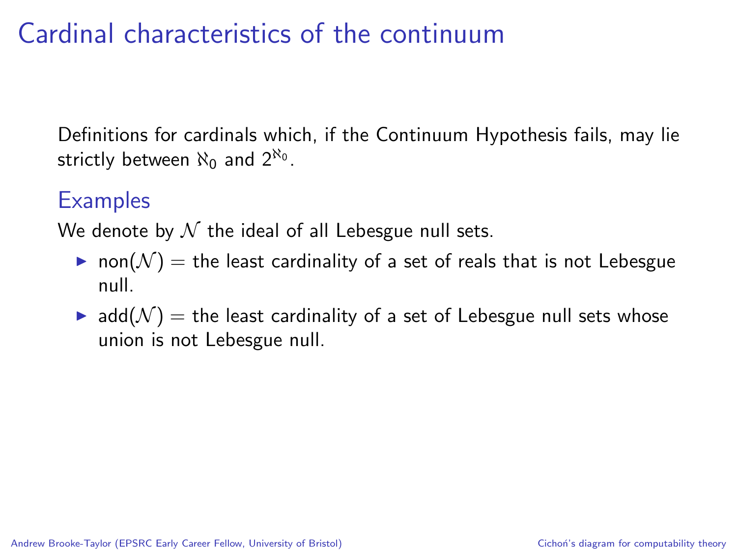# Cardinal characteristics of the continuum

Definitions for cardinals which, if the Continuum Hypothesis fails, may lie strictly between $\aleph_0$ and $2^{\aleph_0}$.

## Examples

We denote by $\mathcal{N}$ the ideal of all Lebesgue null sets.

- $\text{non}(\mathcal{N})$ = the least cardinality of a set of reals that is not Lebesgue null.
- $\text{add}(\mathcal{N})$ = the least cardinality of a set of Lebesgue null sets whose union is not Lebesgue null.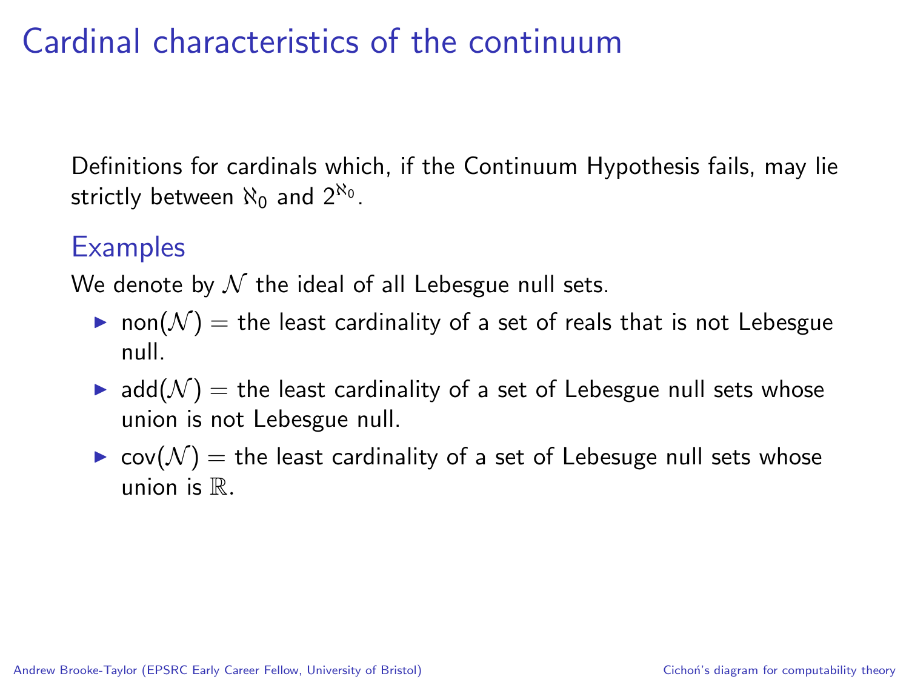# Cardinal characteristics of the continuum

Definitions for cardinals which, if the Continuum Hypothesis fails, may lie strictly between $\aleph_0$ and $2^{\aleph_0}$.

## Examples

We denote by $\mathcal{N}$ the ideal of all Lebesgue null sets.

- $\mathrm{non}(\mathcal{N})$ = the least cardinality of a set of reals that is not Lebesgue null.
- $\mathrm{add}(\mathcal{N})$ = the least cardinality of a set of Lebesgue null sets whose union is not Lebesgue null.
- $\mathrm{cov}(\mathcal{N})$ = the least cardinality of a set of Lebesuge null sets whose union is $\mathbb{R}$.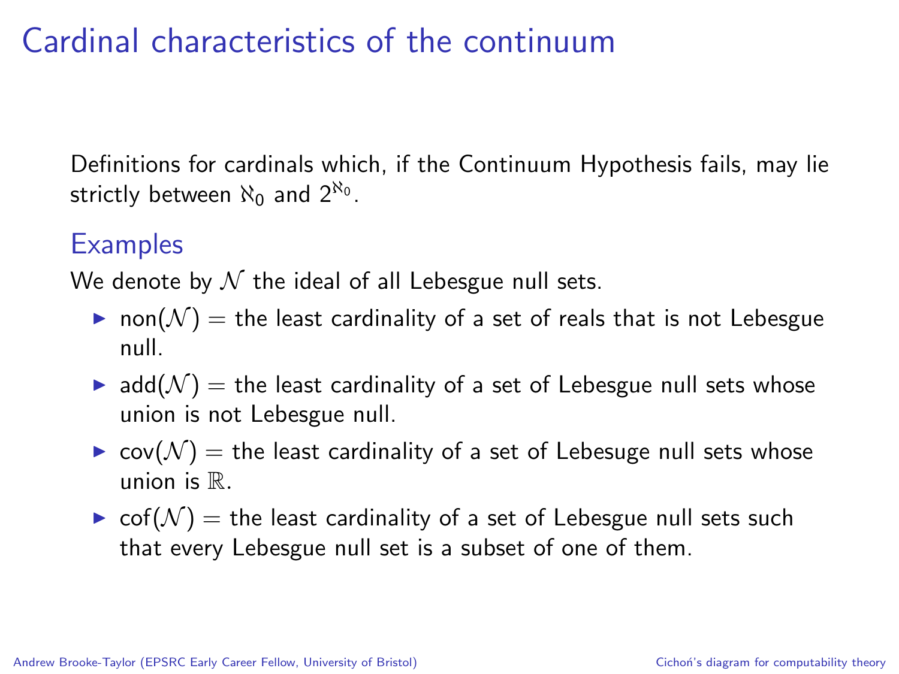# Cardinal characteristics of the continuum

Definitions for cardinals which, if the Continuum Hypothesis fails, may lie strictly between $\aleph_0$ and $2^{\aleph_0}$.

## Examples

We denote by $\mathcal{N}$ the ideal of all Lebesgue null sets.

- $\mathrm{non}(\mathcal{N})$ = the least cardinality of a set of reals that is not Lebesgue null.
- $\mathrm{add}(\mathcal{N})$ = the least cardinality of a set of Lebesgue null sets whose union is not Lebesgue null.
- $\mathrm{cov}(\mathcal{N})$ = the least cardinality of a set of Lebesuge null sets whose union is $\mathbb{R}$.
- $\mathrm{cof}(\mathcal{N})$ = the least cardinality of a set of Lebesgue null sets such that every Lebesgue null set is a subset of one of them.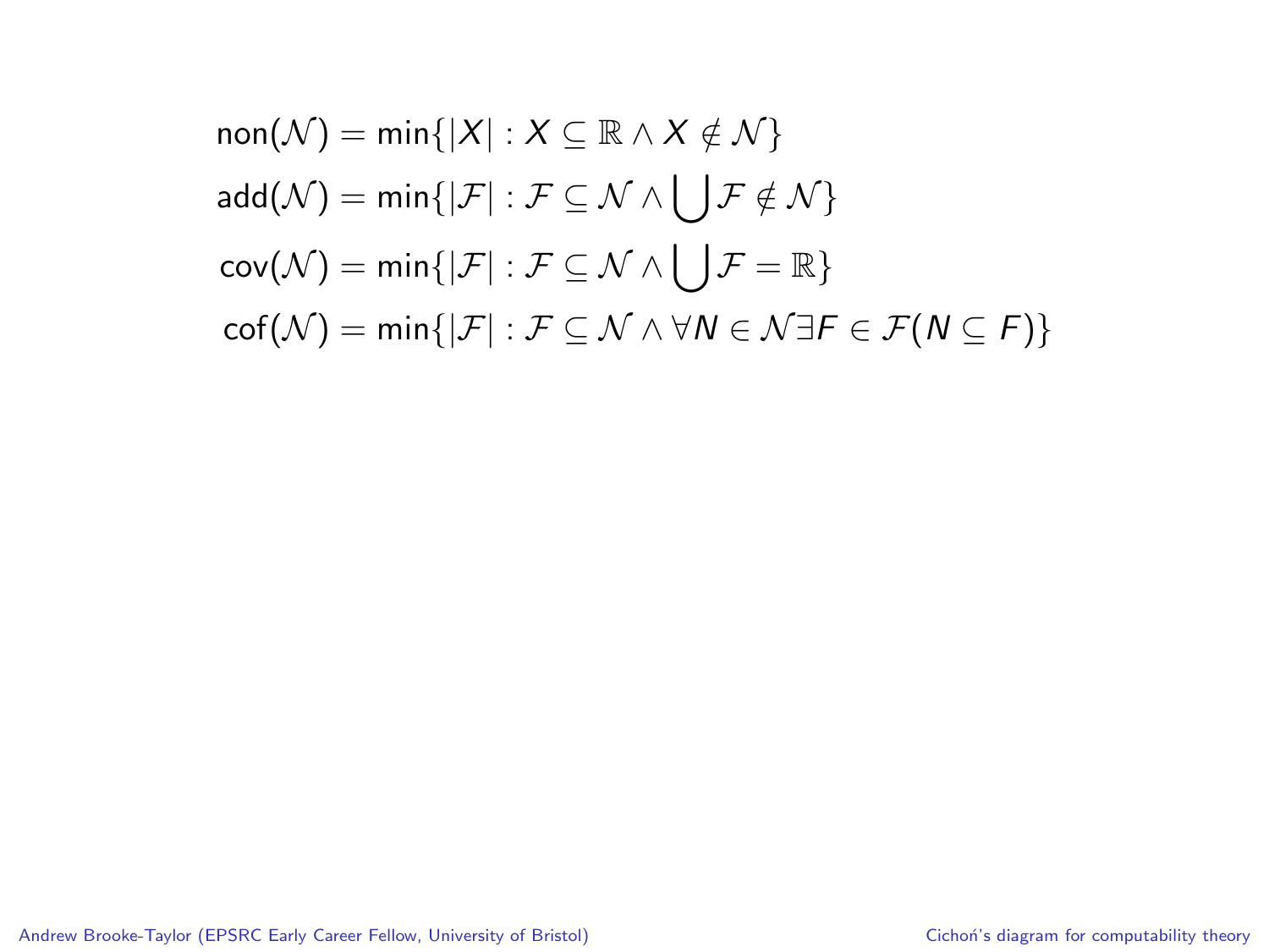$$
\begin{aligned}
\mathrm{non}(\mathcal{N}) &= \min\{|X| : X \subseteq \mathbb{R} \wedge X \notin \mathcal{N}\} \\
\mathrm{add}(\mathcal{N}) &= \min\{|\mathcal{F}| : \mathcal{F} \subseteq \mathcal{N} \wedge \bigcup \mathcal{F} \notin \mathcal{N}\} \\
\mathrm{cov}(\mathcal{N}) &= \min\{|\mathcal{F}| : \mathcal{F} \subseteq \mathcal{N} \wedge \bigcup \mathcal{F} = \mathbb{R}\} \\
\mathrm{cof}(\mathcal{N}) &= \min\{|\mathcal{F}| : \mathcal{F} \subseteq \mathcal{N} \wedge \forall N \in \mathcal{N} \exists F \in \mathcal{F} (N \subseteq F)\}
\end{aligned}
$$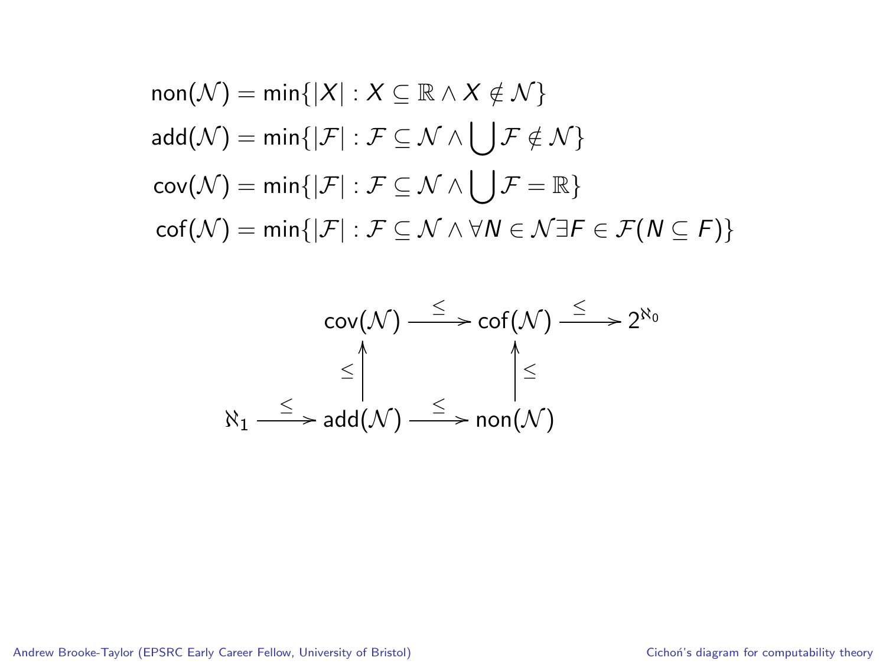$$\mathrm{non}(\mathcal{N}) = \min\{|X| : X \subseteq \mathbb{R} \wedge X \notin \mathcal{N}\}$$

$$\mathrm{add}(\mathcal{N}) = \min\{|\mathcal{F}| : \mathcal{F} \subseteq \mathcal{N} \wedge \bigcup \mathcal{F} \notin \mathcal{N}\}$$

$$\mathrm{cov}(\mathcal{N}) = \min\{|\mathcal{F}| : \mathcal{F} \subseteq \mathcal{N} \wedge \bigcup \mathcal{F} = \mathbb{R}\}$$

$$\mathrm{cof}(\mathcal{N}) = \min\{|\mathcal{F}| : \mathcal{F} \subseteq \mathcal{N} \wedge \forall N \in \mathcal{N} \exists F \in \mathcal{F}(N \subseteq F)\}$$

$$\begin{array}{ccccccc}
 & & \mathrm{cov}(\mathcal{N}) & \xrightarrow{\leq} & \mathrm{cof}(\mathcal{N}) & \xrightarrow{\leq} & 2^{\aleph_0} \\
 & & \uparrow{\scriptstyle \leq} & & \uparrow{\scriptstyle \leq} & & \\
\aleph_1 & \xrightarrow{\leq} & \mathrm{add}(\mathcal{N}) & \xrightarrow{\leq} & \mathrm{non}(\mathcal{N}) & &
\end{array}$$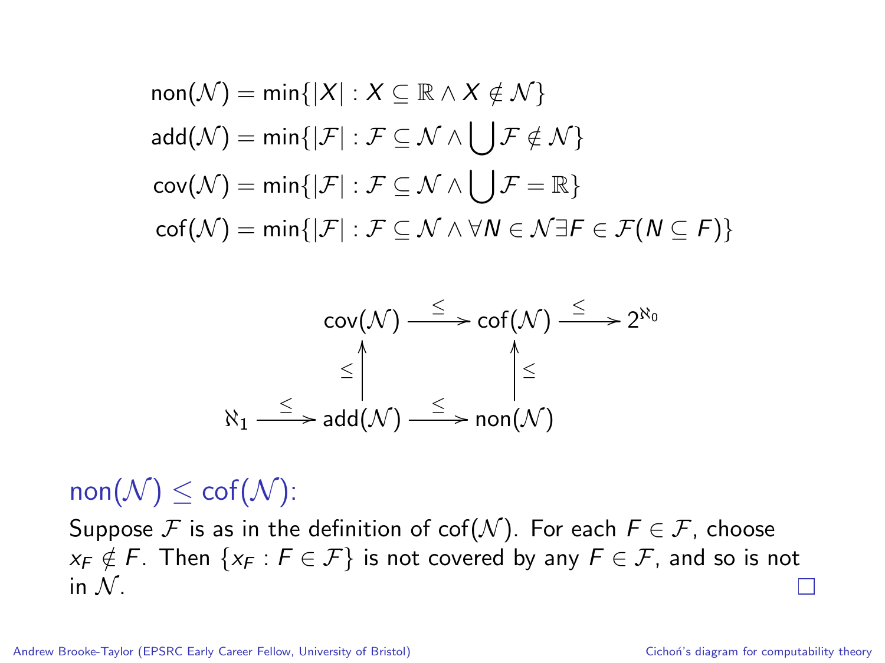$$\begin{aligned}
\mathrm{non}(\mathcal{N}) &= \min\{|X| : X \subseteq \mathbb{R} \wedge X \notin \mathcal{N}\} \\
\mathrm{add}(\mathcal{N}) &= \min\{|\mathcal{F}| : \mathcal{F} \subseteq \mathcal{N} \wedge \bigcup \mathcal{F} \notin \mathcal{N}\} \\
\mathrm{cov}(\mathcal{N}) &= \min\{|\mathcal{F}| : \mathcal{F} \subseteq \mathcal{N} \wedge \bigcup \mathcal{F} = \mathbb{R}\} \\
\mathrm{cof}(\mathcal{N}) &= \min\{|\mathcal{F}| : \mathcal{F} \subseteq \mathcal{N} \wedge \forall N \in \mathcal{N} \exists F \in \mathcal{F} (N \subseteq F)\}
\end{aligned}$$

$$\begin{array}{ccccc}
 & & \mathrm{cov}(\mathcal{N}) & \xrightarrow{\le} & \mathrm{cof}(\mathcal{N}) & \xrightarrow{\le} & 2^{\aleph_0} \\
 & & \uparrow{\scriptstyle \le} & & \uparrow{\scriptstyle \le} & & \\
\aleph_1 & \xrightarrow{\le} & \mathrm{add}(\mathcal{N}) & \xrightarrow{\le} & \mathrm{non}(\mathcal{N}) & &
\end{array}$$

## $\mathrm{non}(\mathcal{N}) \le \mathrm{cof}(\mathcal{N})$:

Suppose $\mathcal{F}$ is as in the definition of $\mathrm{cof}(\mathcal{N})$. For each $F \in \mathcal{F}$, choose $x_F \notin F$. Then $\{x_F : F \in \mathcal{F}\}$ is not covered by any $F \in \mathcal{F}$, and so is not in $\mathcal{N}$. □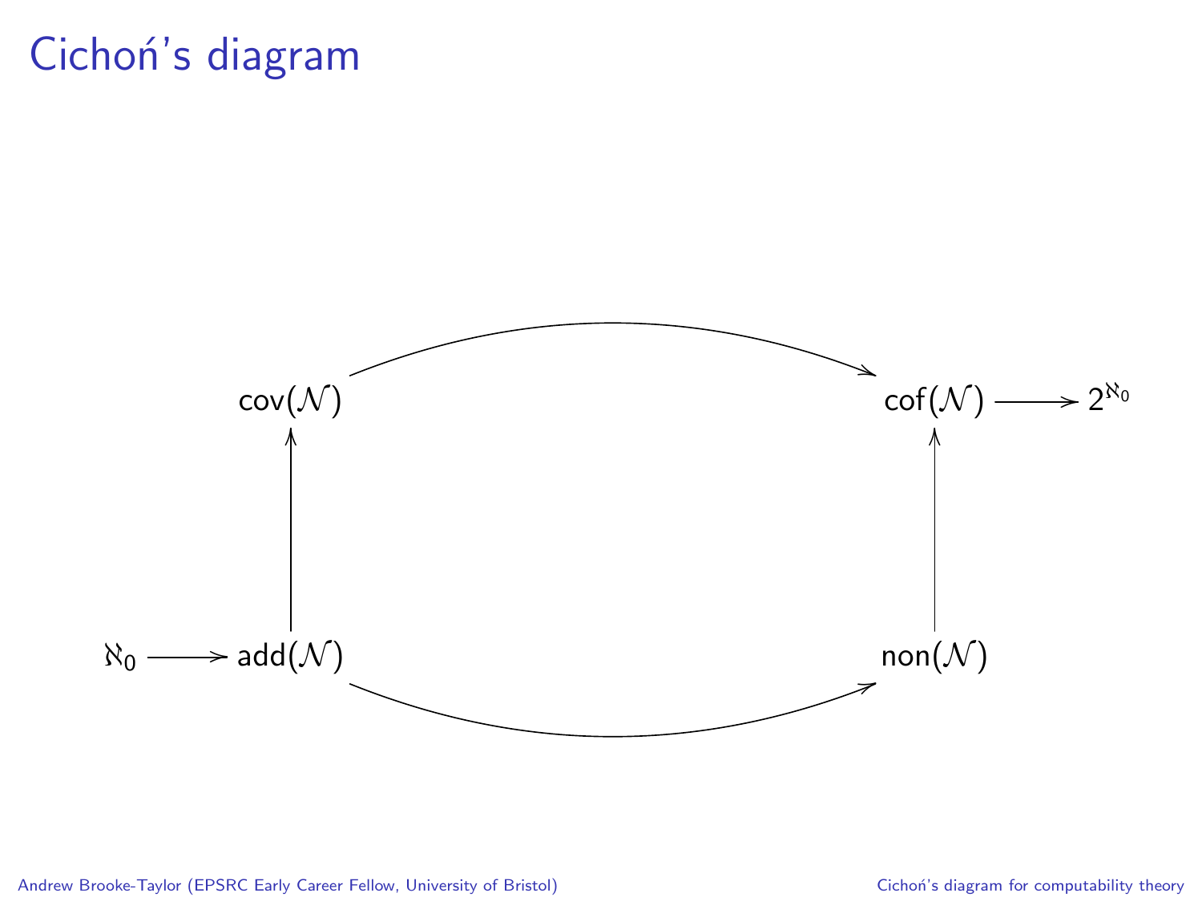# Cichoń's diagram

$$
\begin{array}{ccccccc}
 & & \mathrm{cov}(\mathcal{N}) & \longrightarrow & \mathrm{cof}(\mathcal{N}) & \longrightarrow & 2^{\aleph_0} \\
 & & \uparrow & & \uparrow & & \\
\aleph_0 & \longrightarrow & \mathrm{add}(\mathcal{N}) & \longrightarrow & \mathrm{non}(\mathcal{N}) & &
\end{array}
$$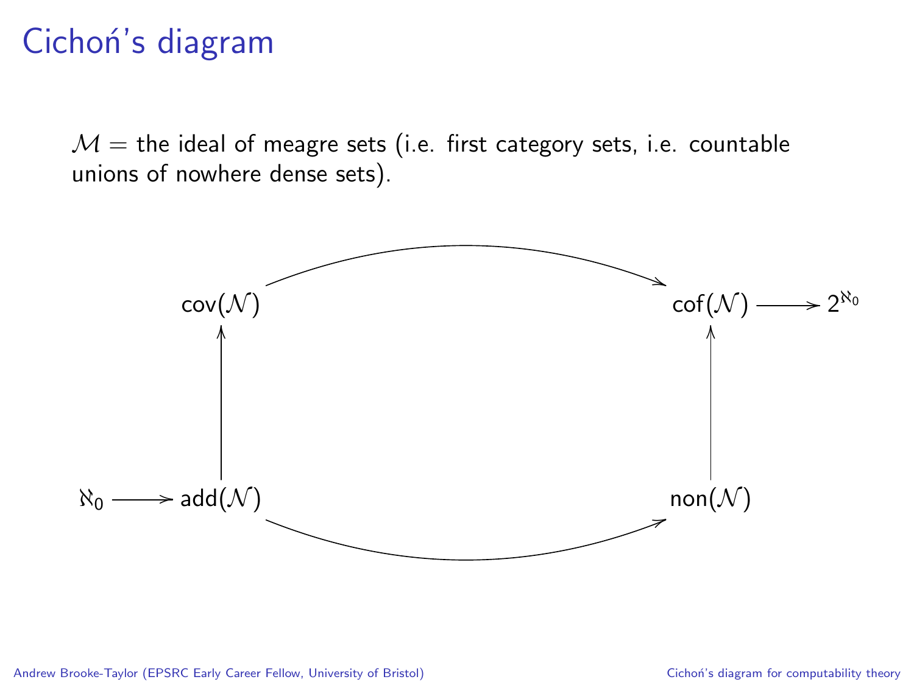# Cichoń's diagram

$\mathcal{M}$ = the ideal of meagre sets (i.e. first category sets, i.e. countable unions of nowhere dense sets).

$$
\begin{array}{ccccc}
 & \mathsf{cov}(\mathcal{N}) & \longrightarrow & \mathsf{cof}(\mathcal{N}) & \longrightarrow 2^{\aleph_0} \\
 & \uparrow & & \uparrow & \\
\aleph_0 \longrightarrow & \mathsf{add}(\mathcal{N}) & \longrightarrow & \mathsf{non}(\mathcal{N}) &
\end{array}
$$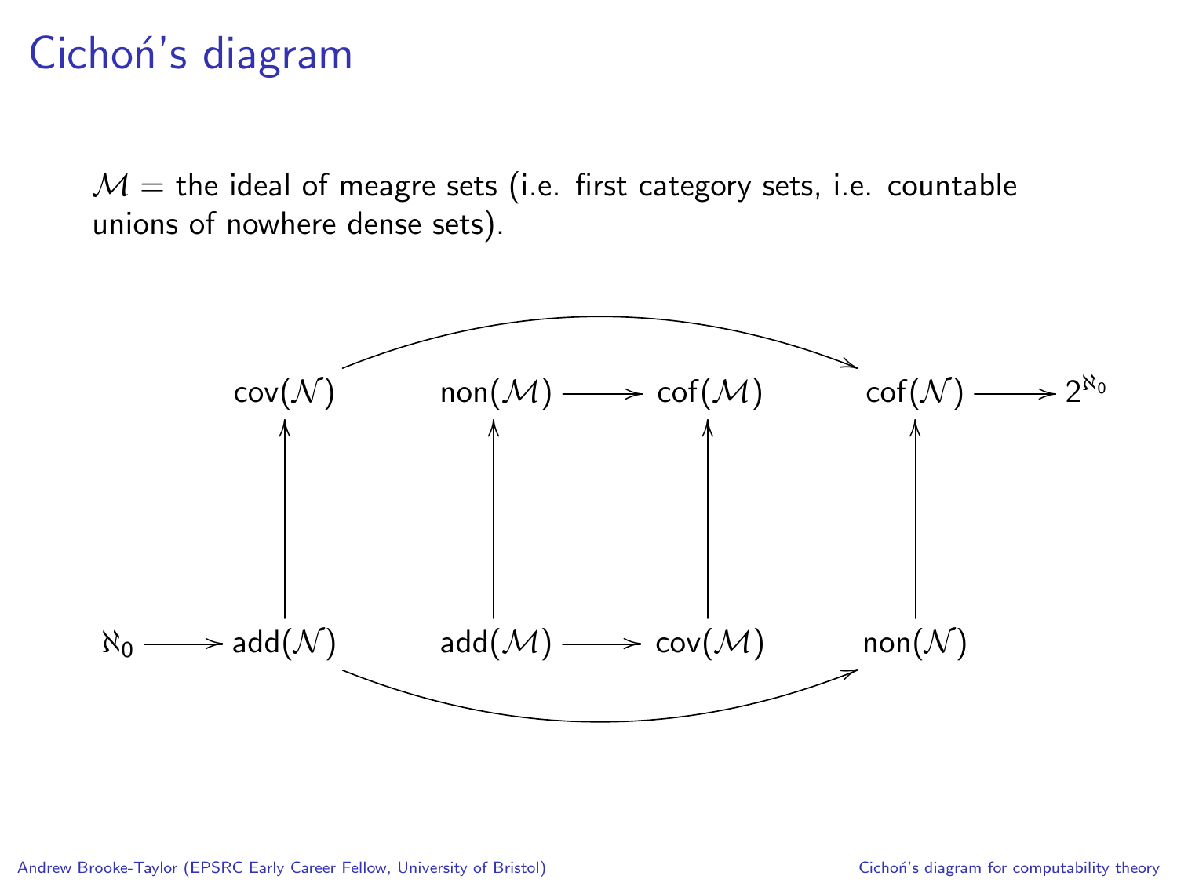# Cichoń's diagram

$\mathcal{M}$ = the ideal of meagre sets (i.e. first category sets, i.e. countable unions of nowhere dense sets).

$$
\begin{array}{ccccccccccc}
 & & \mathrm{cov}(\mathcal{N}) & & \mathrm{non}(\mathcal{M}) & \longrightarrow & \mathrm{cof}(\mathcal{M}) & & \mathrm{cof}(\mathcal{N}) & \longrightarrow & 2^{\aleph_0} \\
 & & \uparrow & & \uparrow & & \uparrow & & \uparrow & & \\
\aleph_0 & \longrightarrow & \mathrm{add}(\mathcal{N}) & & \mathrm{add}(\mathcal{M}) & \longrightarrow & \mathrm{cov}(\mathcal{M}) & & \mathrm{non}(\mathcal{N}) & &
\end{array}
$$

with additional arrows $\mathrm{cov}(\mathcal{N}) \longrightarrow \mathrm{cof}(\mathcal{N})$ and $\mathrm{add}(\mathcal{N}) \longrightarrow \mathrm{non}(\mathcal{N})$.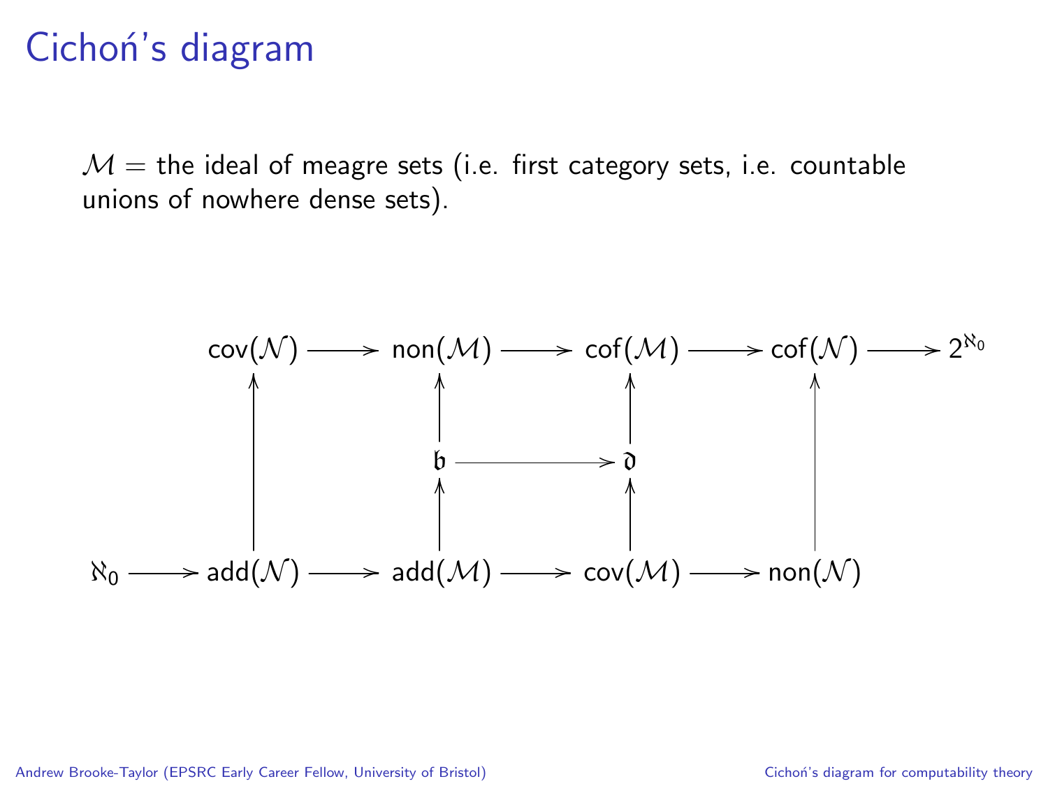# Cichoń's diagram

$\mathcal{M}$ = the ideal of meagre sets (i.e. first category sets, i.e. countable unions of nowhere dense sets).

$$
\begin{array}{ccccccccc}
 & & \mathsf{cov}(\mathcal{N}) & \longrightarrow & \mathsf{non}(\mathcal{M}) & \longrightarrow & \mathsf{cof}(\mathcal{M}) & \longrightarrow & \mathsf{cof}(\mathcal{N}) & \longrightarrow & 2^{\aleph_0} \\
 & & \uparrow & & \uparrow & & \uparrow & & \uparrow & & \\
 & & & & \mathfrak{b} & \longrightarrow & \mathfrak{d} & & & & \\
 & & & & \uparrow & & \uparrow & & & & \\
\aleph_0 & \longrightarrow & \mathsf{add}(\mathcal{N}) & \longrightarrow & \mathsf{add}(\mathcal{M}) & \longrightarrow & \mathsf{cov}(\mathcal{M}) & \longrightarrow & \mathsf{non}(\mathcal{N}) & &
\end{array}
$$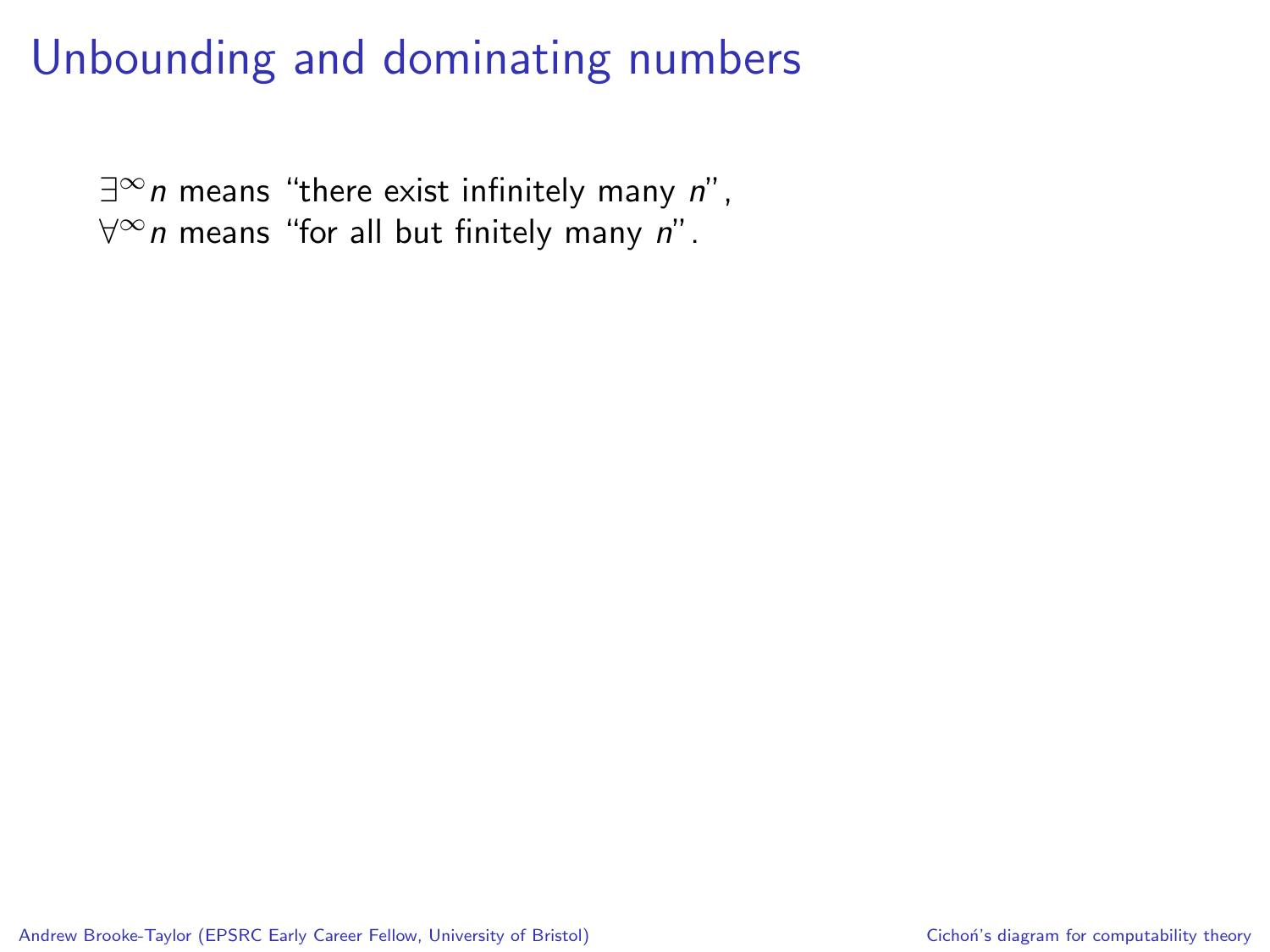# Unbounding and dominating numbers

$\exists^\infty n$ means "there exist infinitely many $n$",
$\forall^\infty n$ means "for all but finitely many $n$".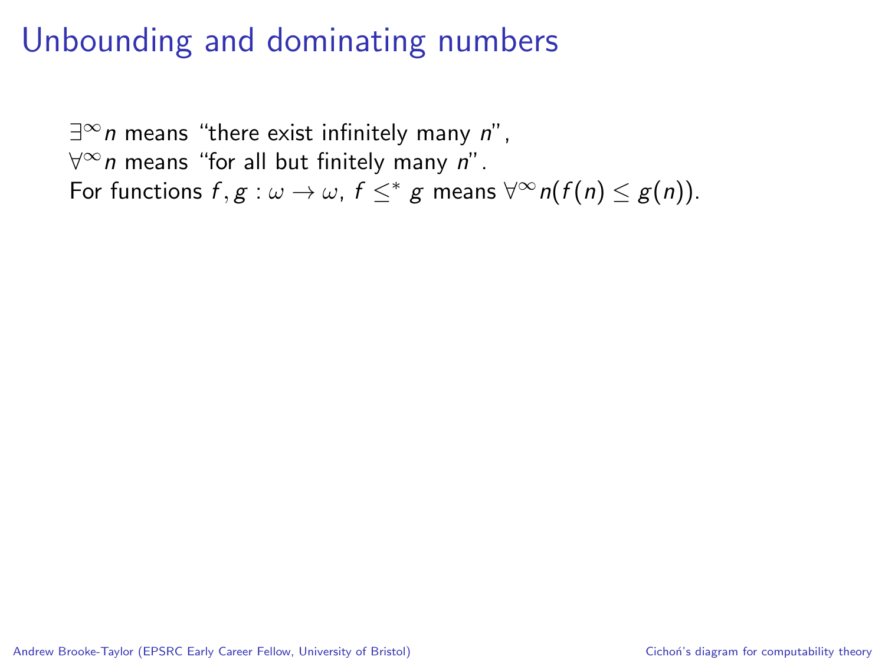# Unbounding and dominating numbers

$\exists^\infty n$ means "there exist infinitely many $n$",
$\forall^\infty n$ means "for all but finitely many $n$".
For functions $f, g : \omega \to \omega$, $f \leq^* g$ means $\forall^\infty n(f(n) \leq g(n))$.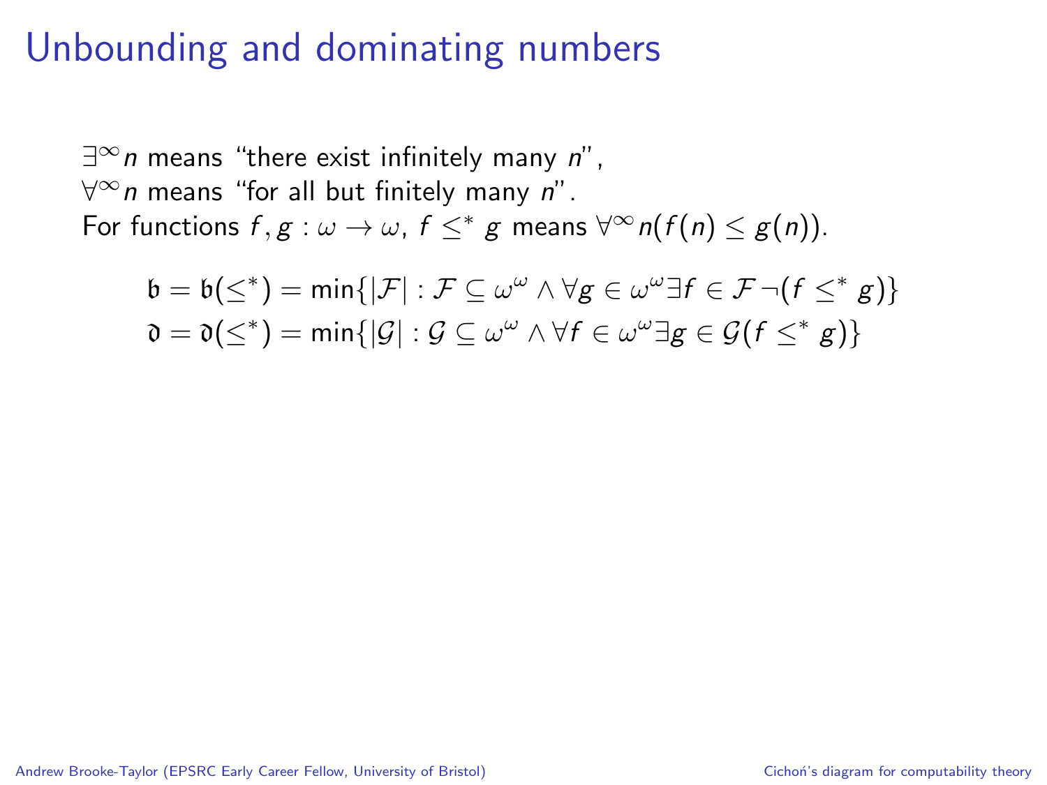# Unbounding and dominating numbers

$\exists^\infty n$ means "there exist infinitely many $n$",
$\forall^\infty n$ means "for all but finitely many $n$".
For functions $f, g : \omega \to \omega$, $f \leq^* g$ means $\forall^\infty n (f(n) \leq g(n))$.

$$\mathfrak{b} = \mathfrak{b}(\leq^*) = \min\{|\mathcal{F}| : \mathcal{F} \subseteq \omega^\omega \wedge \forall g \in \omega^\omega \exists f \in \mathcal{F} \neg(f \leq^* g)\}$$

$$\mathfrak{d} = \mathfrak{d}(\leq^*) = \min\{|\mathcal{G}| : \mathcal{G} \subseteq \omega^\omega \wedge \forall f \in \omega^\omega \exists g \in \mathcal{G} (f \leq^* g)\}$$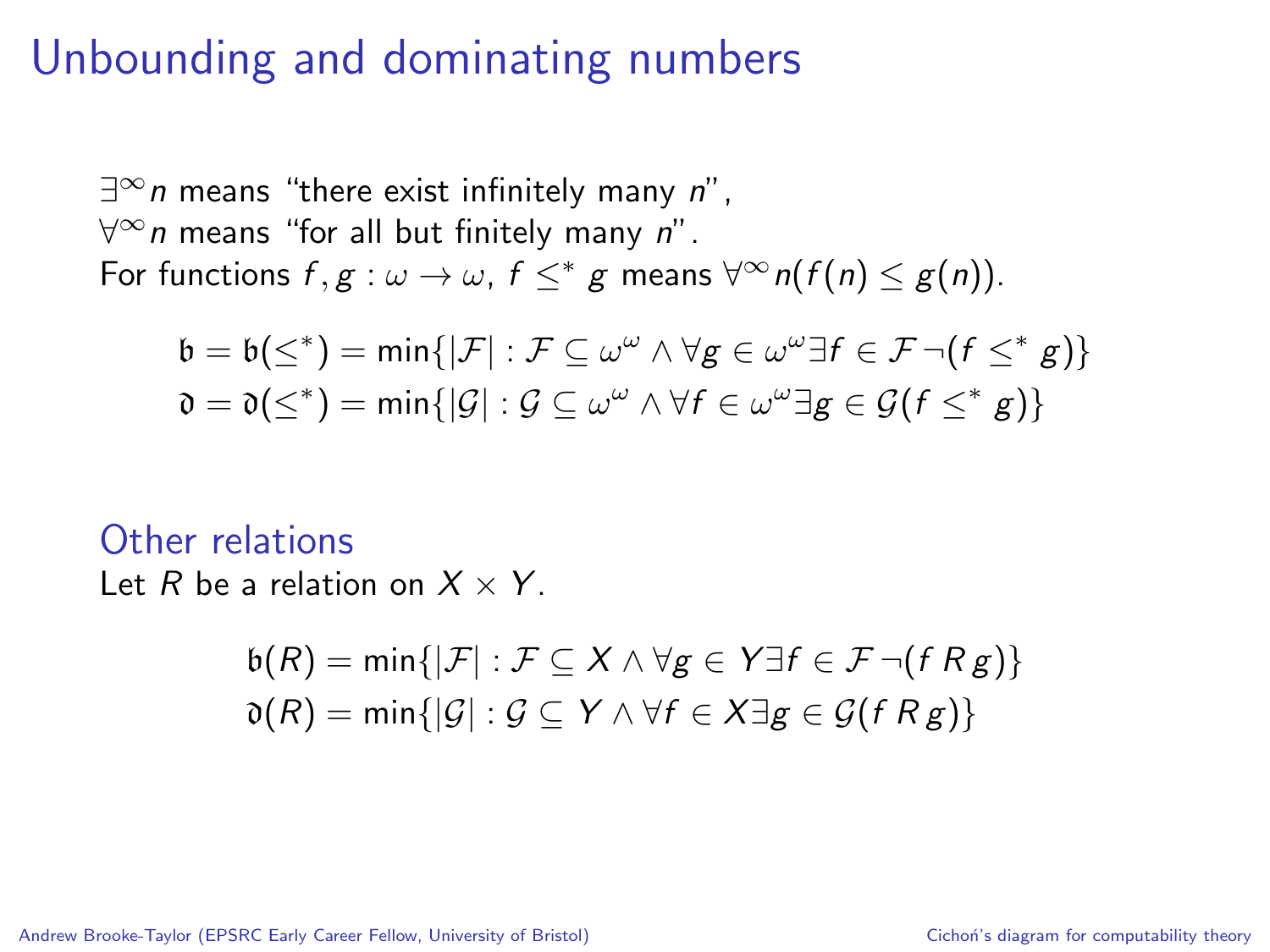# Unbounding and dominating numbers

$\exists^\infty n$ means "there exist infinitely many $n$",
$\forall^\infty n$ means "for all but finitely many $n$".
For functions $f, g : \omega \to \omega$, $f \leq^* g$ means $\forall^\infty n(f(n) \leq g(n))$.

$$\mathfrak{b} = \mathfrak{b}(\leq^*) = \min\{|\mathcal{F}| : \mathcal{F} \subseteq \omega^\omega \wedge \forall g \in \omega^\omega \exists f \in \mathcal{F} \neg(f \leq^* g)\}$$
$$\mathfrak{d} = \mathfrak{d}(\leq^*) = \min\{|\mathcal{G}| : \mathcal{G} \subseteq \omega^\omega \wedge \forall f \in \omega^\omega \exists g \in \mathcal{G}(f \leq^* g)\}$$

## Other relations

Let $R$ be a relation on $X \times Y$.

$$\mathfrak{b}(R) = \min\{|\mathcal{F}| : \mathcal{F} \subseteq X \wedge \forall g \in Y \exists f \in \mathcal{F} \neg(f \, R \, g)\}$$
$$\mathfrak{d}(R) = \min\{|\mathcal{G}| : \mathcal{G} \subseteq Y \wedge \forall f \in X \exists g \in \mathcal{G}(f \, R \, g)\}$$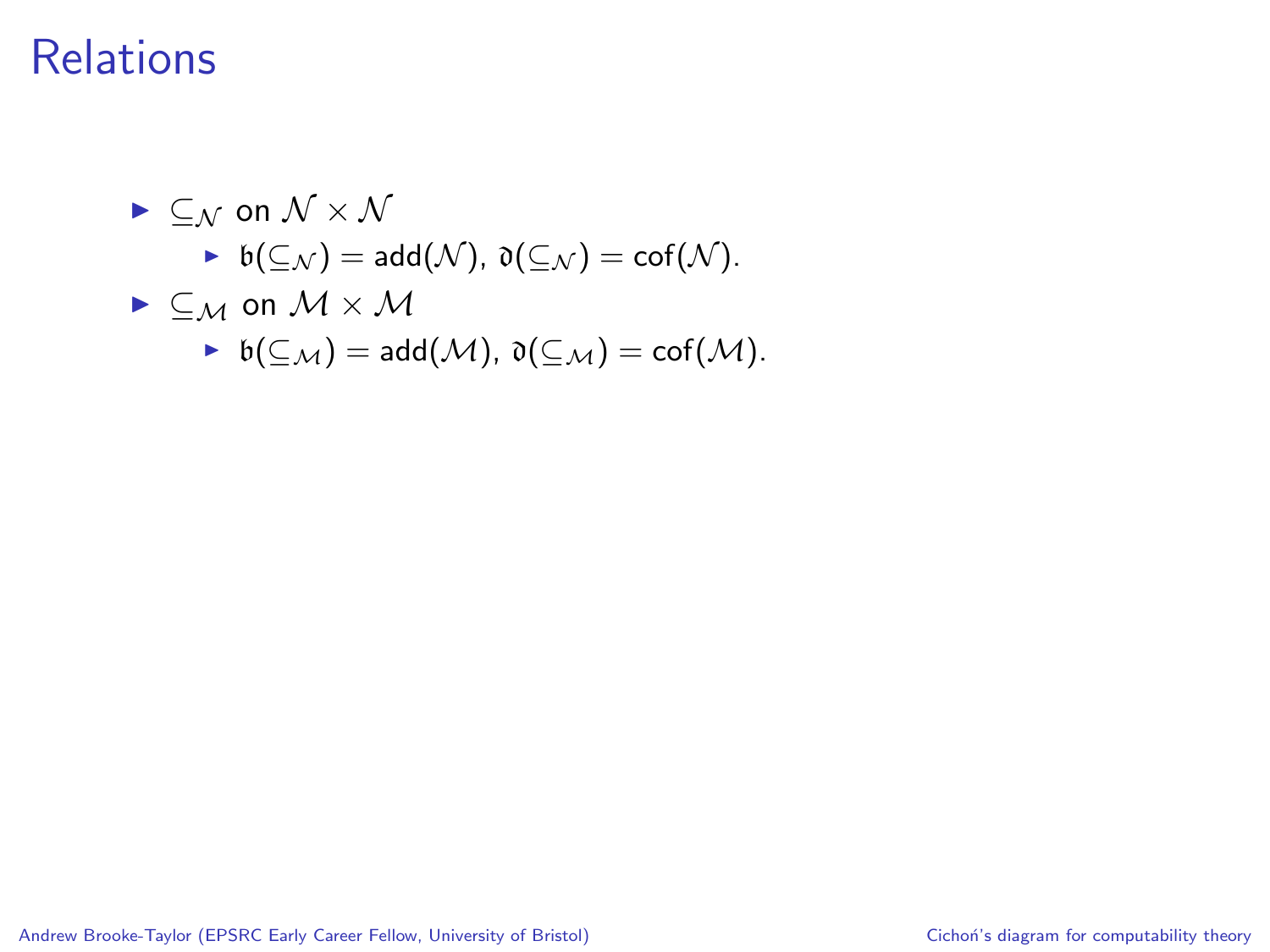# Relations

- $\subseteq_{\mathcal{N}}$ on $\mathcal{N} \times \mathcal{N}$
  - $\mathfrak{b}(\subseteq_{\mathcal{N}}) = \mathrm{add}(\mathcal{N})$, $\mathfrak{d}(\subseteq_{\mathcal{N}}) = \mathrm{cof}(\mathcal{N})$.
- $\subseteq_{\mathcal{M}}$ on $\mathcal{M} \times \mathcal{M}$
  - $\mathfrak{b}(\subseteq_{\mathcal{M}}) = \mathrm{add}(\mathcal{M})$, $\mathfrak{d}(\subseteq_{\mathcal{M}}) = \mathrm{cof}(\mathcal{M})$.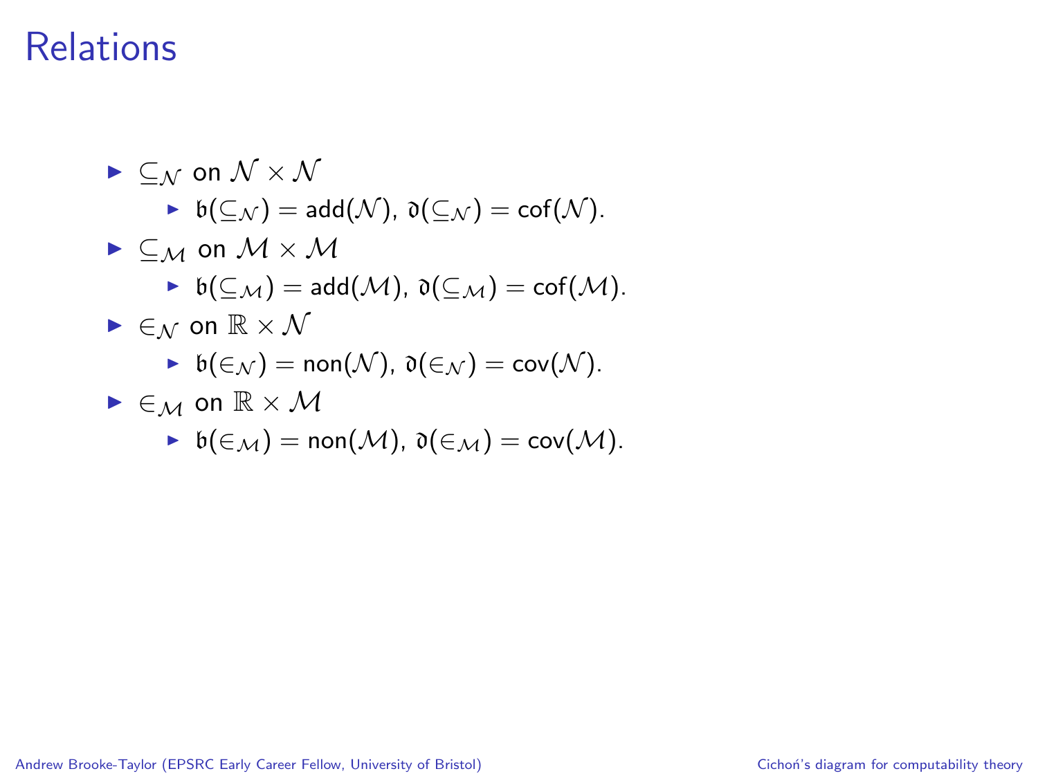# Relations

- $\subseteq_{\mathcal{N}}$ on $\mathcal{N} \times \mathcal{N}$
  - $\mathfrak{b}(\subseteq_{\mathcal{N}}) = \mathsf{add}(\mathcal{N})$, $\mathfrak{d}(\subseteq_{\mathcal{N}}) = \mathsf{cof}(\mathcal{N})$.
- $\subseteq_{\mathcal{M}}$ on $\mathcal{M} \times \mathcal{M}$
  - $\mathfrak{b}(\subseteq_{\mathcal{M}}) = \mathsf{add}(\mathcal{M})$, $\mathfrak{d}(\subseteq_{\mathcal{M}}) = \mathsf{cof}(\mathcal{M})$.
- $\in_{\mathcal{N}}$ on $\mathbb{R} \times \mathcal{N}$
  - $\mathfrak{b}(\in_{\mathcal{N}}) = \mathsf{non}(\mathcal{N})$, $\mathfrak{d}(\in_{\mathcal{N}}) = \mathsf{cov}(\mathcal{N})$.
- $\in_{\mathcal{M}}$ on $\mathbb{R} \times \mathcal{M}$
  - $\mathfrak{b}(\in_{\mathcal{M}}) = \mathsf{non}(\mathcal{M})$, $\mathfrak{d}(\in_{\mathcal{M}}) = \mathsf{cov}(\mathcal{M})$.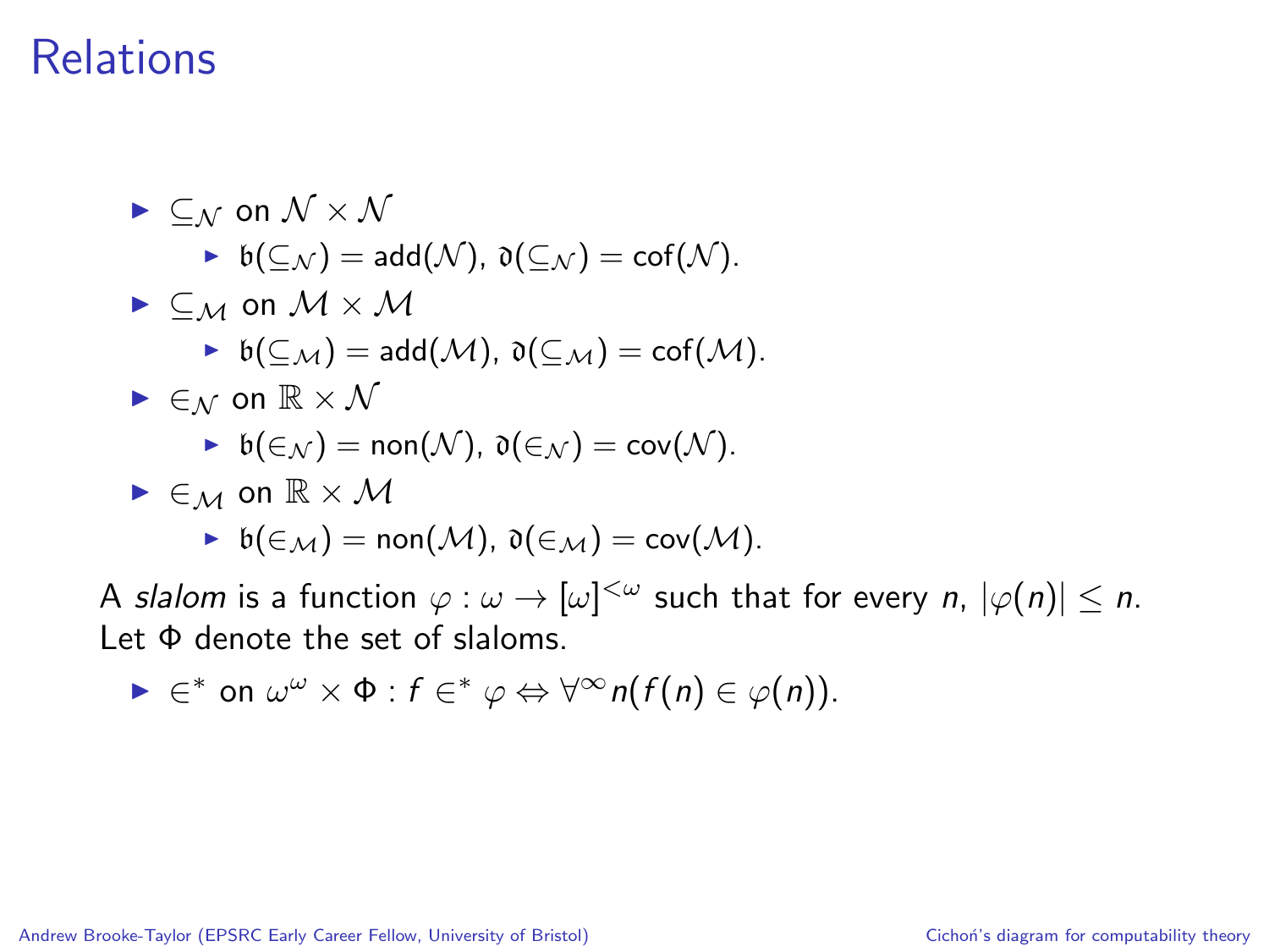# Relations

- $\subseteq_{\mathcal{N}}$ on $\mathcal{N} \times \mathcal{N}$
  - $\mathfrak{b}(\subseteq_{\mathcal{N}}) = \mathrm{add}(\mathcal{N})$, $\mathfrak{d}(\subseteq_{\mathcal{N}}) = \mathrm{cof}(\mathcal{N})$.
- $\subseteq_{\mathcal{M}}$ on $\mathcal{M} \times \mathcal{M}$
  - $\mathfrak{b}(\subseteq_{\mathcal{M}}) = \mathrm{add}(\mathcal{M})$, $\mathfrak{d}(\subseteq_{\mathcal{M}}) = \mathrm{cof}(\mathcal{M})$.
- $\in_{\mathcal{N}}$ on $\mathbb{R} \times \mathcal{N}$
  - $\mathfrak{b}(\in_{\mathcal{N}}) = \mathrm{non}(\mathcal{N})$, $\mathfrak{d}(\in_{\mathcal{N}}) = \mathrm{cov}(\mathcal{N})$.
- $\in_{\mathcal{M}}$ on $\mathbb{R} \times \mathcal{M}$
  - $\mathfrak{b}(\in_{\mathcal{M}}) = \mathrm{non}(\mathcal{M})$, $\mathfrak{d}(\in_{\mathcal{M}}) = \mathrm{cov}(\mathcal{M})$.

A *slalom* is a function $\varphi : \omega \to [\omega]^{<\omega}$ such that for every $n$, $|\varphi(n)| \leq n$. Let $\Phi$ denote the set of slaloms.

- $\in^*$ on $\omega^\omega \times \Phi$ : $f \in^* \varphi \Leftrightarrow \forall^\infty n (f(n) \in \varphi(n))$.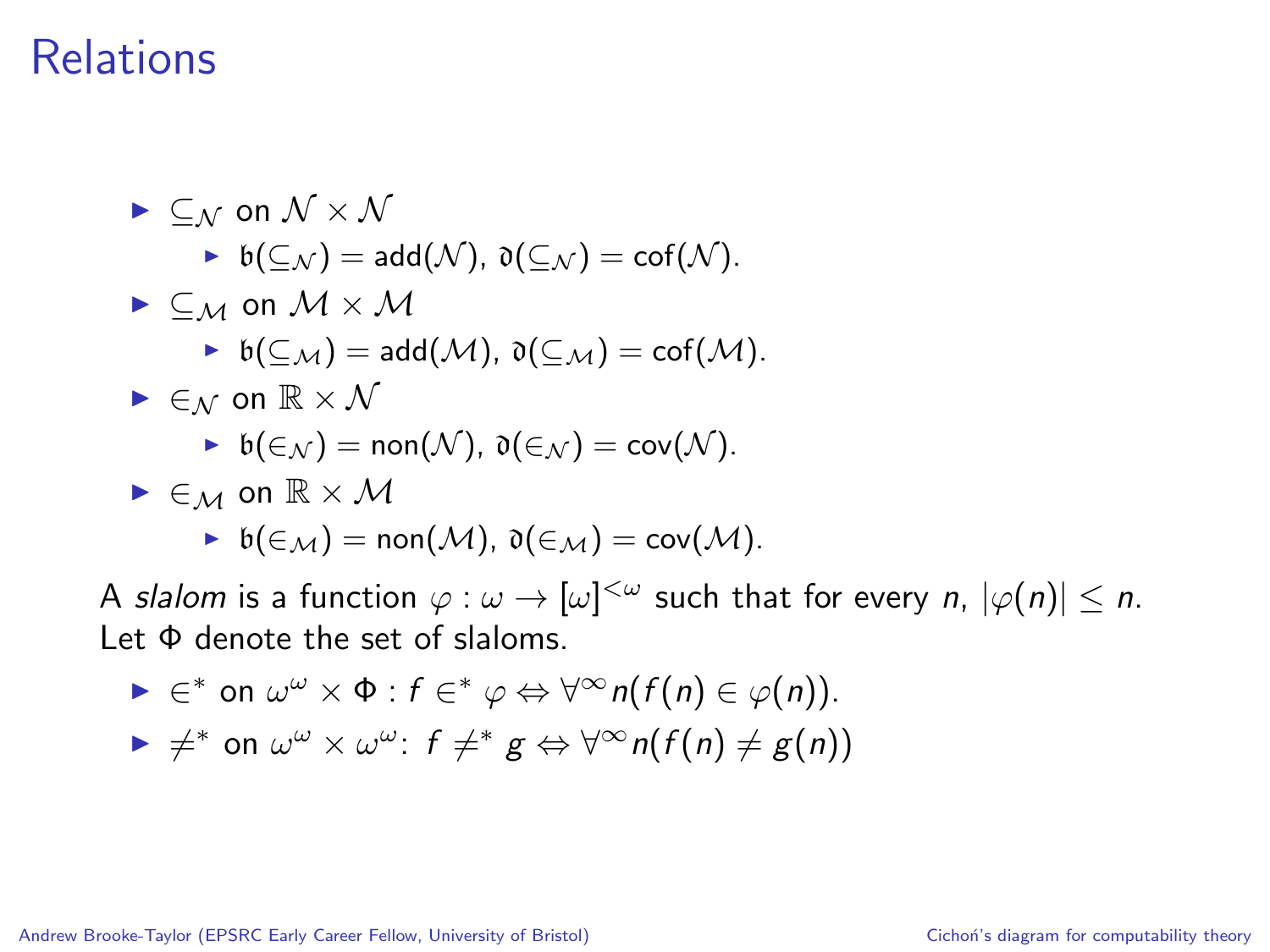# Relations

- $\subseteq_{\mathcal{N}}$ on $\mathcal{N} \times \mathcal{N}$
  - $\mathfrak{b}(\subseteq_{\mathcal{N}}) = \mathrm{add}(\mathcal{N})$, $\mathfrak{d}(\subseteq_{\mathcal{N}}) = \mathrm{cof}(\mathcal{N})$.
- $\subseteq_{\mathcal{M}}$ on $\mathcal{M} \times \mathcal{M}$
  - $\mathfrak{b}(\subseteq_{\mathcal{M}}) = \mathrm{add}(\mathcal{M})$, $\mathfrak{d}(\subseteq_{\mathcal{M}}) = \mathrm{cof}(\mathcal{M})$.
- $\in_{\mathcal{N}}$ on $\mathbb{R} \times \mathcal{N}$
  - $\mathfrak{b}(\in_{\mathcal{N}}) = \mathrm{non}(\mathcal{N})$, $\mathfrak{d}(\in_{\mathcal{N}}) = \mathrm{cov}(\mathcal{N})$.
- $\in_{\mathcal{M}}$ on $\mathbb{R} \times \mathcal{M}$
  - $\mathfrak{b}(\in_{\mathcal{M}}) = \mathrm{non}(\mathcal{M})$, $\mathfrak{d}(\in_{\mathcal{M}}) = \mathrm{cov}(\mathcal{M})$.

A *slalom* is a function $\varphi : \omega \to [\omega]^{<\omega}$ such that for every $n$, $|\varphi(n)| \leq n$. Let $\Phi$ denote the set of slaloms.

- $\in^*$ on $\omega^\omega \times \Phi$ : $f \in^* \varphi \Leftrightarrow \forall^\infty n(f(n) \in \varphi(n))$.
- $\neq^*$ on $\omega^\omega \times \omega^\omega$: $f \neq^* g \Leftrightarrow \forall^\infty n(f(n) \neq g(n))$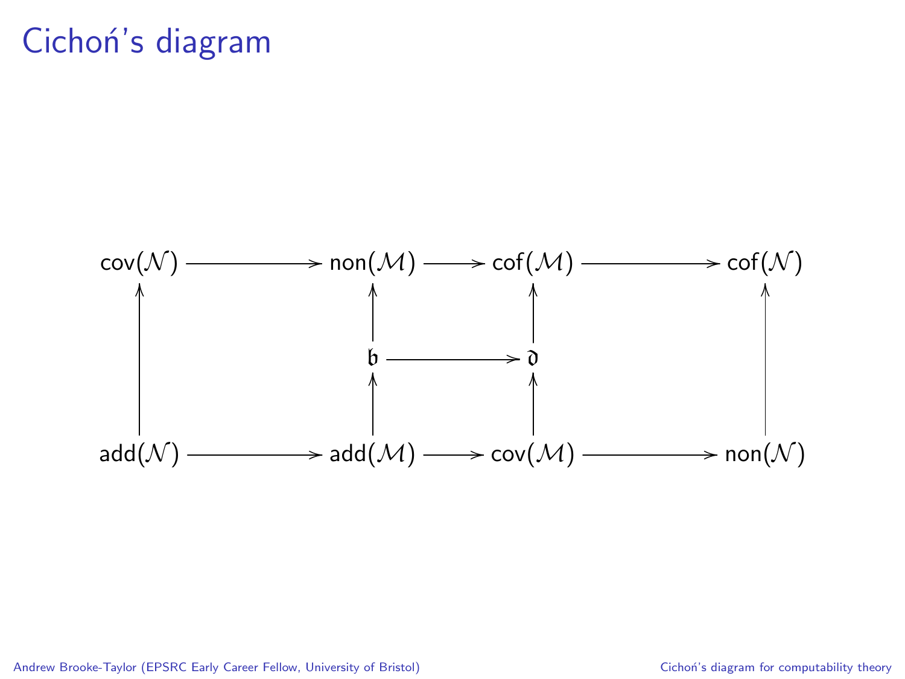# Cichoń's diagram

$$
\begin{array}{ccccccc}
\mathrm{cov}(\mathcal{N}) & \longrightarrow & \mathrm{non}(\mathcal{M}) & \longrightarrow & \mathrm{cof}(\mathcal{M}) & \longrightarrow & \mathrm{cof}(\mathcal{N}) \\
\uparrow & & \uparrow & & \uparrow & & \uparrow \\
 & & \mathfrak{b} & \longrightarrow & \mathfrak{d} & & \\
 & & \uparrow & & \uparrow & & \\
\mathrm{add}(\mathcal{N}) & \longrightarrow & \mathrm{add}(\mathcal{M}) & \longrightarrow & \mathrm{cov}(\mathcal{M}) & \longrightarrow & \mathrm{non}(\mathcal{N})
\end{array}
$$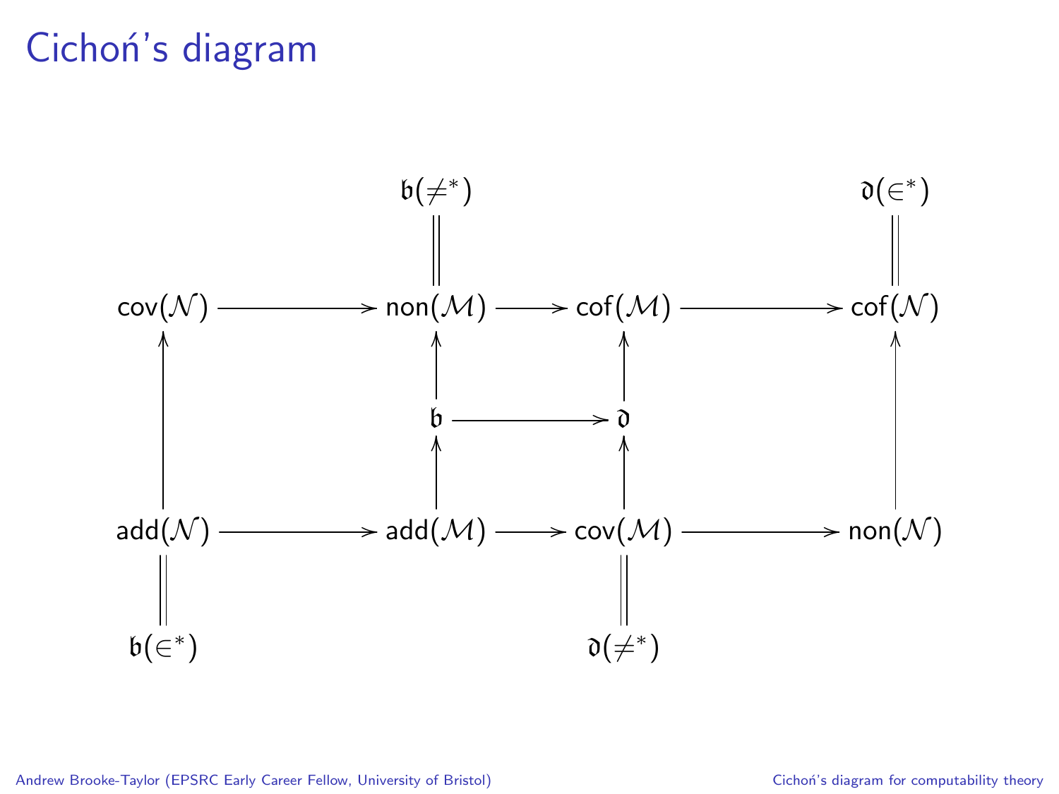# Cichoń's diagram

$$
\begin{array}{ccccccc}
 & & \mathfrak{b}(\neq^*) & & & & \mathfrak{d}(\in^*) \\
 & & \| & & & & \| \\
\mathrm{cov}(\mathcal{N}) & \longrightarrow & \mathrm{non}(\mathcal{M}) & \longrightarrow & \mathrm{cof}(\mathcal{M}) & \longrightarrow & \mathrm{cof}(\mathcal{N}) \\
\uparrow & & \uparrow & & \uparrow & & \uparrow \\
 & & \mathfrak{b} & \longrightarrow & \mathfrak{d} & & \\
 & & \uparrow & & \uparrow & & \\
\mathrm{add}(\mathcal{N}) & \longrightarrow & \mathrm{add}(\mathcal{M}) & \longrightarrow & \mathrm{cov}(\mathcal{M}) & \longrightarrow & \mathrm{non}(\mathcal{N}) \\
\| & & & & \| & & \\
\mathfrak{b}(\in^*) & & & & \mathfrak{d}(\neq^*) & &
\end{array}
$$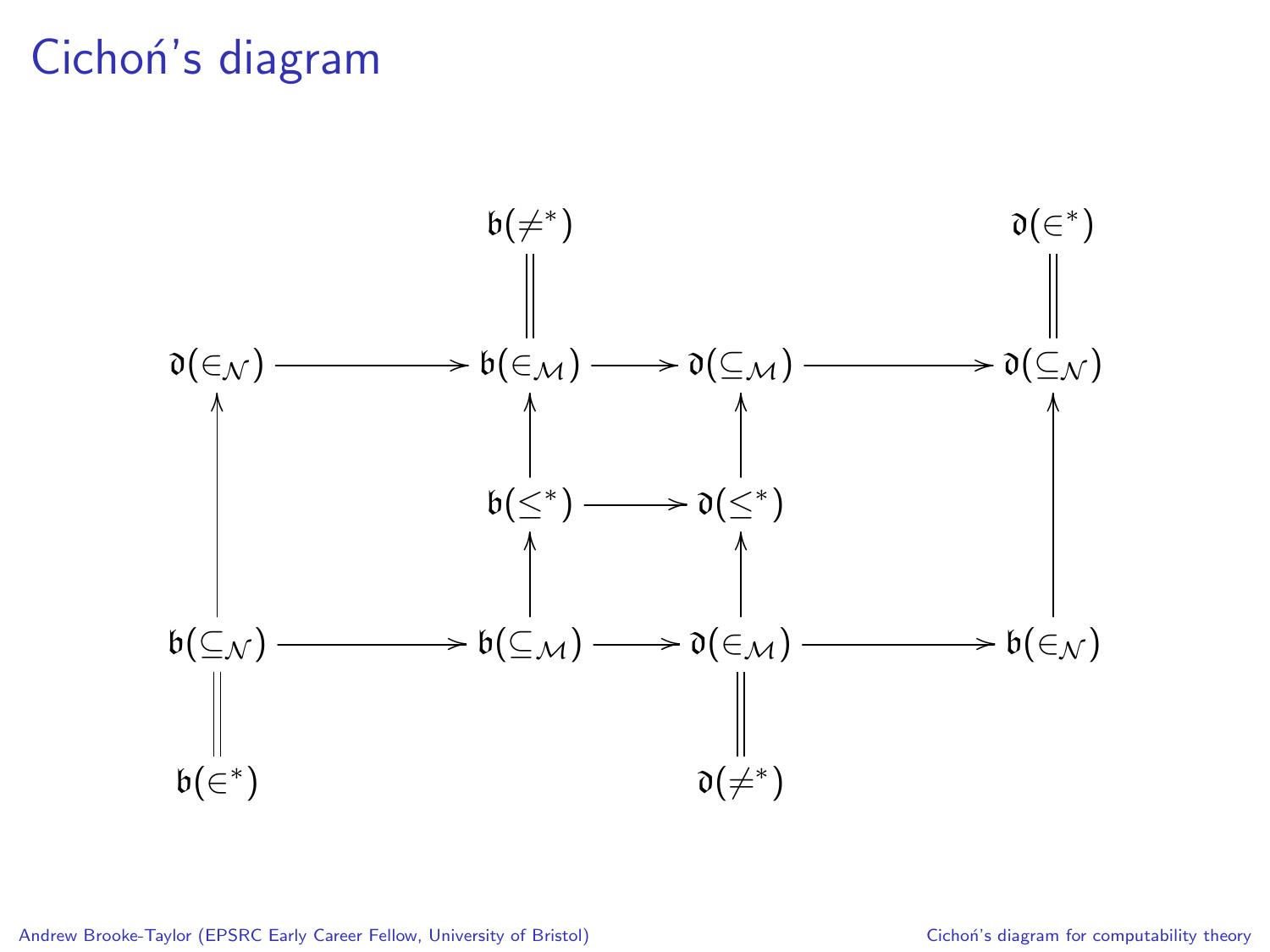# Cichoń's diagram

$$
\begin{array}{ccccccc}
 & & \mathfrak{b}(\neq^*) & & & & \mathfrak{d}(\in^*) \\
 & & \| & & & & \| \\
\mathfrak{d}(\in_{\mathcal{N}}) & \longrightarrow & \mathfrak{b}(\in_{\mathcal{M}}) & \longrightarrow & \mathfrak{d}(\subseteq_{\mathcal{M}}) & \longrightarrow & \mathfrak{d}(\subseteq_{\mathcal{N}}) \\
\uparrow & & \uparrow & & \uparrow & & \uparrow \\
 & & \mathfrak{b}(\leq^*) & \longrightarrow & \mathfrak{d}(\leq^*) & & \\
 & & \uparrow & & \uparrow & & \\
\mathfrak{b}(\subseteq_{\mathcal{N}}) & \longrightarrow & \mathfrak{b}(\subseteq_{\mathcal{M}}) & \longrightarrow & \mathfrak{d}(\in_{\mathcal{M}}) & \longrightarrow & \mathfrak{b}(\in_{\mathcal{N}}) \\
\| & & & & \| & & \\
\mathfrak{b}(\in^*) & & & & \mathfrak{d}(\neq^*) & &
\end{array}
$$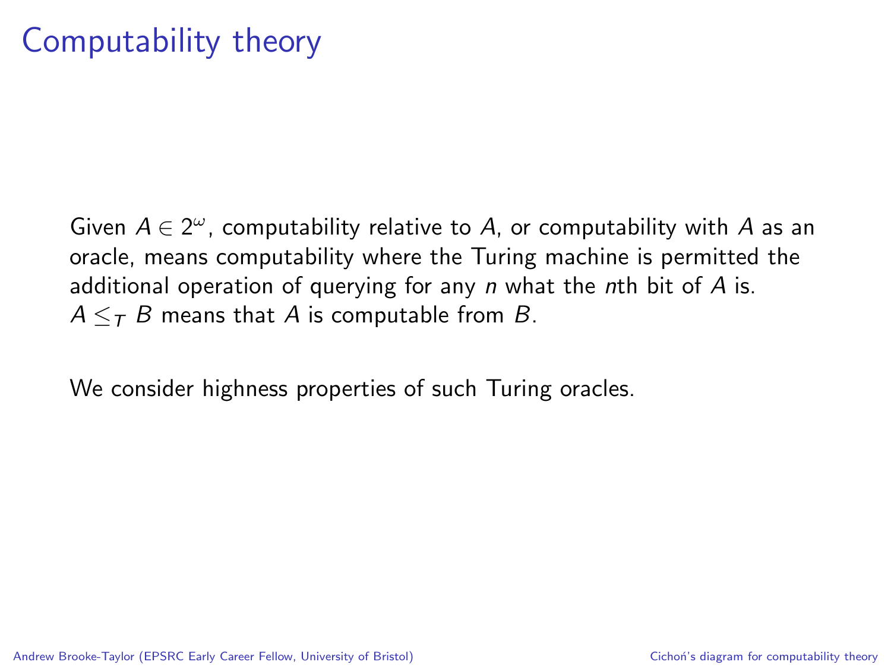# Computability theory

Given $A \in 2^\omega$, computability relative to $A$, or computability with $A$ as an oracle, means computability where the Turing machine is permitted the additional operation of querying for any $n$ what the $n$th bit of $A$ is. $A \leq_T B$ means that $A$ is computable from $B$.

We consider highness properties of such Turing oracles.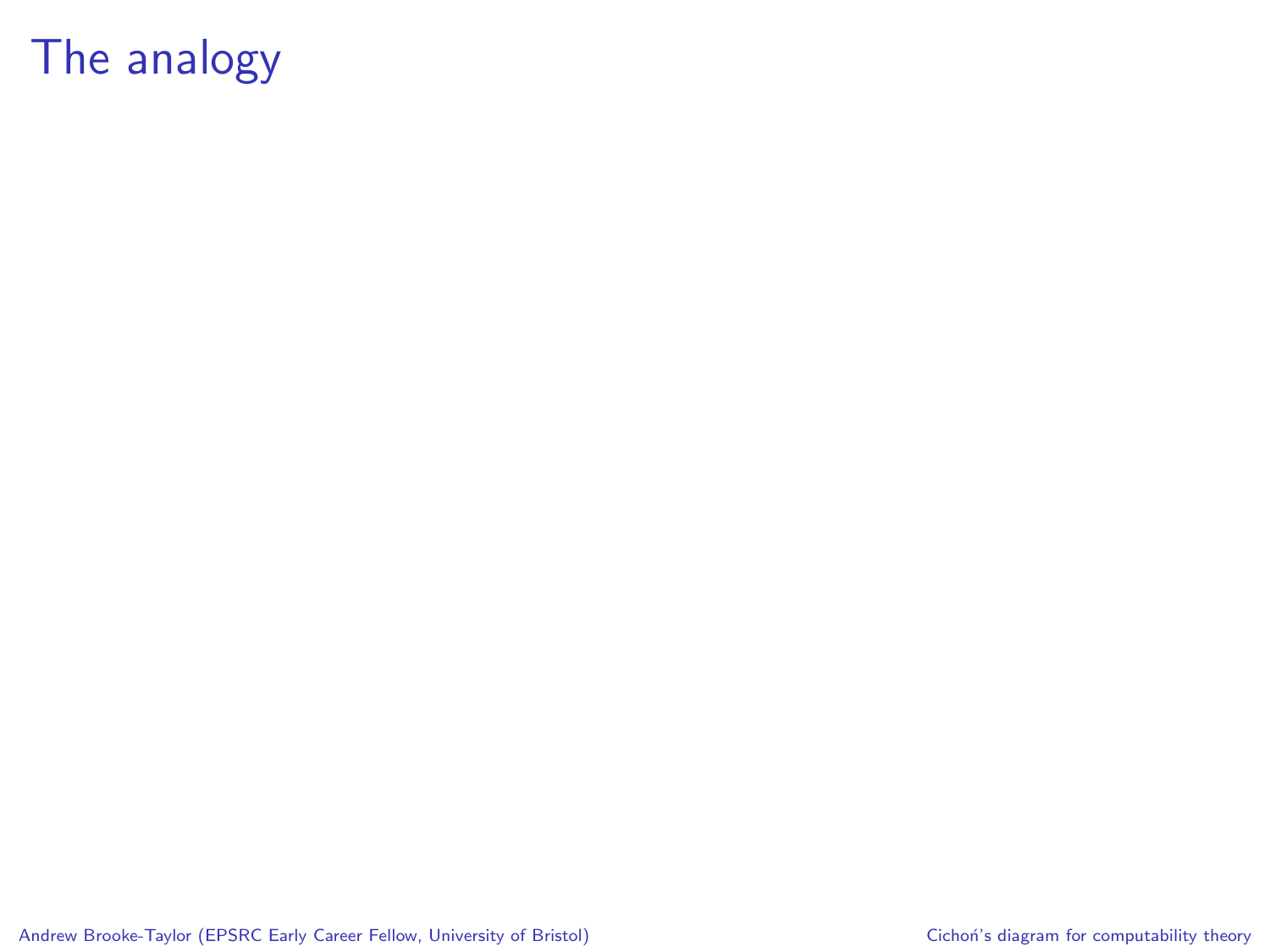# The analogy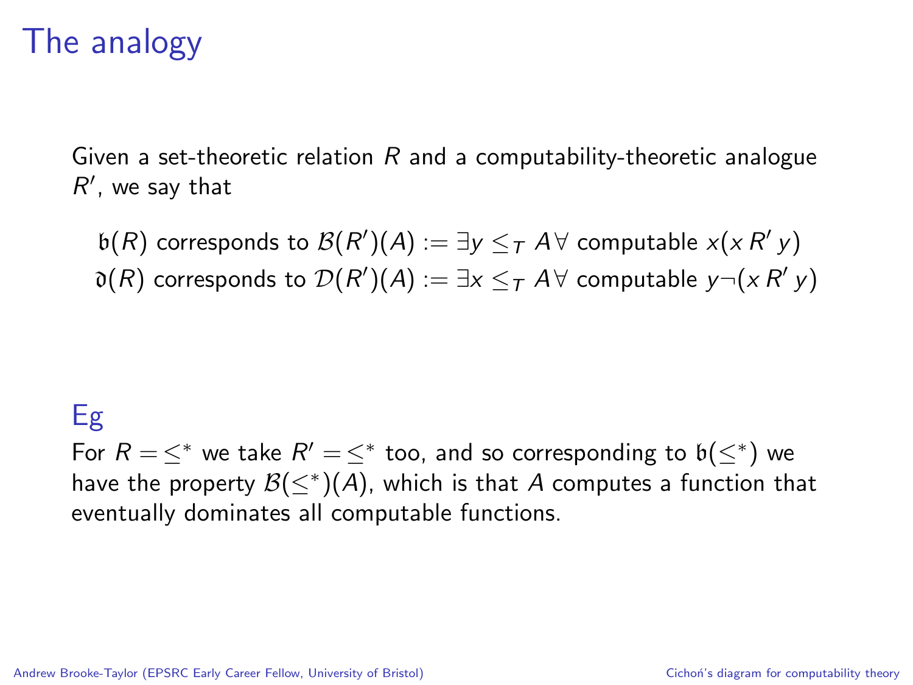# The analogy

Given a set-theoretic relation $R$ and a computability-theoretic analogue $R'$, we say that

$$\mathfrak{b}(R) \text{ corresponds to } \mathcal{B}(R')(A) := \exists y \leq_T A \, \forall \text{ computable } x (x \, R' \, y)$$

$$\mathfrak{d}(R) \text{ corresponds to } \mathcal{D}(R')(A) := \exists x \leq_T A \, \forall \text{ computable } y \neg (x \, R' \, y)$$

## Eg

For $R = \leq^*$ we take $R' = \leq^*$ too, and so corresponding to $\mathfrak{b}(\leq^*)$ we have the property $\mathcal{B}(\leq^*)(A)$, which is that $A$ computes a function that eventually dominates all computable functions.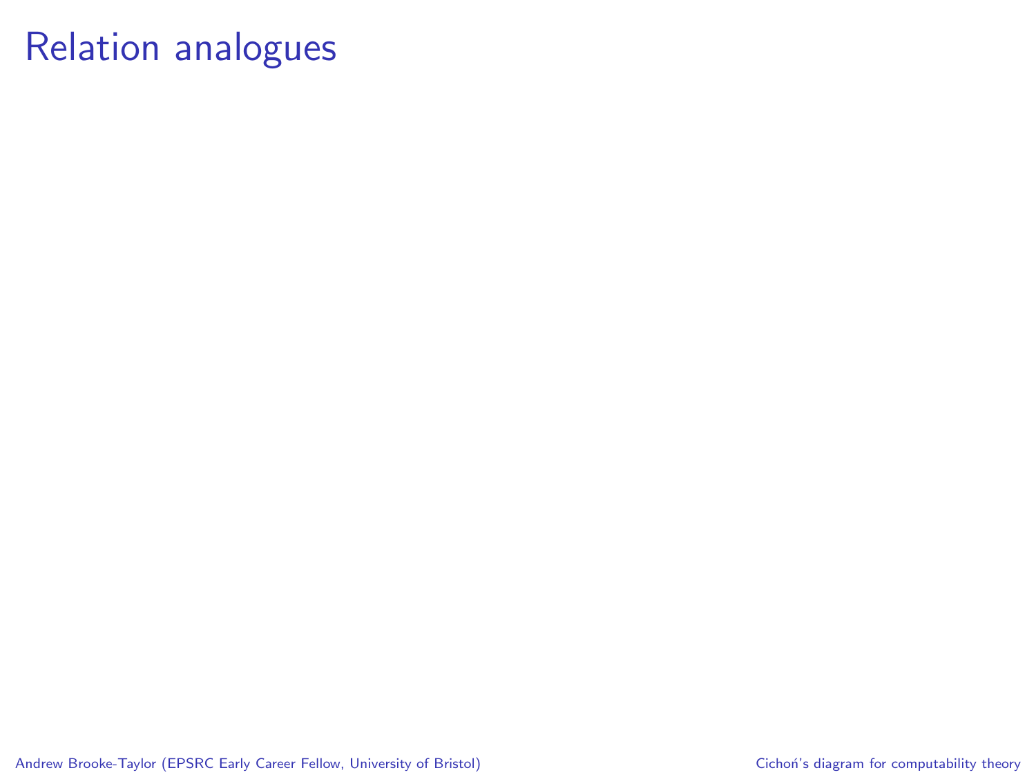# Relation analogues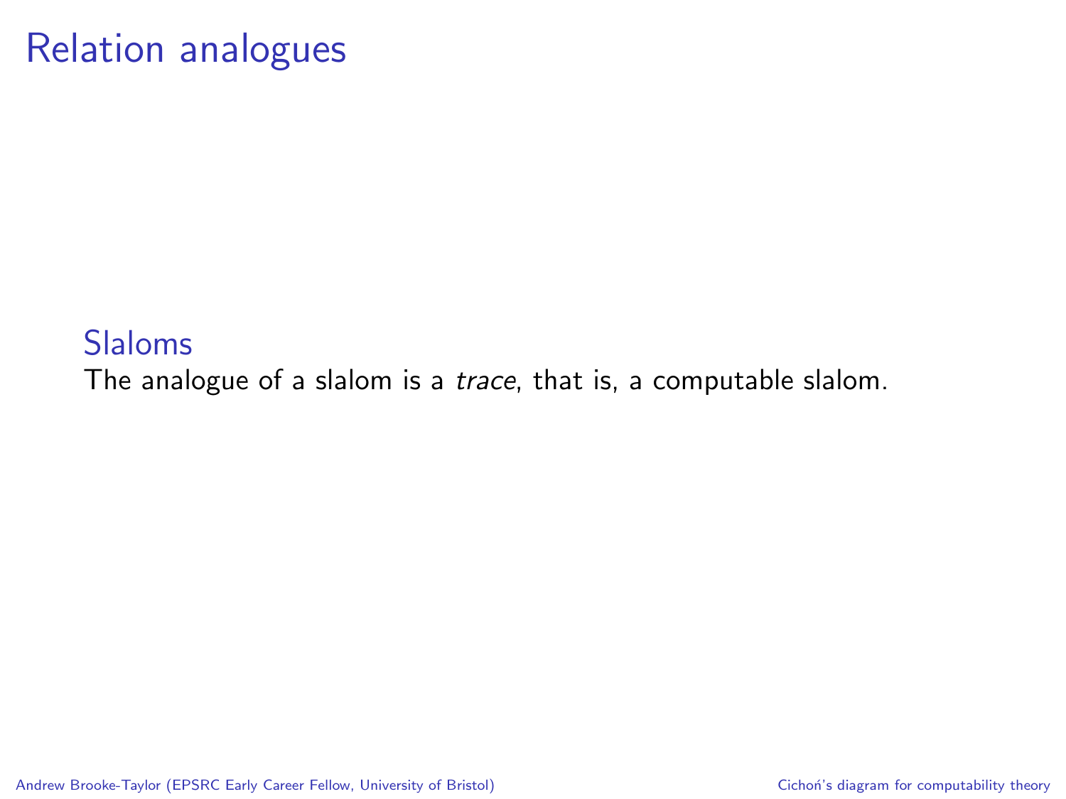# Relation analogues

### Slaloms

The analogue of a slalom is a *trace*, that is, a computable slalom.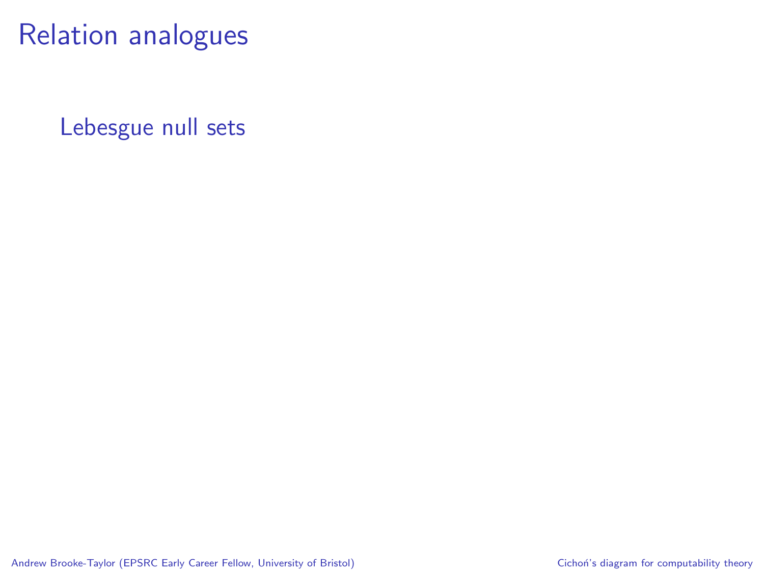# Relation analogues

Lebesgue null sets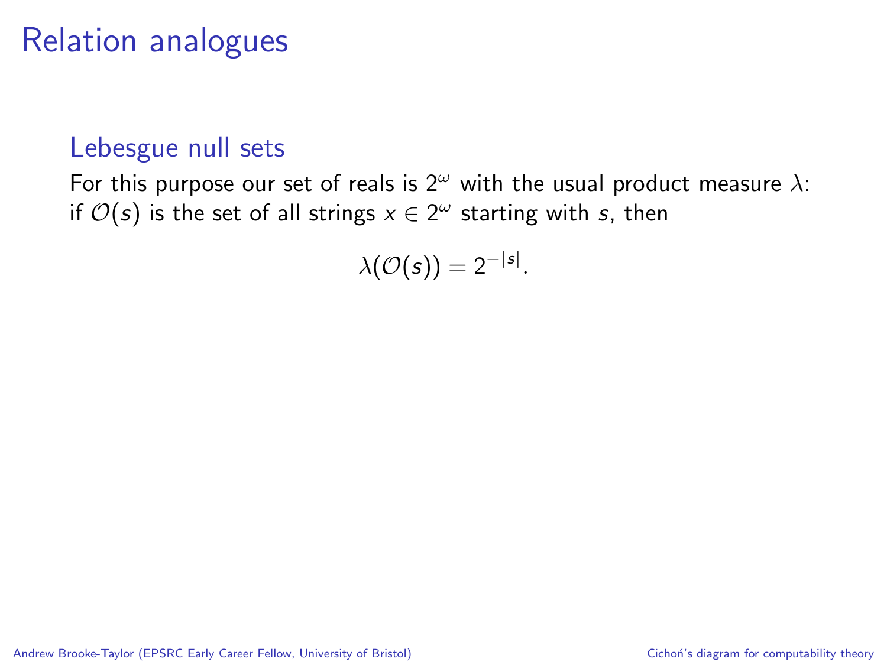# Relation analogues

## Lebesgue null sets

For this purpose our set of reals is $2^\omega$ with the usual product measure $\lambda$: if $\mathcal{O}(s)$ is the set of all strings $x \in 2^\omega$ starting with $s$, then

$$\lambda(\mathcal{O}(s)) = 2^{-|s|}.$$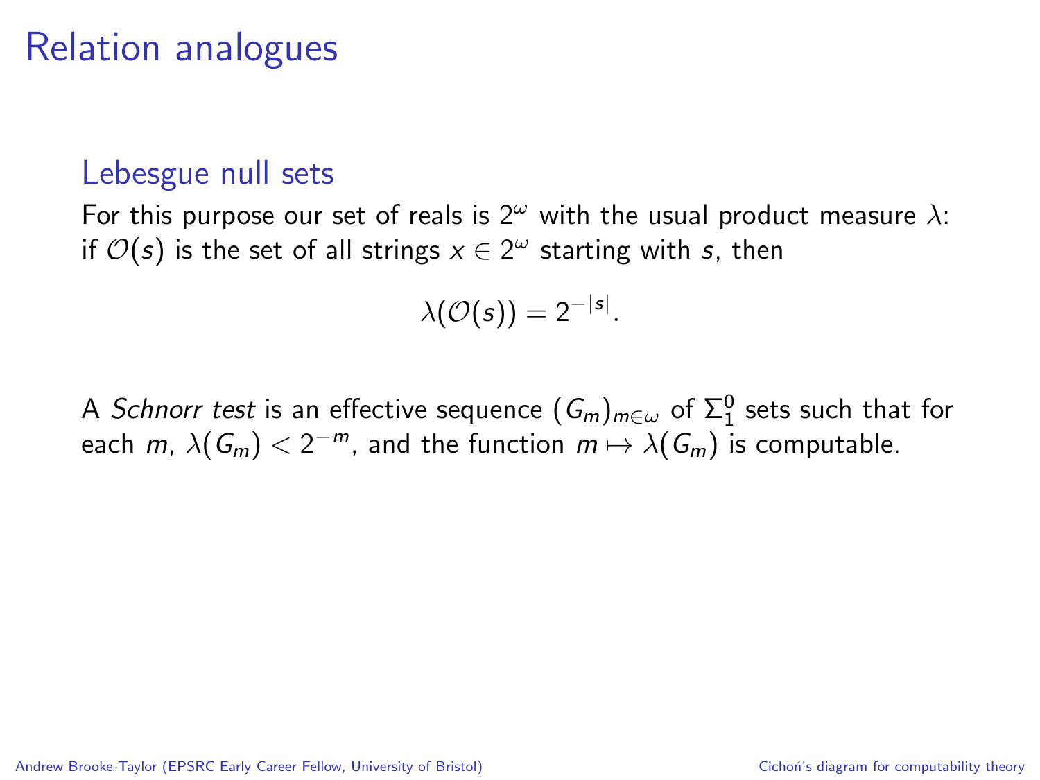# Relation analogues

## Lebesgue null sets

For this purpose our set of reals is $2^\omega$ with the usual product measure $\lambda$: if $\mathcal{O}(s)$ is the set of all strings $x \in 2^\omega$ starting with $s$, then

$$\lambda(\mathcal{O}(s)) = 2^{-|s|}.$$

A *Schnorr test* is an effective sequence $(G_m)_{m\in\omega}$ of $\Sigma^0_1$ sets such that for each $m$, $\lambda(G_m) < 2^{-m}$, and the function $m \mapsto \lambda(G_m)$ is computable.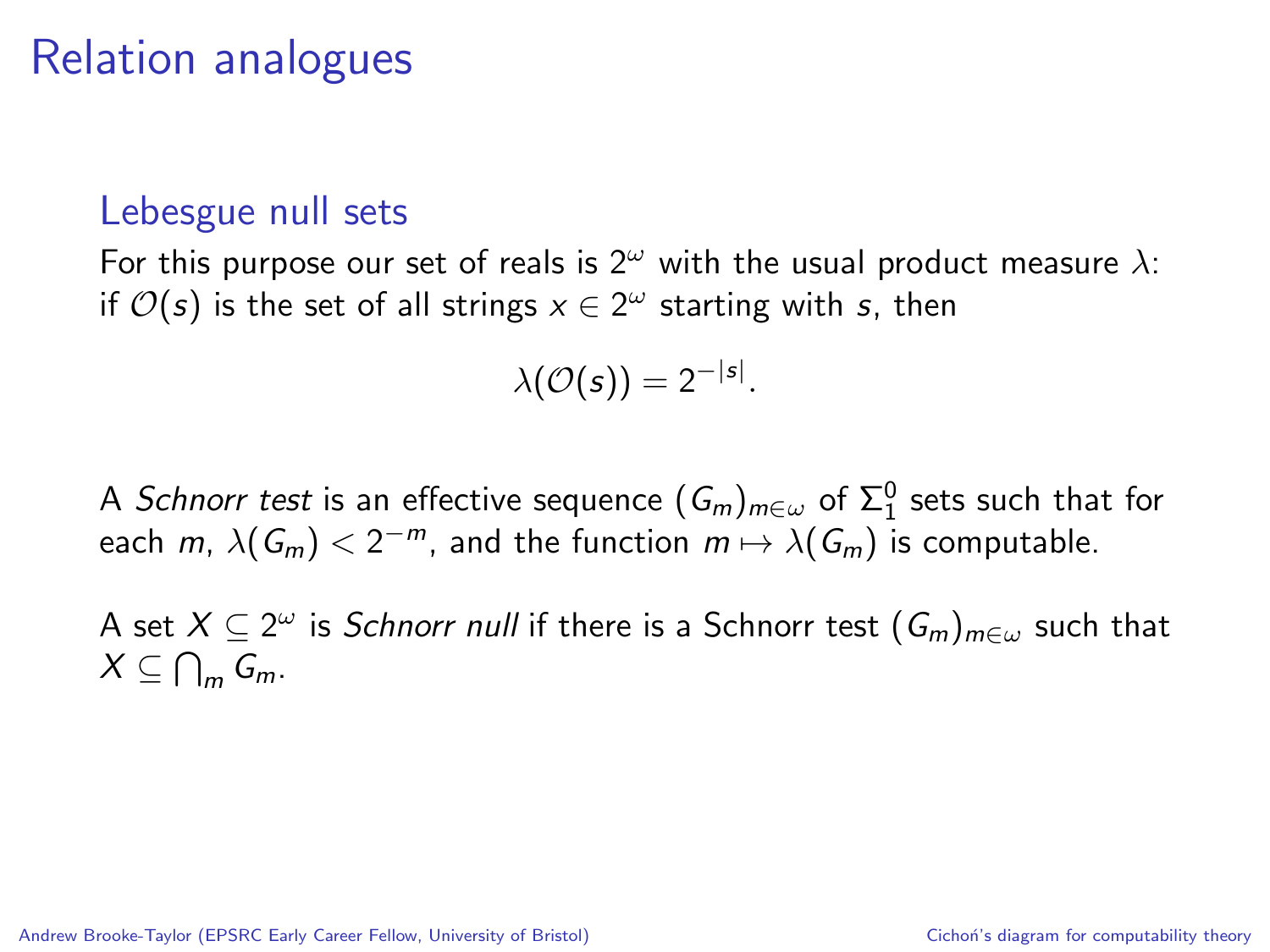# Relation analogues

## Lebesgue null sets

For this purpose our set of reals is $2^\omega$ with the usual product measure $\lambda$: if $\mathcal{O}(s)$ is the set of all strings $x \in 2^\omega$ starting with $s$, then

$$\lambda(\mathcal{O}(s)) = 2^{-|s|}.$$

A *Schnorr test* is an effective sequence $(G_m)_{m\in\omega}$ of $\Sigma^0_1$ sets such that for each $m$, $\lambda(G_m) < 2^{-m}$, and the function $m \mapsto \lambda(G_m)$ is computable.

A set $X \subseteq 2^\omega$ is *Schnorr null* if there is a Schnorr test $(G_m)_{m\in\omega}$ such that $X \subseteq \bigcap_m G_m$.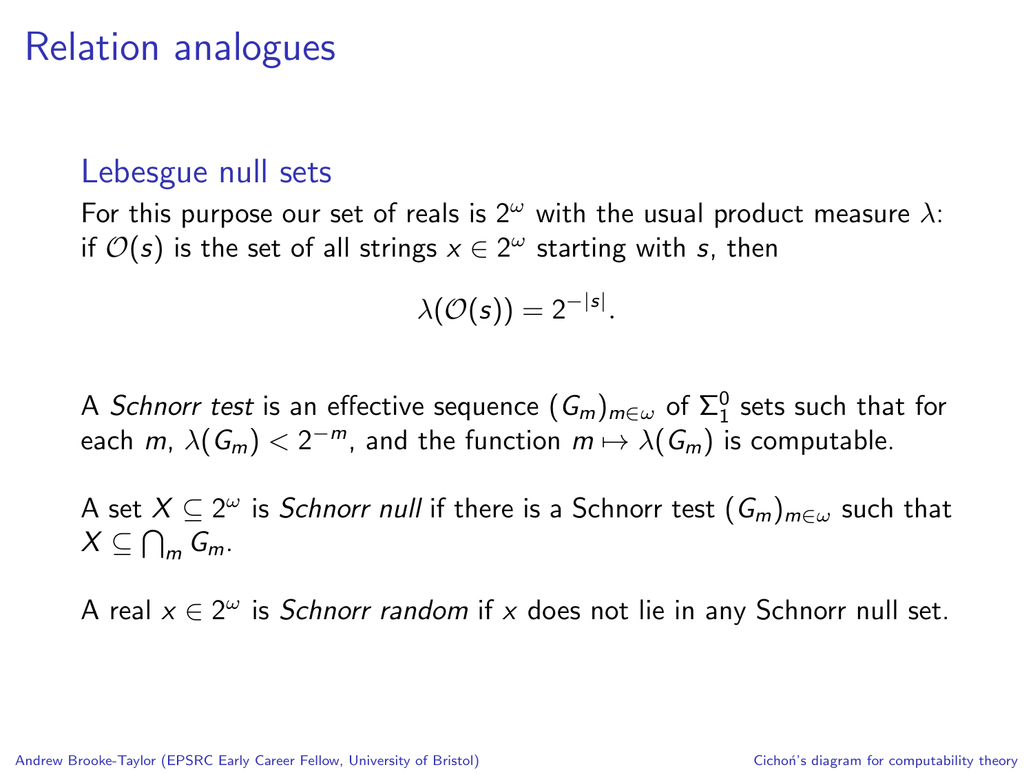# Relation analogues

## Lebesgue null sets

For this purpose our set of reals is $2^\omega$ with the usual product measure $\lambda$: if $\mathcal{O}(s)$ is the set of all strings $x \in 2^\omega$ starting with $s$, then

$$\lambda(\mathcal{O}(s)) = 2^{-|s|}.$$

A *Schnorr test* is an effective sequence $(G_m)_{m\in\omega}$ of $\Sigma^0_1$ sets such that for each $m$, $\lambda(G_m) < 2^{-m}$, and the function $m \mapsto \lambda(G_m)$ is computable.

A set $X \subseteq 2^\omega$ is *Schnorr null* if there is a Schnorr test $(G_m)_{m\in\omega}$ such that $X \subseteq \bigcap_m G_m$.

A real $x \in 2^\omega$ is *Schnorr random* if $x$ does not lie in any Schnorr null set.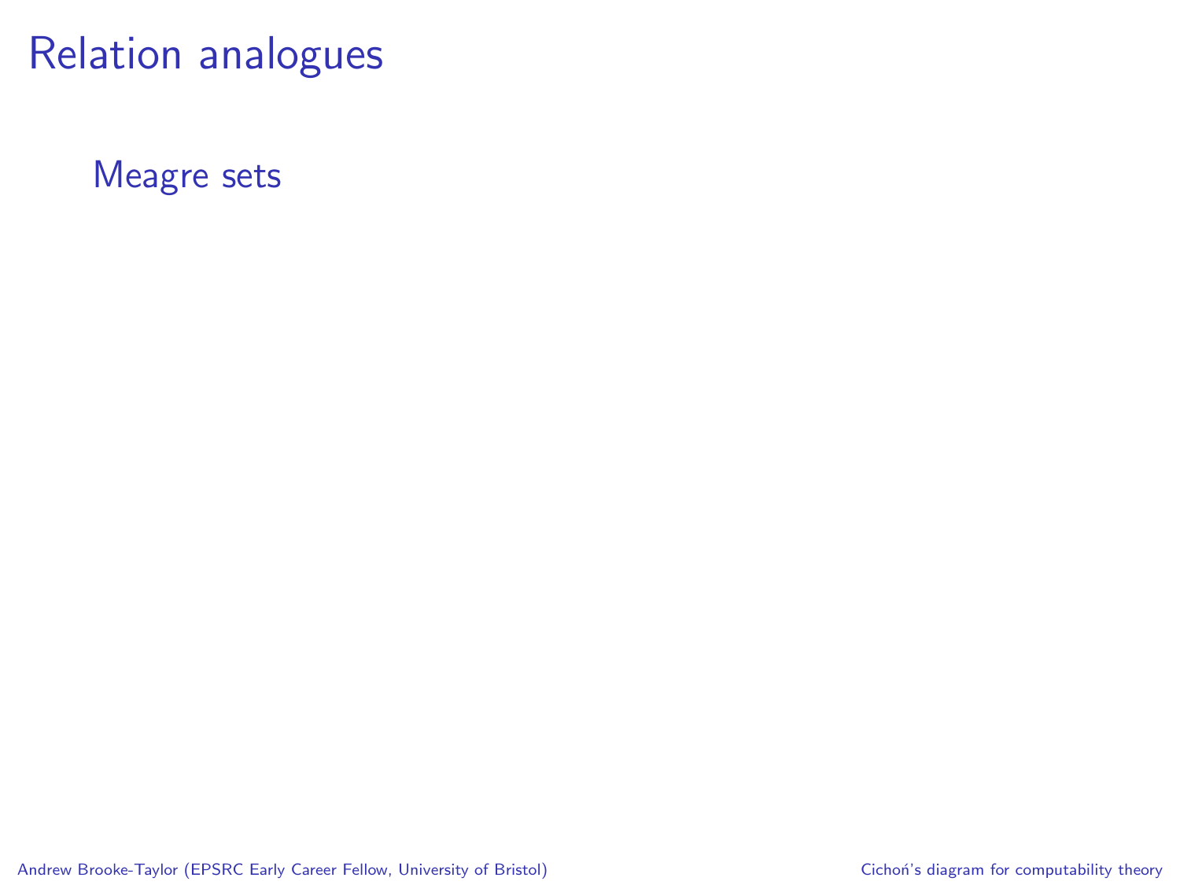# Relation analogues

## Meagre sets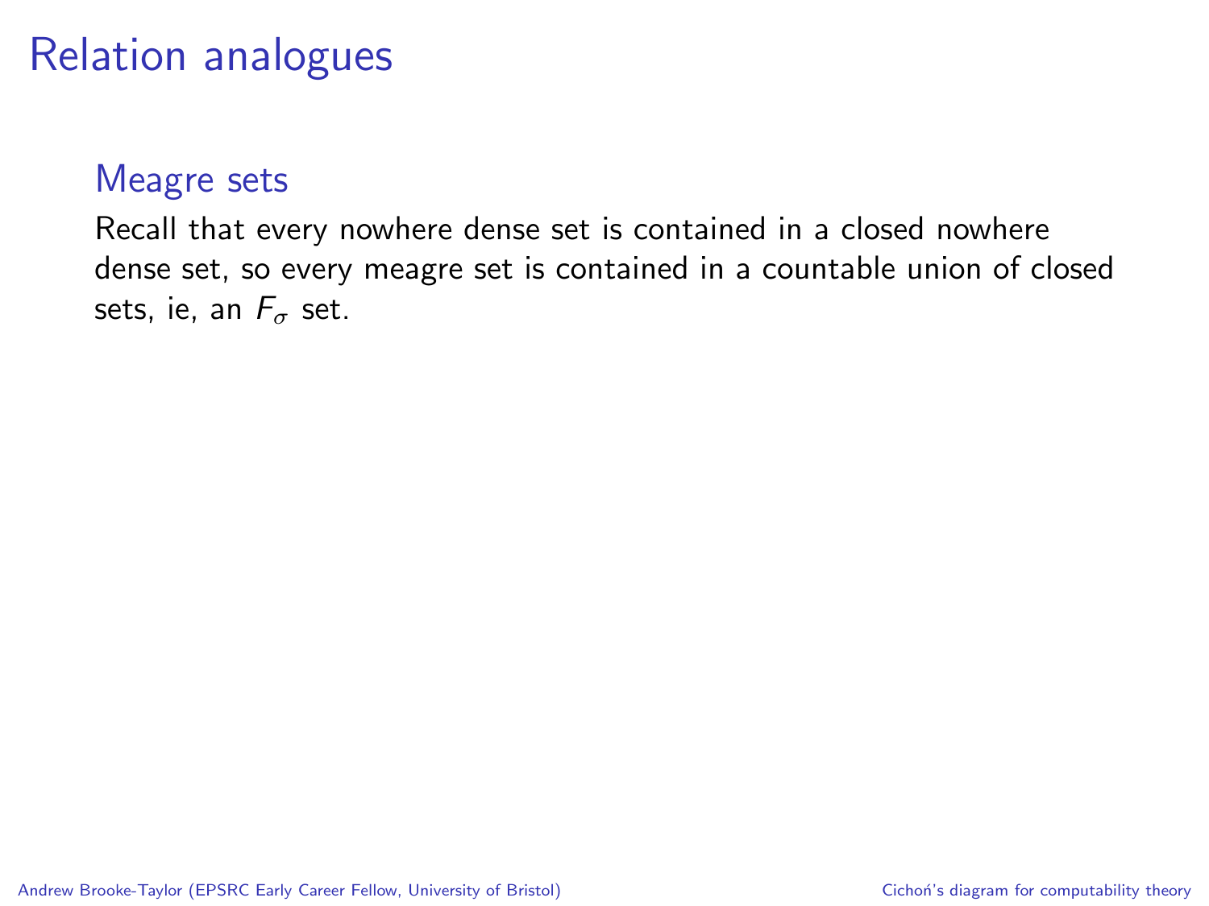# Relation analogues

## Meagre sets

Recall that every nowhere dense set is contained in a closed nowhere dense set, so every meagre set is contained in a countable union of closed sets, ie, an $F_\sigma$ set.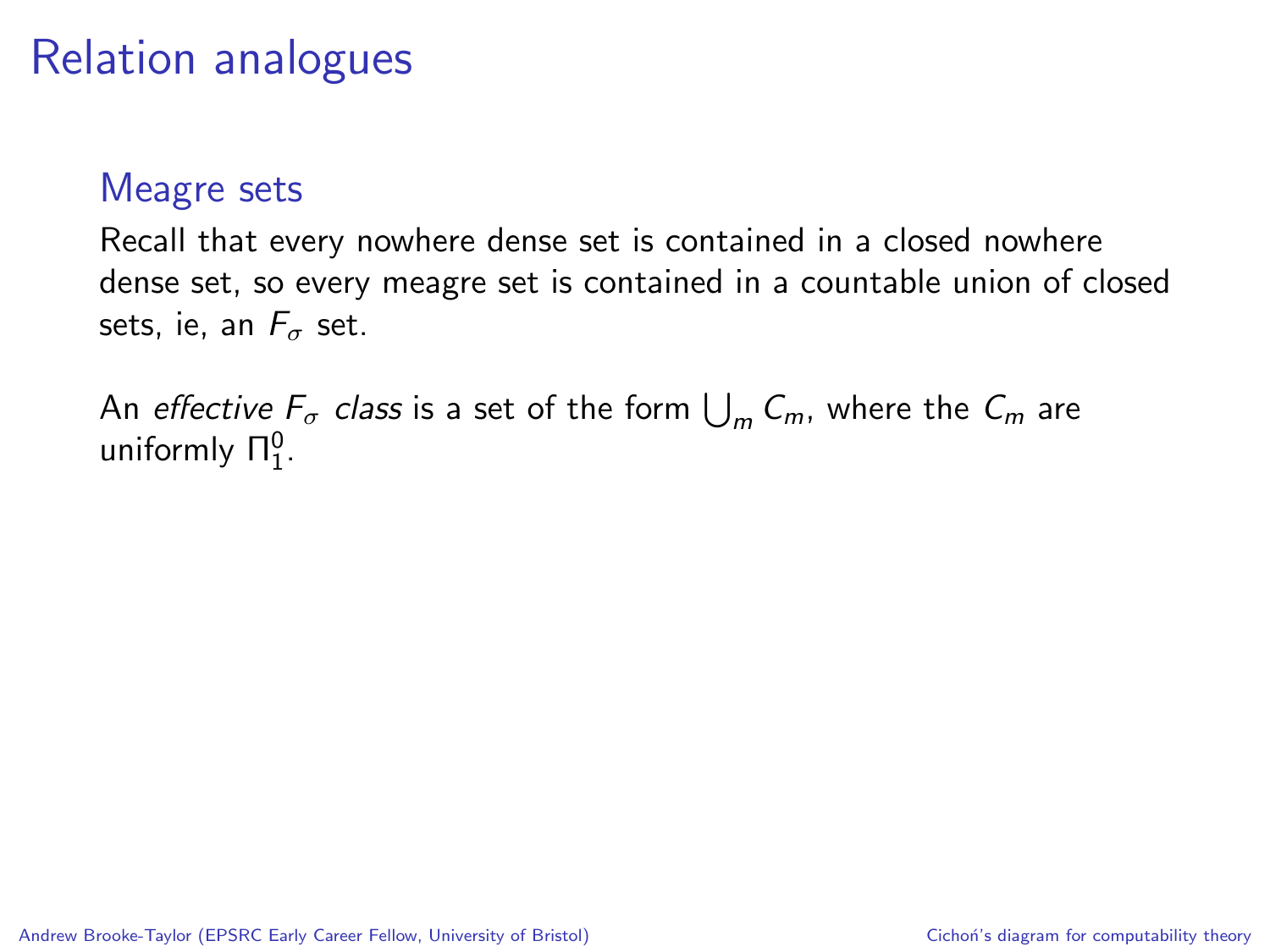# Relation analogues

## Meagre sets

Recall that every nowhere dense set is contained in a closed nowhere dense set, so every meagre set is contained in a countable union of closed sets, ie, an $F_\sigma$ set.

An *effective $F_\sigma$ class* is a set of the form $\bigcup_m C_m$, where the $C_m$ are uniformly $\Pi^0_1$.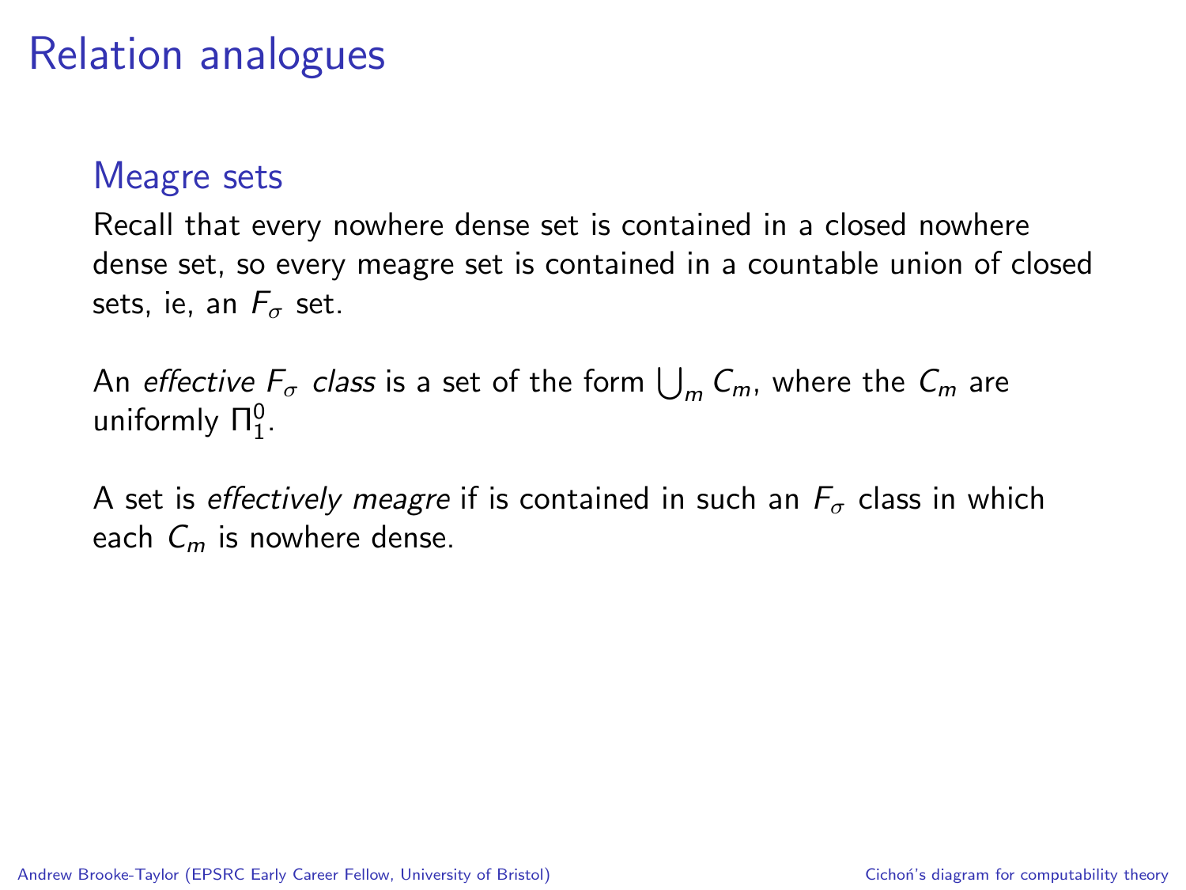# Relation analogues

## Meagre sets

Recall that every nowhere dense set is contained in a closed nowhere dense set, so every meagre set is contained in a countable union of closed sets, ie, an $F_\sigma$ set.

An *effective $F_\sigma$ class* is a set of the form $\bigcup_m C_m$, where the $C_m$ are uniformly $\Pi^0_1$.

A set is *effectively meagre* if is contained in such an $F_\sigma$ class in which each $C_m$ is nowhere dense.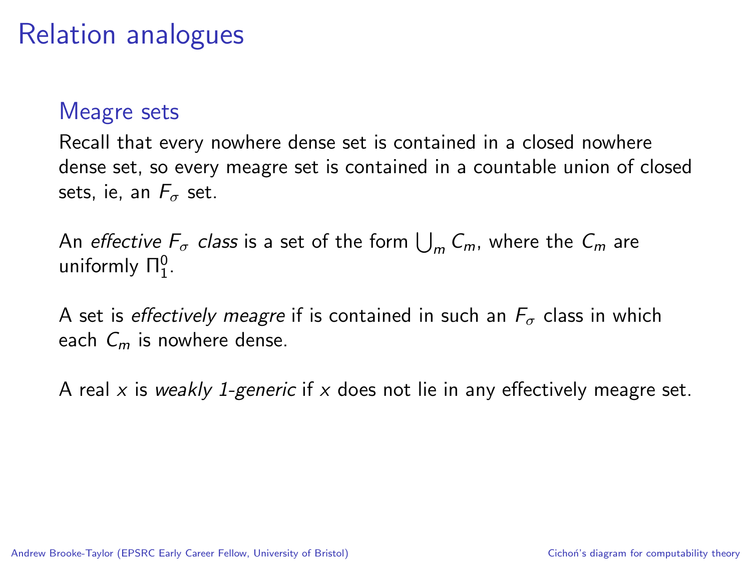# Relation analogues

## Meagre sets

Recall that every nowhere dense set is contained in a closed nowhere dense set, so every meagre set is contained in a countable union of closed sets, ie, an $F_\sigma$ set.

An *effective $F_\sigma$ class* is a set of the form $\bigcup_m C_m$, where the $C_m$ are uniformly $\Pi^0_1$.

A set is *effectively meagre* if is contained in such an $F_\sigma$ class in which each $C_m$ is nowhere dense.

A real $x$ is *weakly 1-generic* if $x$ does not lie in any effectively meagre set.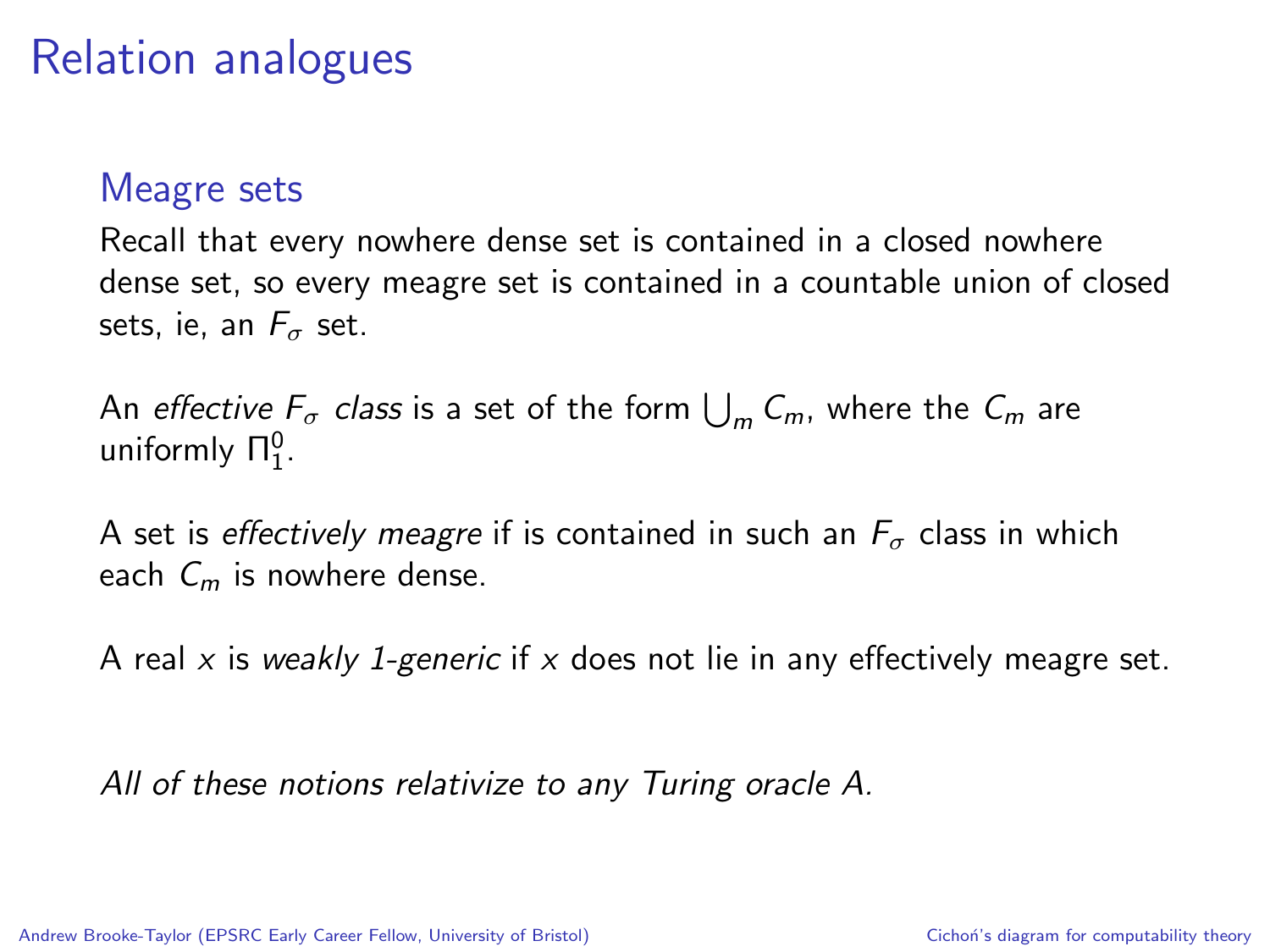# Relation analogues

## Meagre sets

Recall that every nowhere dense set is contained in a closed nowhere dense set, so every meagre set is contained in a countable union of closed sets, ie, an $F_\sigma$ set.

An *effective $F_\sigma$ class* is a set of the form $\bigcup_m C_m$, where the $C_m$ are uniformly $\Pi^0_1$.

A set is *effectively meagre* if is contained in such an $F_\sigma$ class in which each $C_m$ is nowhere dense.

A real $x$ is *weakly 1-generic* if $x$ does not lie in any effectively meagre set.

*All of these notions relativize to any Turing oracle $A$.*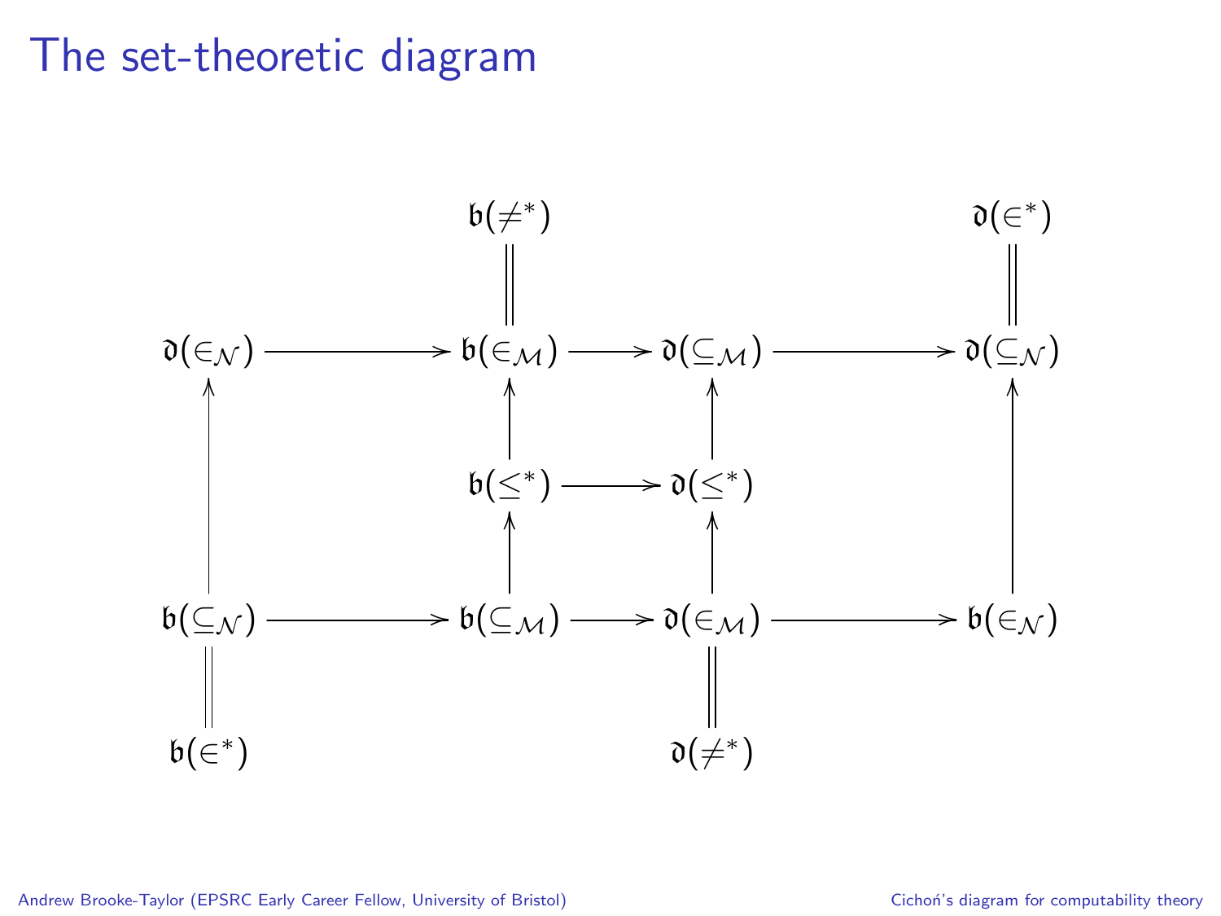# The set-theoretic diagram

$$
\begin{array}{ccccccc}
 & & \mathfrak{b}(\neq^*) & & & & \mathfrak{d}(\in^*) \\
 & & \| & & & & \| \\
\mathfrak{d}(\in_{\mathcal{N}}) & \longrightarrow & \mathfrak{b}(\in_{\mathcal{M}}) & \longrightarrow & \mathfrak{d}(\subseteq_{\mathcal{M}}) & \longrightarrow & \mathfrak{d}(\subseteq_{\mathcal{N}}) \\
\uparrow & & \uparrow & & \uparrow & & \uparrow \\
 & & \mathfrak{b}(\leq^*) & \longrightarrow & \mathfrak{d}(\leq^*) & & \\
 & & \uparrow & & \uparrow & & \\
\mathfrak{b}(\subseteq_{\mathcal{N}}) & \longrightarrow & \mathfrak{b}(\subseteq_{\mathcal{M}}) & \longrightarrow & \mathfrak{d}(\in_{\mathcal{M}}) & \longrightarrow & \mathfrak{b}(\in_{\mathcal{N}}) \\
\| & & & & \| & & \\
\mathfrak{b}(\in^*) & & & & \mathfrak{d}(\neq^*) & &
\end{array}
$$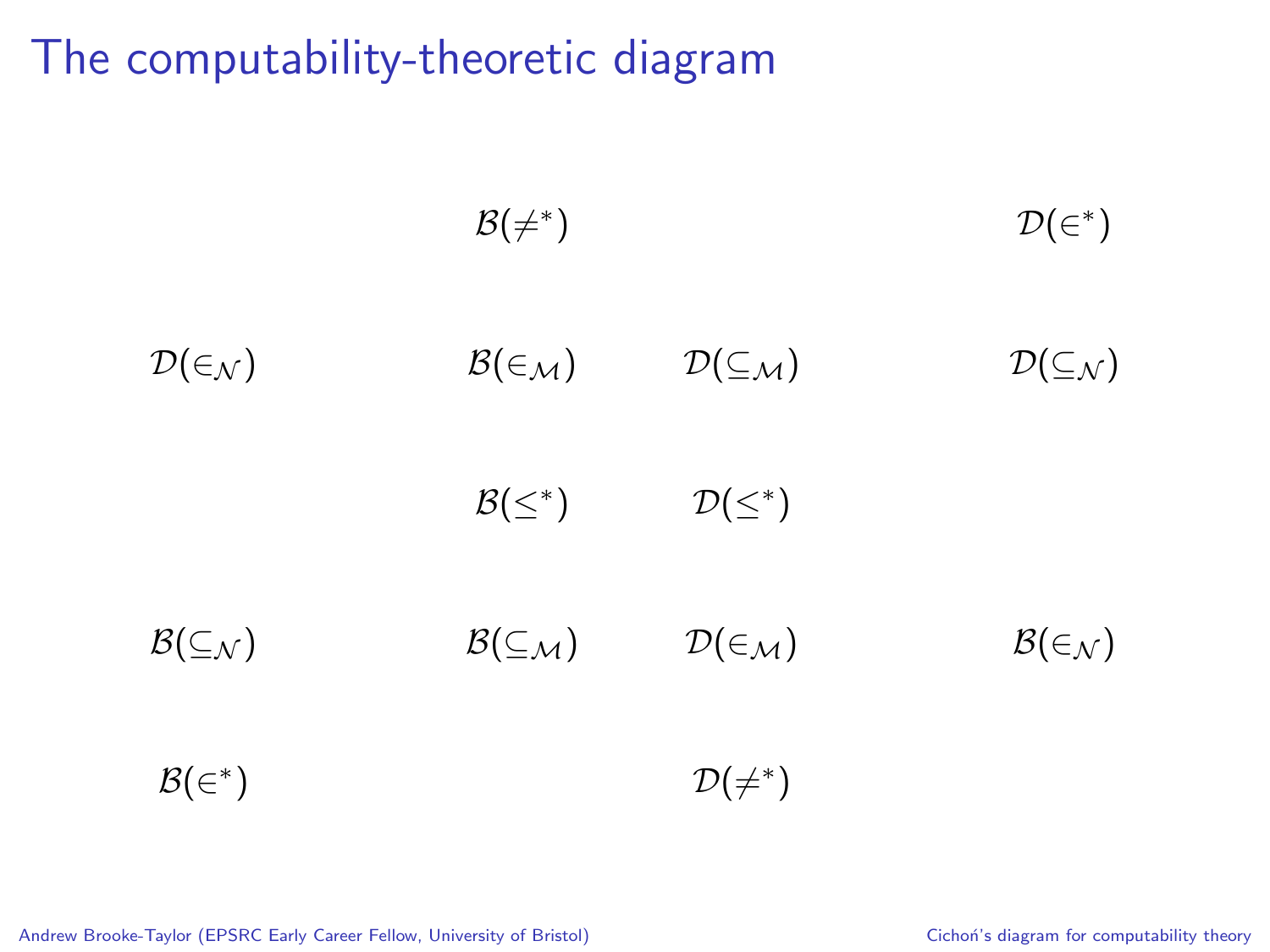# The computability-theoretic diagram

| | | | |
|---|---|---|---|
| | $\mathcal{B}(\neq^*)$ | | $\mathcal{D}(\in^*)$ |
| $\mathcal{D}(\in_{\mathcal{N}})$ | $\mathcal{B}(\in_{\mathcal{M}})$ | $\mathcal{D}(\subseteq_{\mathcal{M}})$ | $\mathcal{D}(\subseteq_{\mathcal{N}})$ |
| | $\mathcal{B}(\leq^*)$ | $\mathcal{D}(\leq^*)$ | |
| $\mathcal{B}(\subseteq_{\mathcal{N}})$ | $\mathcal{B}(\subseteq_{\mathcal{M}})$ | $\mathcal{D}(\in_{\mathcal{M}})$ | $\mathcal{B}(\in_{\mathcal{N}})$ |
| $\mathcal{B}(\in^*)$ | | $\mathcal{D}(\neq^*)$ | |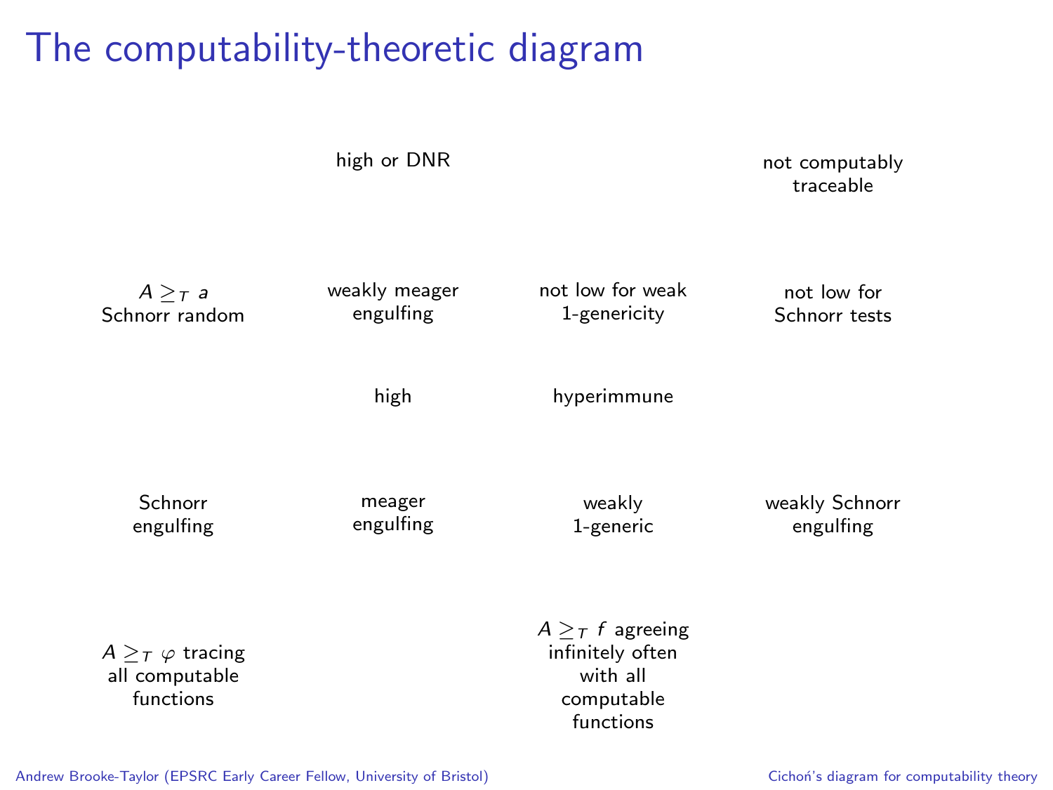# The computability-theoretic diagram

high or DNR

not computably traceable

$A \geq_T$ a Schnorr random

weakly meager engulfing

not low for weak 1-genericity

not low for Schnorr tests

high

hyperimmune

Schnorr engulfing

meager engulfing

weakly 1-generic

weakly Schnorr engulfing

$A \geq_T \varphi$ tracing all computable functions

$A \geq_T f$ agreeing infinitely often with all computable functions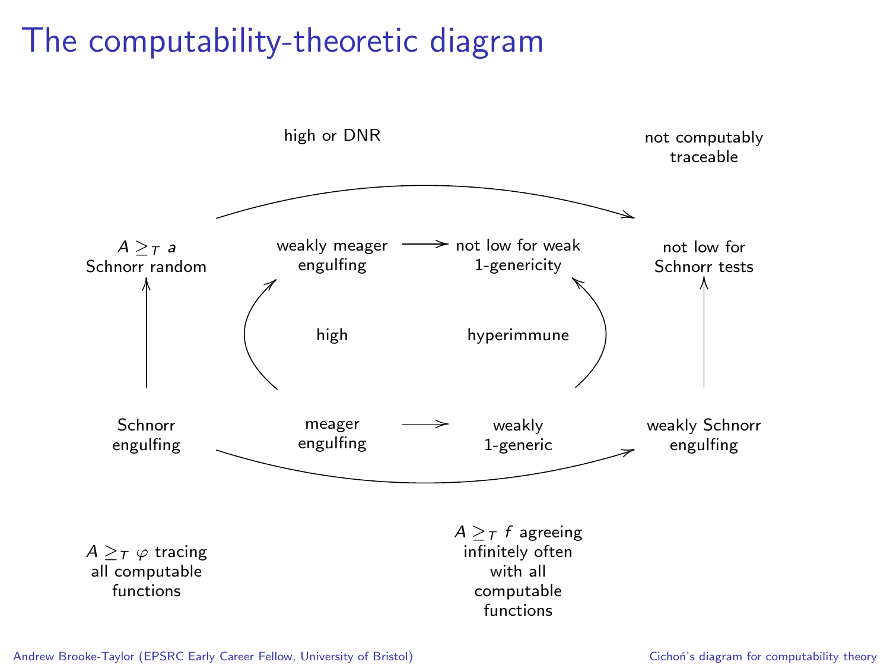# The computability-theoretic diagram

high or DNR

not computably traceable

$A \geq_T$ a Schnorr random

weakly meager engulfing

not low for weak 1-genericity

not low for Schnorr tests

high

hyperimmune

Schnorr engulfing

meager engulfing

weakly 1-generic

weakly Schnorr engulfing

$A \geq_T \varphi$ tracing all computable functions

$A \geq_T f$ agreeing infinitely often with all computable functions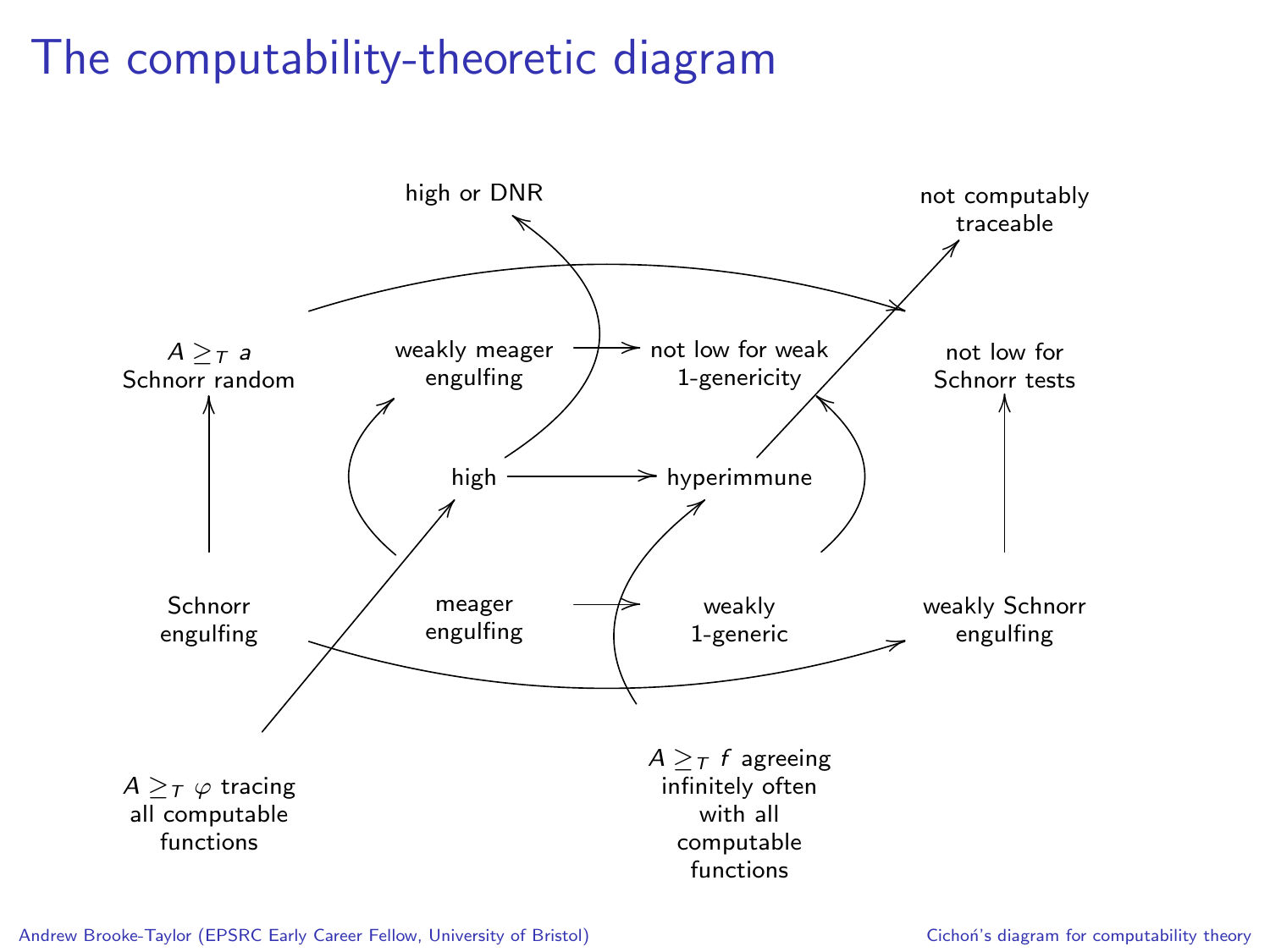# The computability-theoretic diagram

high or DNR

not computably traceable

$A \geq_T$ a Schnorr random

weakly meager engulfing

not low for weak 1-genericity

not low for Schnorr tests

high

hyperimmune

Schnorr engulfing

meager engulfing

weakly 1-generic

weakly Schnorr engulfing

$A \geq_T \varphi$ tracing all computable functions

$A \geq_T f$ agreeing infinitely often with all computable functions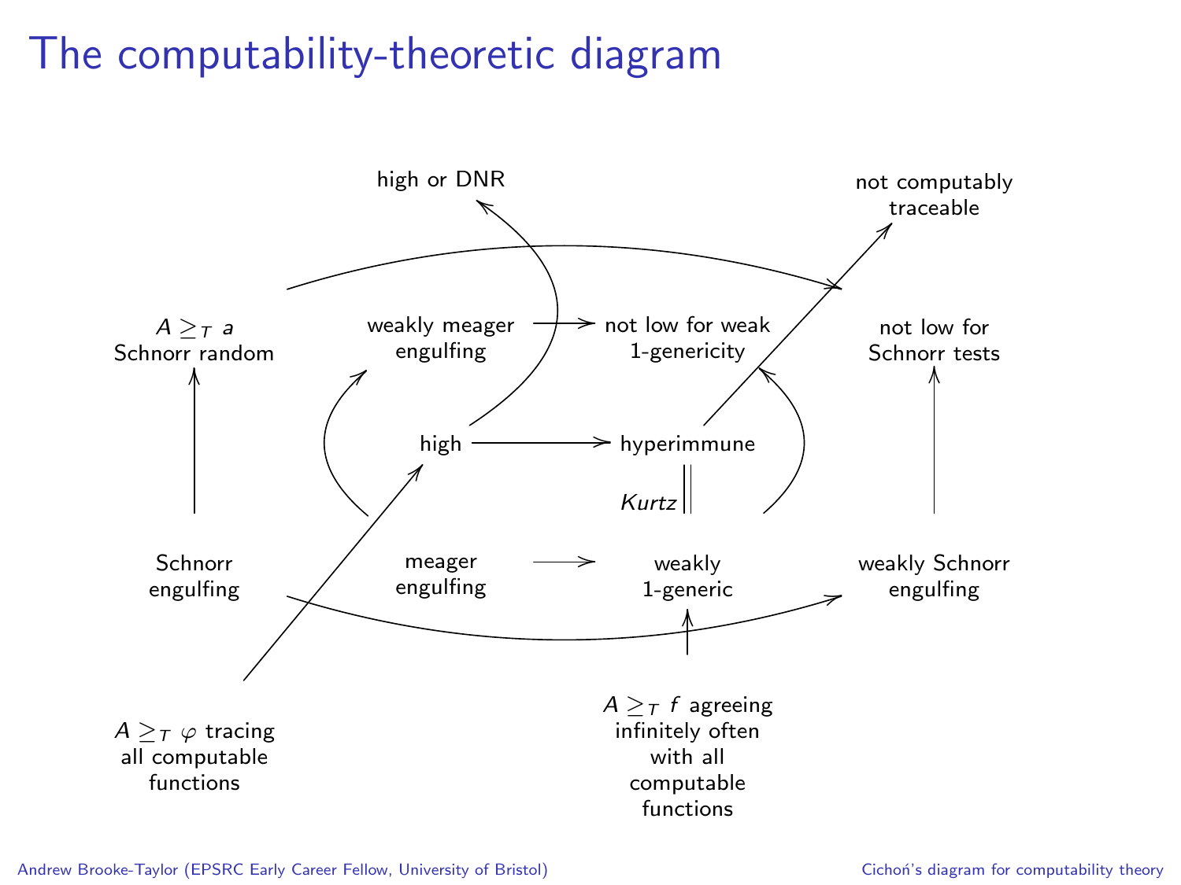# The computability-theoretic diagram

high or DNR

not computably traceable

$A \geq_T$ a Schnorr random

weakly meager engulfing

not low for weak 1-genericity

not low for Schnorr tests

high

hyperimmune

*Kurtz*

Schnorr engulfing

meager engulfing

weakly 1-generic

weakly Schnorr engulfing

$A \geq_T \varphi$ tracing all computable functions

$A \geq_T f$ agreeing infinitely often with all computable functions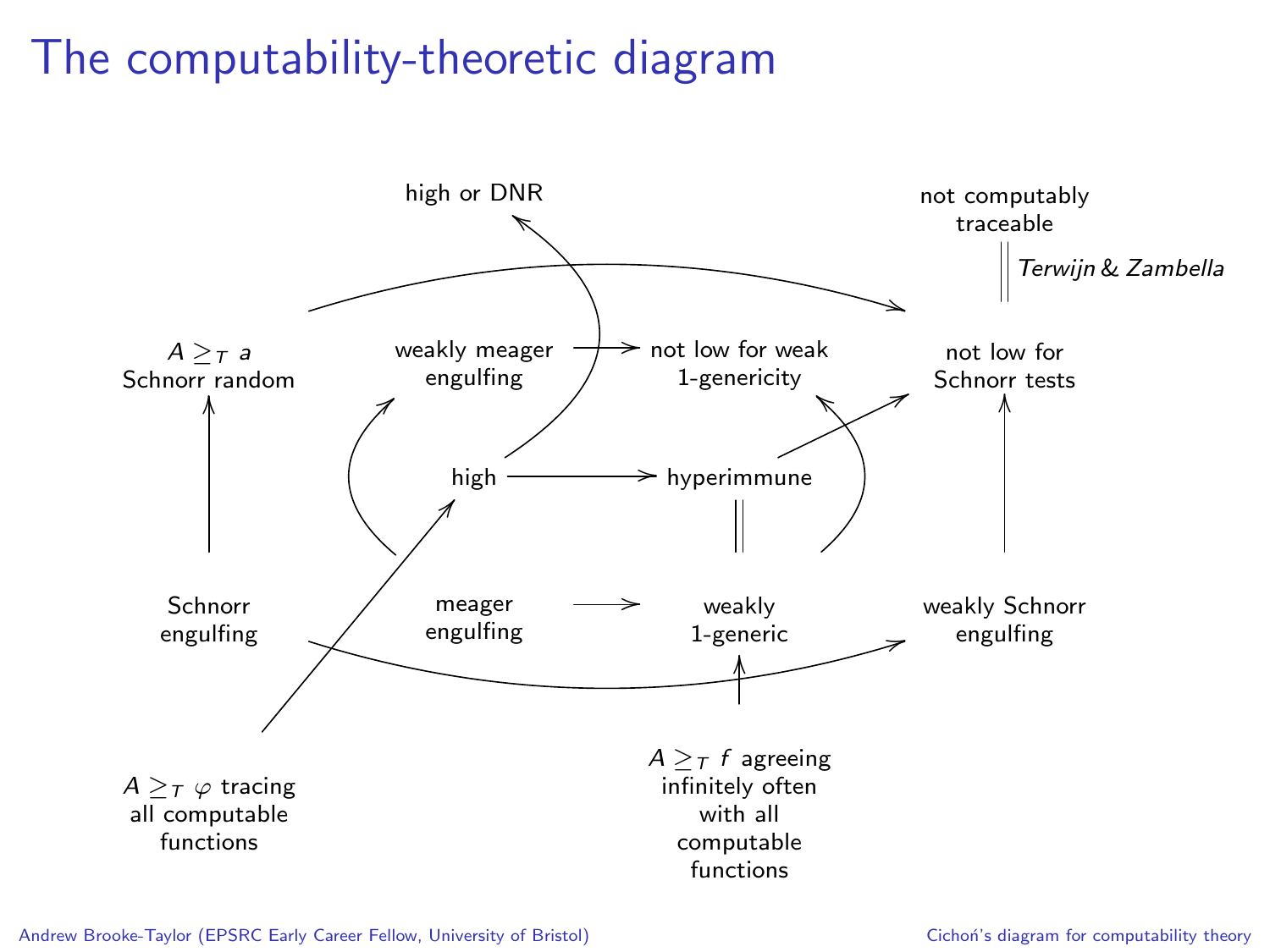# The computability-theoretic diagram

high or DNR

not computably traceable

Terwijn & Zambella

$A \geq_T a$ Schnorr random

weakly meager engulfing

not low for weak 1-genericity

not low for Schnorr tests

high

hyperimmune

Schnorr engulfing

meager engulfing

weakly 1-generic

weakly Schnorr engulfing

$A \geq_T \varphi$ tracing all computable functions

$A \geq_T f$ agreeing infinitely often with all computable functions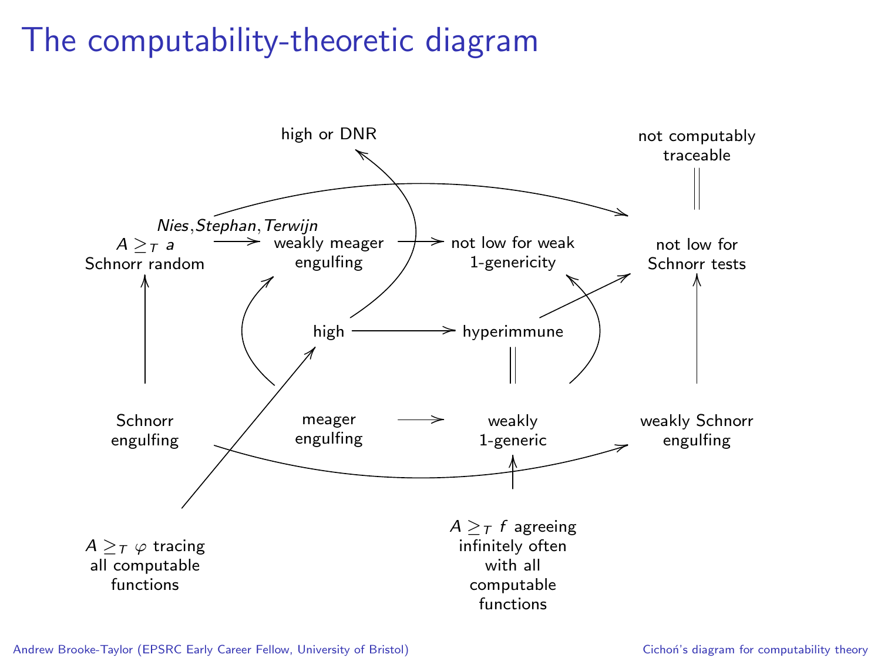# The computability-theoretic diagram

high or DNR

not computably traceable

*Nies*, *Stephan*, *Terwijn*

$A \geq_T a$ Schnorr random

weakly meager engulfing

not low for weak 1-genericity

not low for Schnorr tests

high

hyperimmune

Schnorr engulfing

meager engulfing

weakly 1-generic

weakly Schnorr engulfing

$A \geq_T \varphi$ tracing all computable functions

$A \geq_T f$ agreeing infinitely often with all computable functions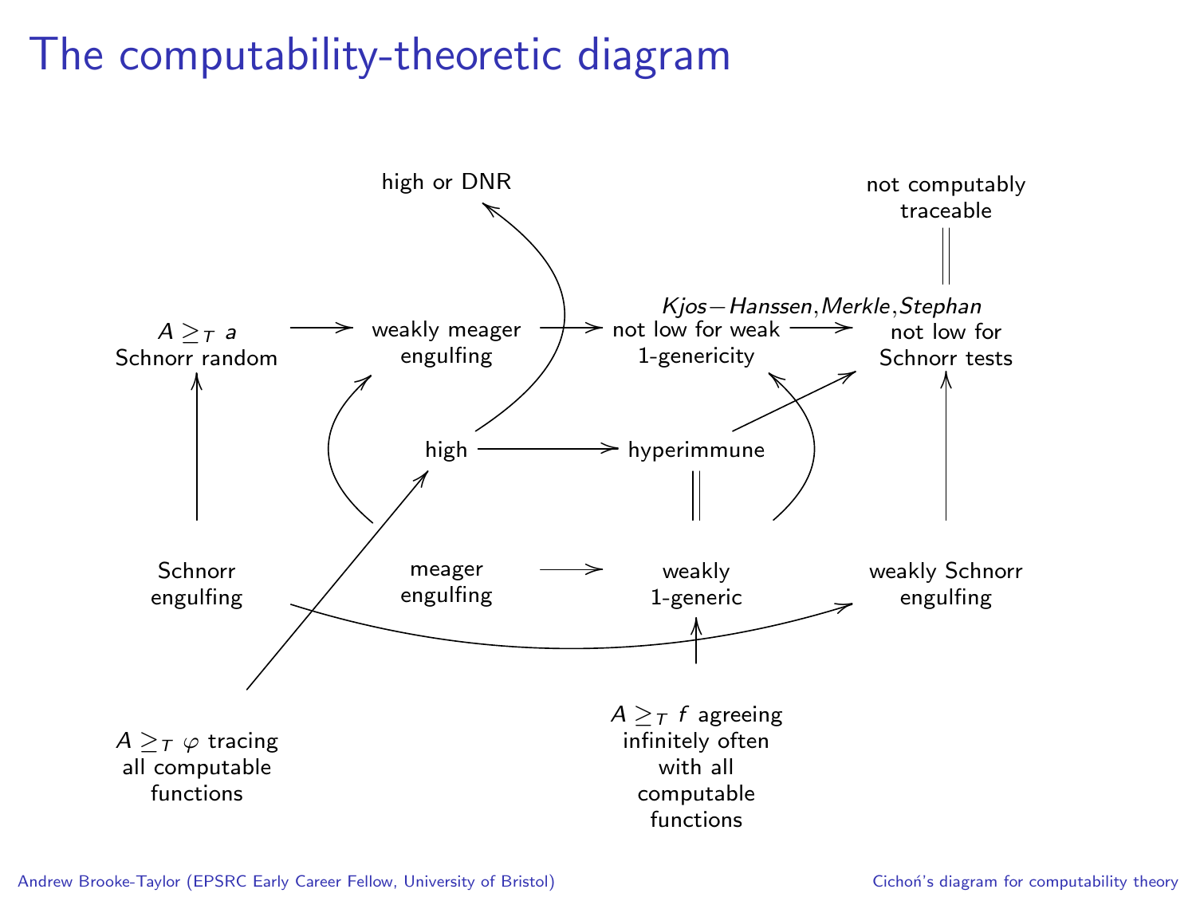# The computability-theoretic diagram

high or DNR

not computably traceable

$Kjos-Hanssen, Merkle, Stephan$

$A \geq_T a$ Schnorr random

weakly meager engulfing

not low for weak 1-genericity

not low for Schnorr tests

high

hyperimmune

Schnorr engulfing

meager engulfing

weakly 1-generic

weakly Schnorr engulfing

$A \geq_T \varphi$ tracing all computable functions

$A \geq_T f$ agreeing infinitely often with all computable functions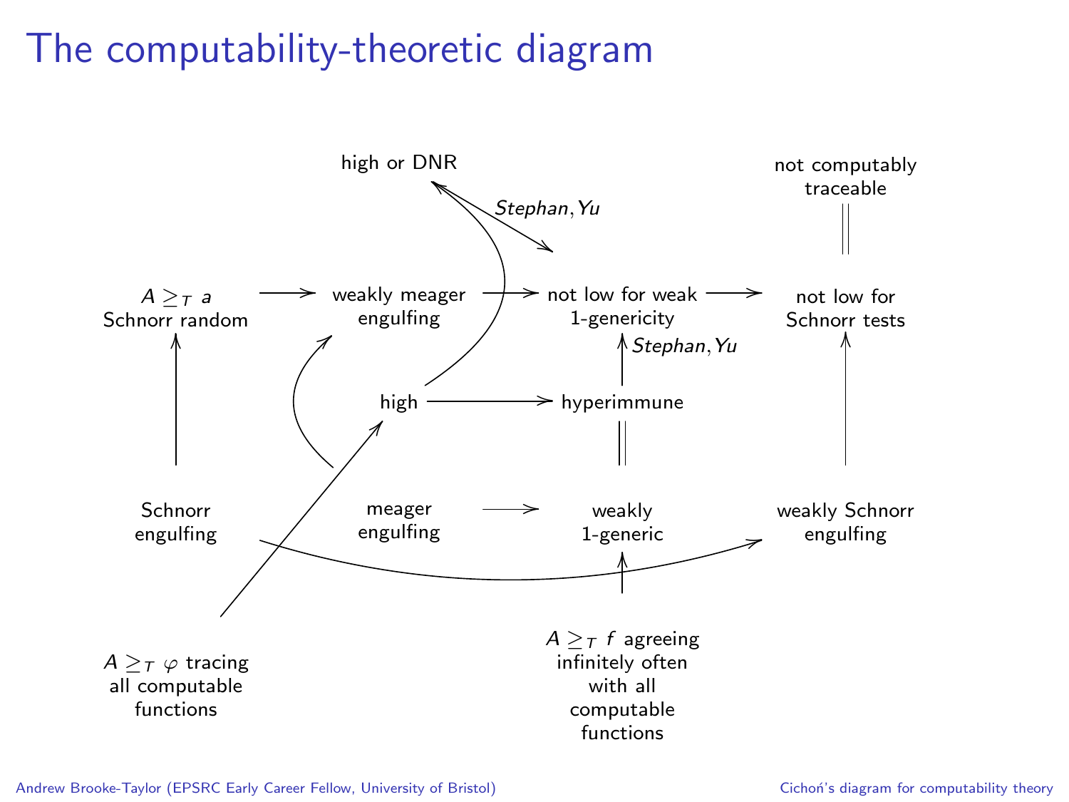# The computability-theoretic diagram

high or DNR

not computably traceable

*Stephan, Yu*

$A \geq_T a$ Schnorr random

weakly meager engulfing

not low for weak 1-genericity

not low for Schnorr tests

*Stephan, Yu*

high

hyperimmune

Schnorr engulfing

meager engulfing

weakly 1-generic

weakly Schnorr engulfing

$A \geq_T \varphi$ tracing all computable functions

$A \geq_T f$ agreeing infinitely often with all computable functions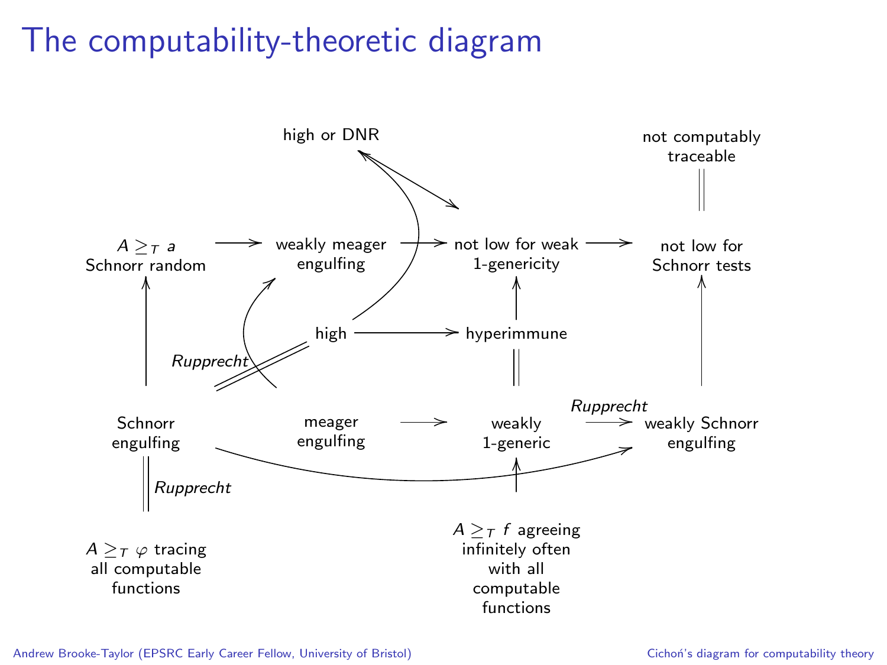# The computability-theoretic diagram

high or DNR

not computably traceable

$A \geq_T a$ Schnorr random

weakly meager engulfing

not low for weak 1-genericity

not low for Schnorr tests

high

hyperimmune

*Rupprecht*

*Rupprecht*

Schnorr engulfing

meager engulfing

weakly 1-generic

weakly Schnorr engulfing

*Rupprecht*

$A \geq_T \varphi$ tracing all computable functions

$A \geq_T f$ agreeing infinitely often with all computable functions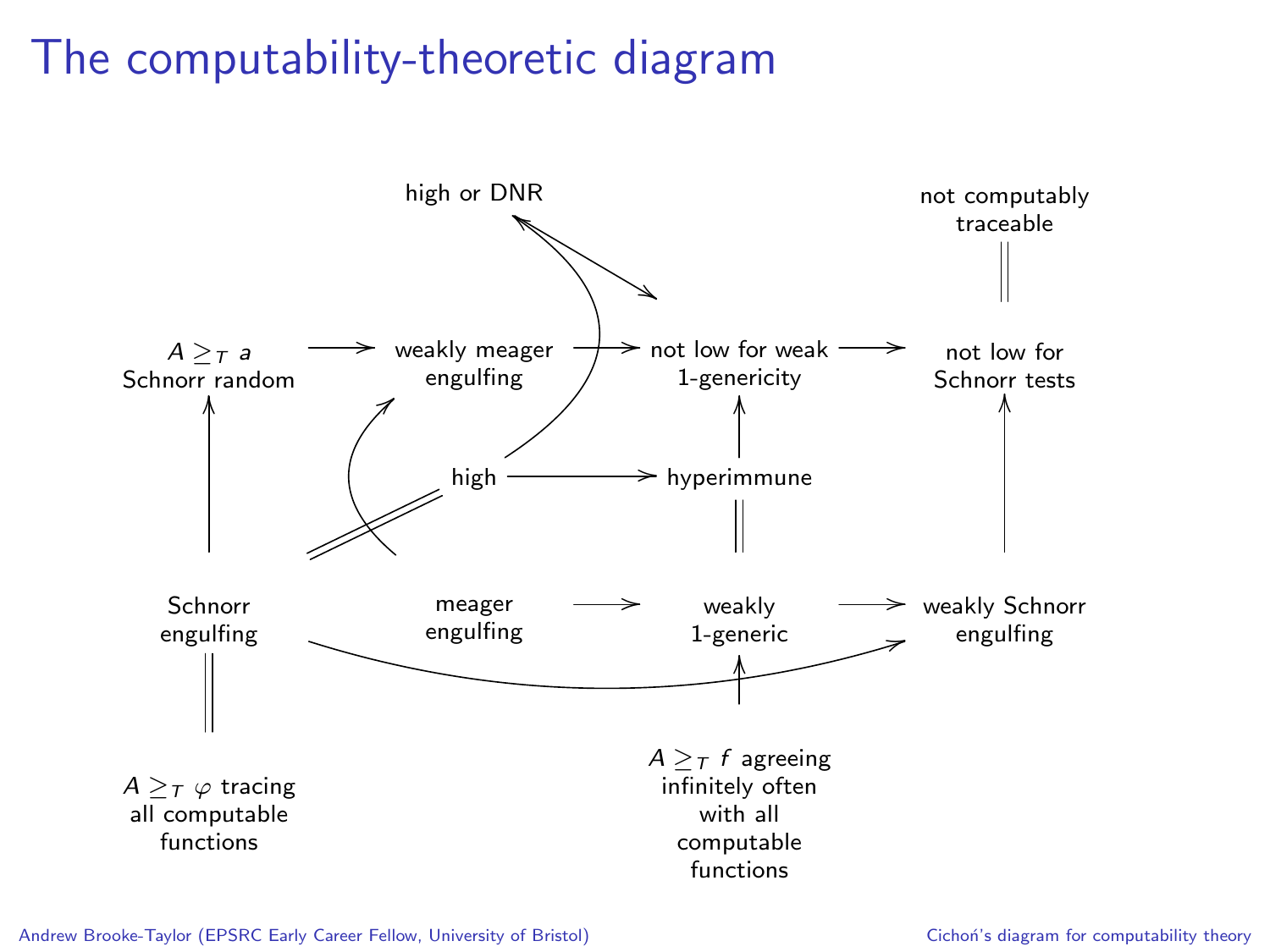# The computability-theoretic diagram

high or DNR

not computably traceable

$A \geq_T a$ Schnorr random

weakly meager engulfing

not low for weak 1-genericity

not low for Schnorr tests

high

hyperimmune

Schnorr engulfing

meager engulfing

weakly 1-generic

weakly Schnorr engulfing

$A \geq_T \varphi$ tracing all computable functions

$A \geq_T f$ agreeing infinitely often with all computable functions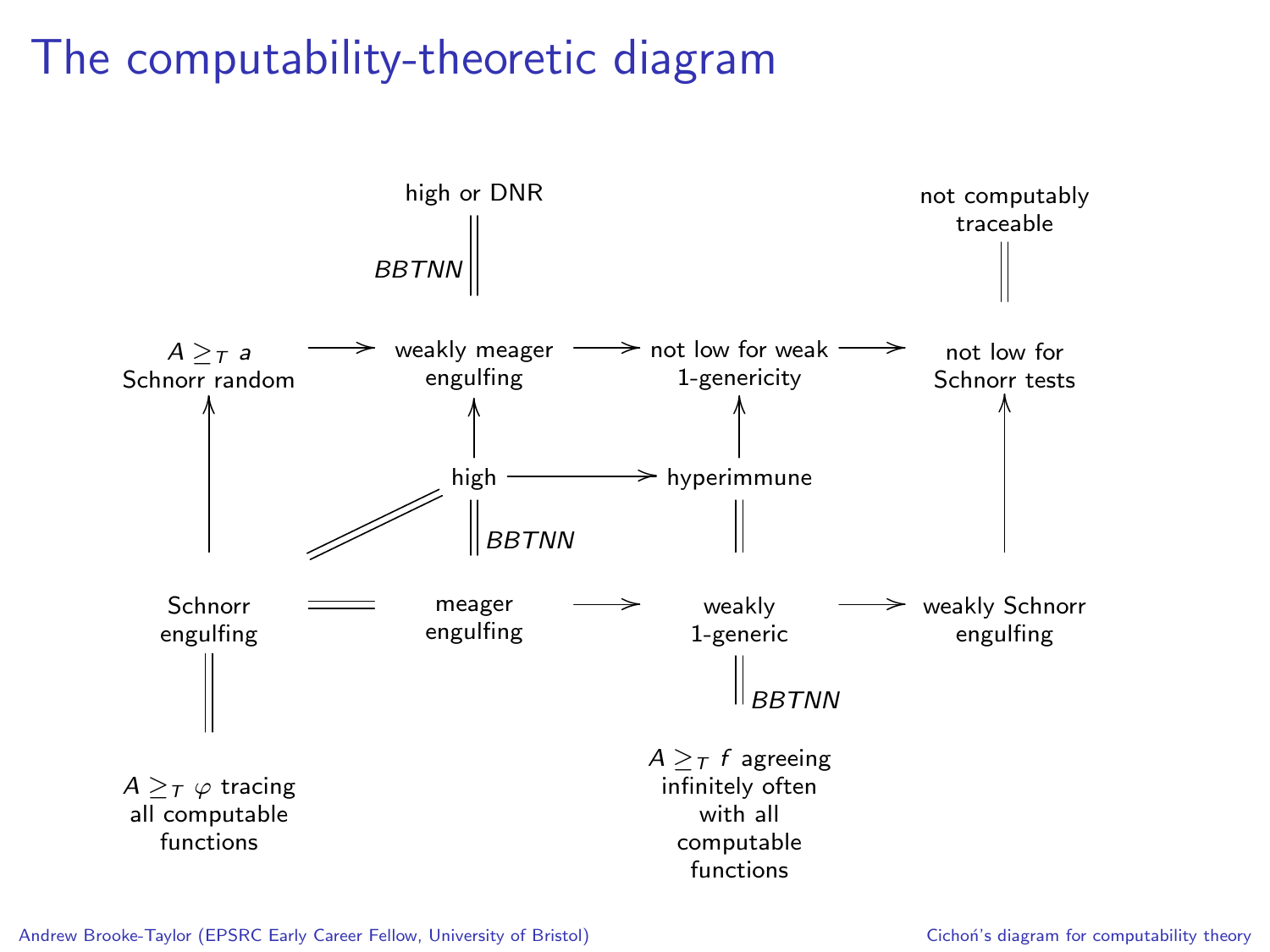# The computability-theoretic diagram

high or DNR

$BBTNN$

not computably traceable

$A \geq_T$ a Schnorr random

weakly meager engulfing

not low for weak 1-genericity

not low for Schnorr tests

high

hyperimmune

$BBTNN$

Schnorr engulfing

meager engulfing

weakly 1-generic

weakly Schnorr engulfing

$BBTNN$

$A \geq_T \varphi$ tracing all computable functions

$A \geq_T f$ agreeing infinitely often with all computable functions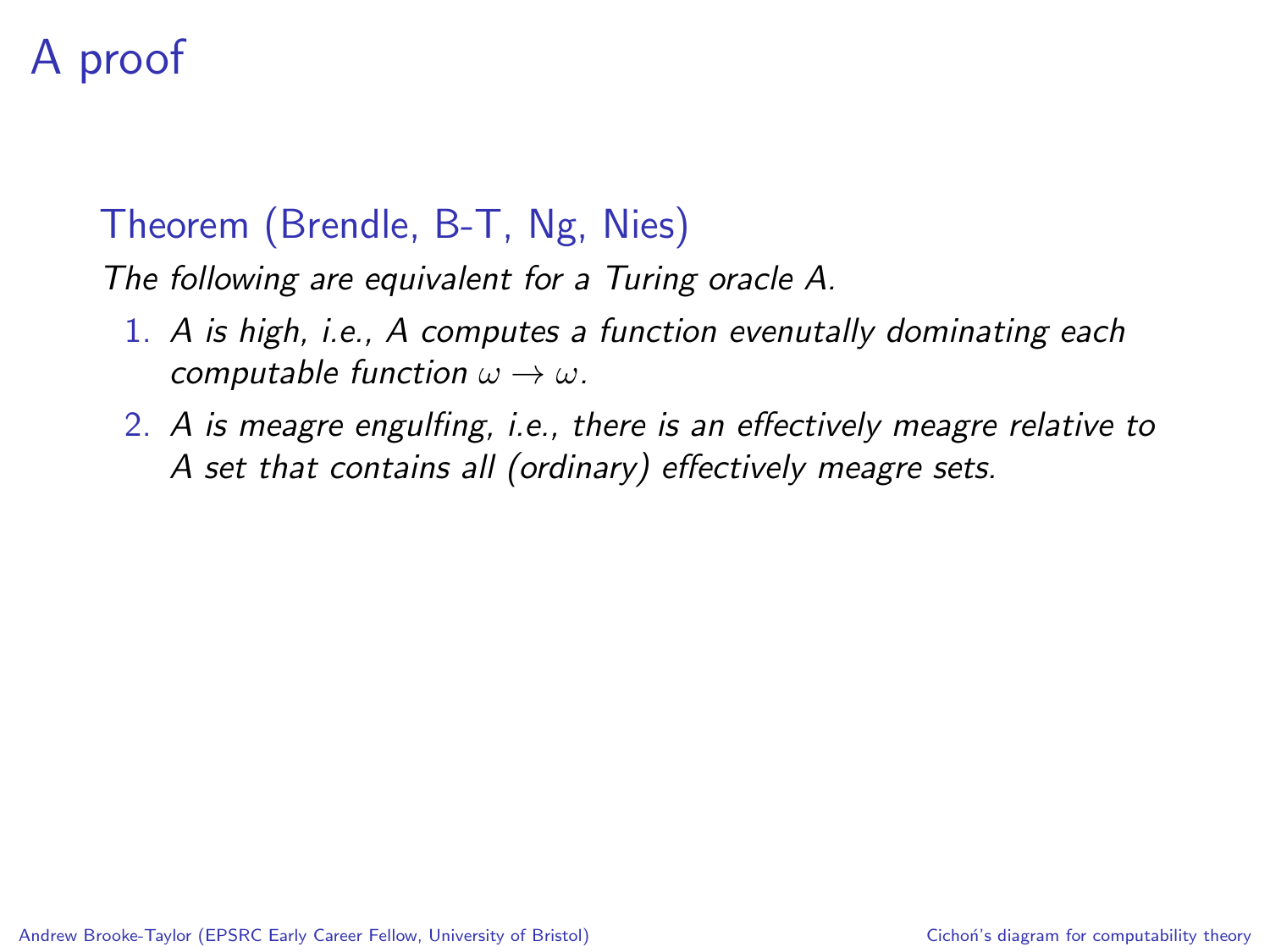# A proof

## Theorem (Brendle, B-T, Ng, Nies)

*The following are equivalent for a Turing oracle A.*

1. *A is high, i.e., A computes a function evenutally dominating each computable function $\omega \to \omega$.*
2. *A is meagre engulfing, i.e., there is an effectively meagre relative to A set that contains all (ordinary) effectively meagre sets.*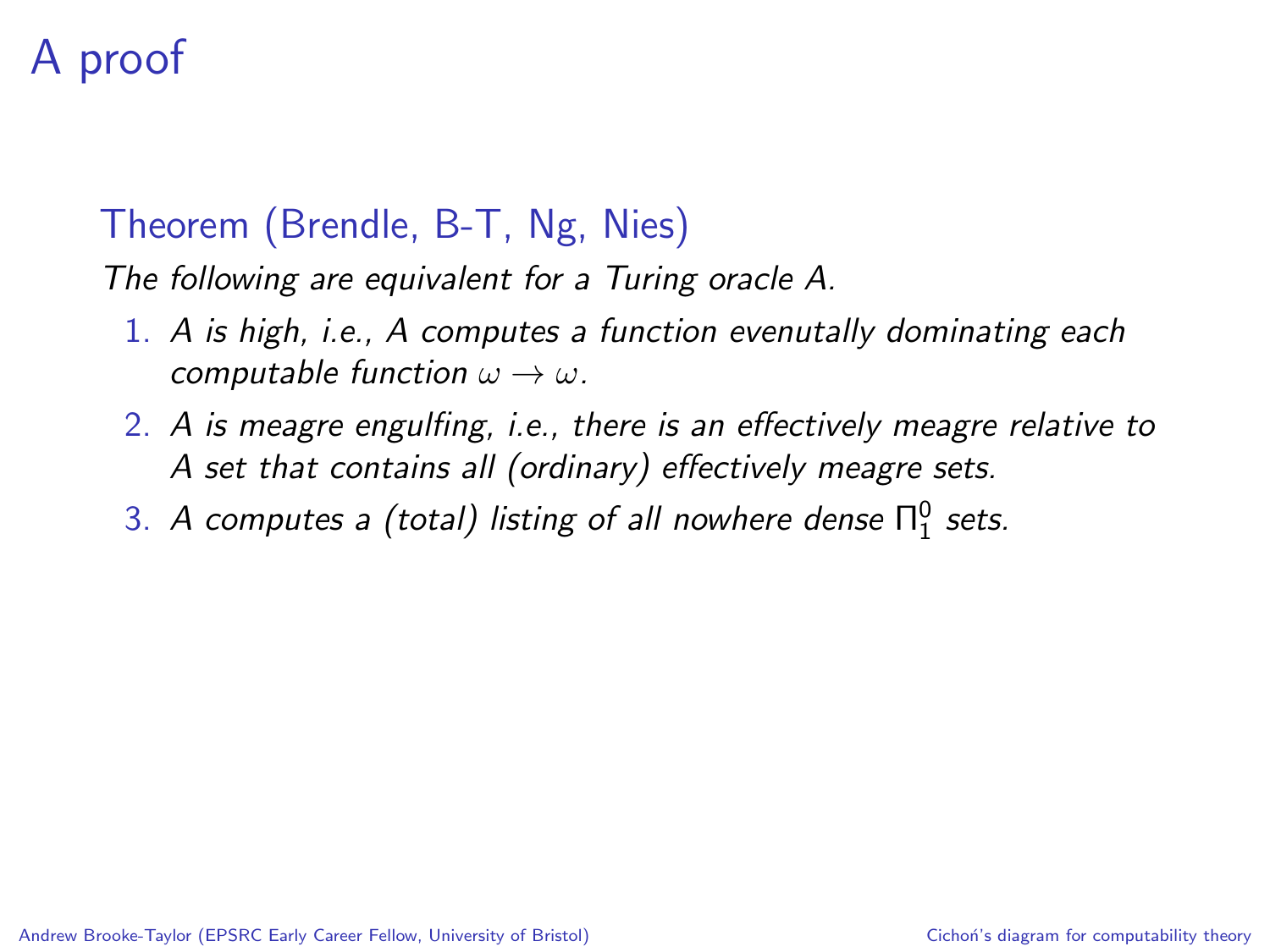# A proof

### Theorem (Brendle, B-T, Ng, Nies)

*The following are equivalent for a Turing oracle A.*

1. *A is high, i.e., A computes a function evenutally dominating each computable function $\omega \to \omega$.*
2. *A is meagre engulfing, i.e., there is an effectively meagre relative to A set that contains all (ordinary) effectively meagre sets.*
3. *A computes a (total) listing of all nowhere dense $\Pi^0_1$ sets.*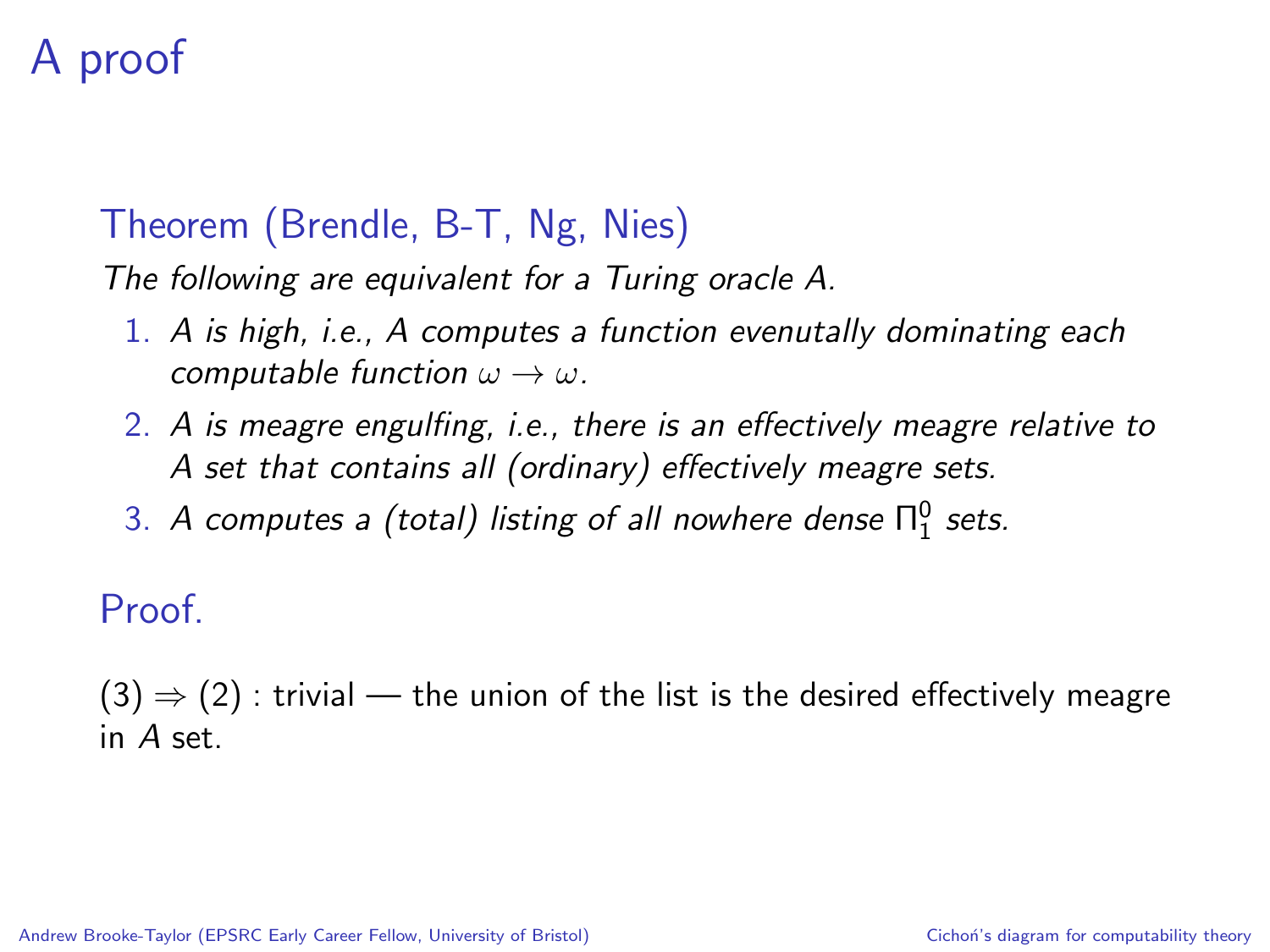# A proof

**Theorem (Brendle, B-T, Ng, Nies)**

*The following are equivalent for a Turing oracle A.*

1. *A is high, i.e., A computes a function evenutally dominating each computable function $\omega \to \omega$.*
2. *A is meagre engulfing, i.e., there is an effectively meagre relative to A set that contains all (ordinary) effectively meagre sets.*
3. *A computes a (total) listing of all nowhere dense $\Pi^0_1$ sets.*

**Proof.**

$(3) \Rightarrow (2)$ : trivial — the union of the list is the desired effectively meagre in $A$ set.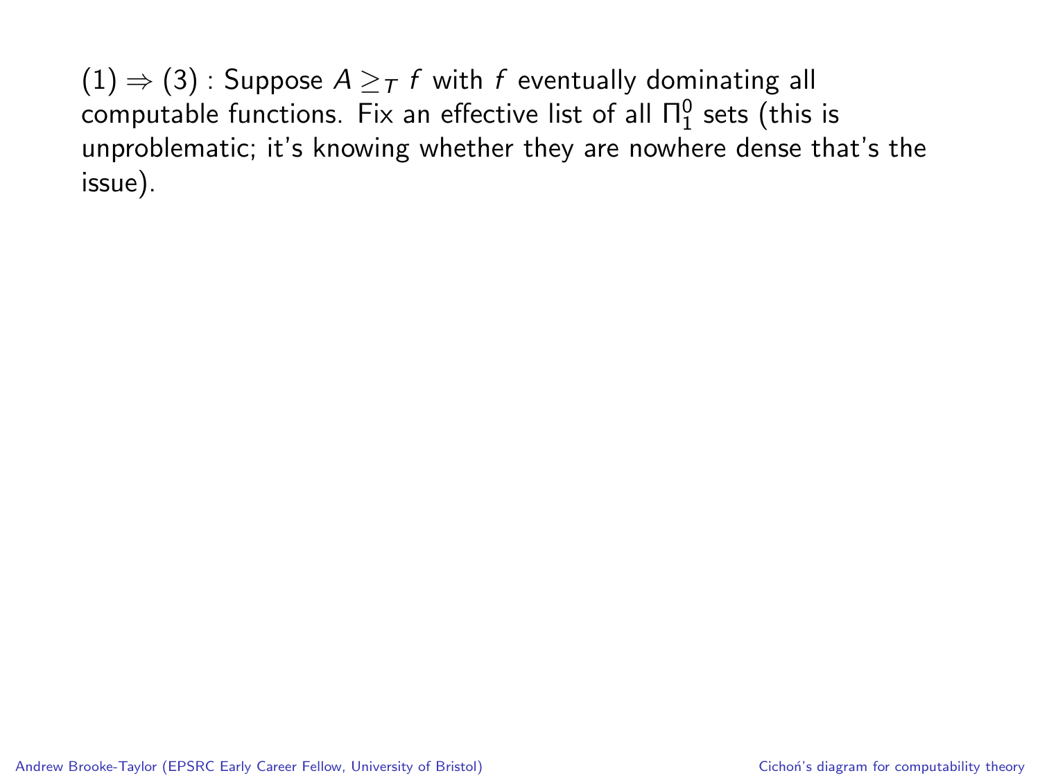$(1) \Rightarrow (3)$ : Suppose $A \geq_T f$ with $f$ eventually dominating all computable functions. Fix an effective list of all $\Pi^0_1$ sets (this is unproblematic; it's knowing whether they are nowhere dense that's the issue).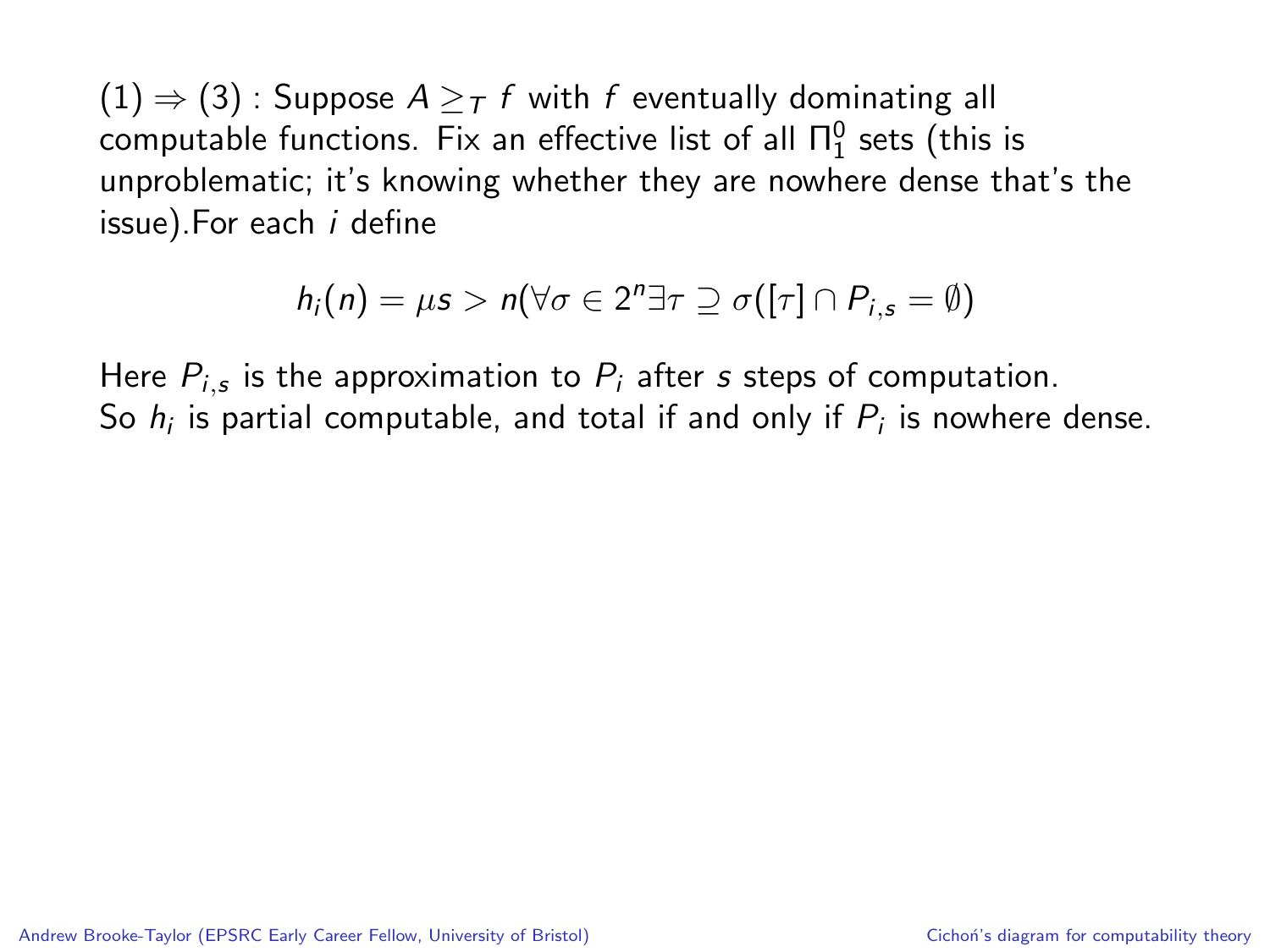(1) $\Rightarrow$ (3) : Suppose $A \geq_T f$ with $f$ eventually dominating all computable functions. Fix an effective list of all $\Pi^0_1$ sets (this is unproblematic; it's knowing whether they are nowhere dense that's the issue).For each $i$ define

$$h_i(n) = \mu s > n(\forall \sigma \in 2^n \exists \tau \supseteq \sigma([\tau] \cap P_{i,s} = \emptyset)$$

Here $P_{i,s}$ is the approximation to $P_i$ after $s$ steps of computation. So $h_i$ is partial computable, and total if and only if $P_i$ is nowhere dense.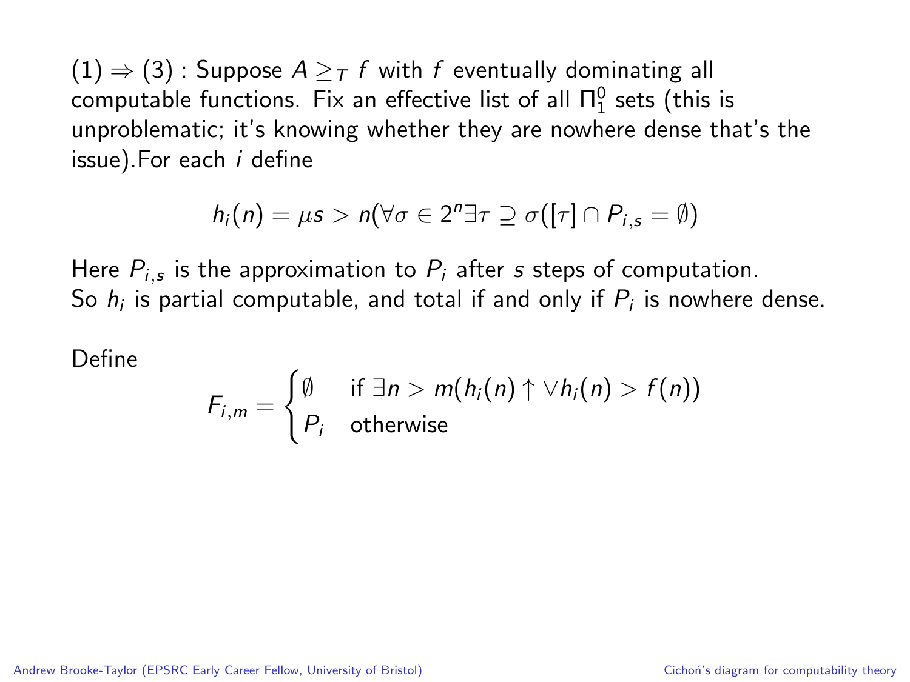(1) $\Rightarrow$ (3) : Suppose $A \geq_T f$ with $f$ eventually dominating all computable functions. Fix an effective list of all $\Pi^0_1$ sets (this is unproblematic; it's knowing whether they are nowhere dense that's the issue).For each $i$ define

$$h_i(n) = \mu s > n(\forall \sigma \in 2^n \exists \tau \supseteq \sigma([\tau] \cap P_{i,s} = \emptyset)$$

Here $P_{i,s}$ is the approximation to $P_i$ after $s$ steps of computation. So $h_i$ is partial computable, and total if and only if $P_i$ is nowhere dense.

Define

$$F_{i,m} = \begin{cases} \emptyset & \text{if } \exists n > m(h_i(n) \uparrow \vee h_i(n) > f(n)) \\ P_i & \text{otherwise} \end{cases}$$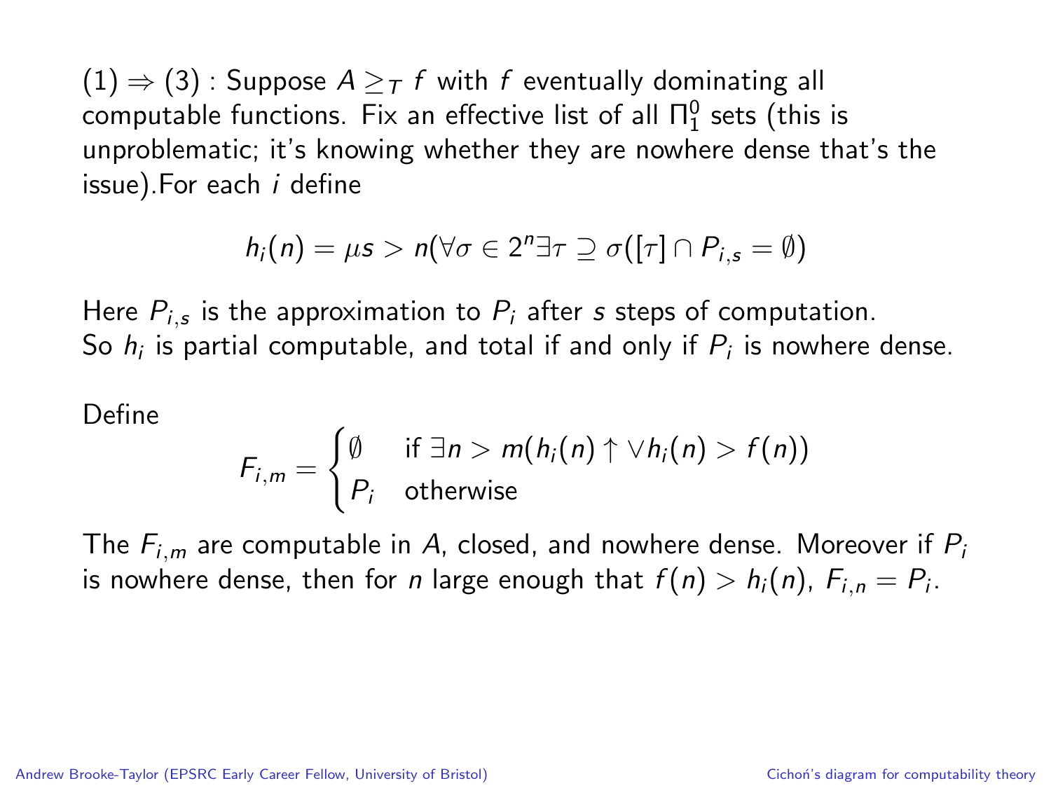(1) $\Rightarrow$ (3) : Suppose $A \geq_T f$ with $f$ eventually dominating all computable functions. Fix an effective list of all $\Pi^0_1$ sets (this is unproblematic; it's knowing whether they are nowhere dense that's the issue).For each $i$ define

$$h_i(n) = \mu s > n(\forall \sigma \in 2^n \exists \tau \supseteq \sigma([\tau] \cap P_{i,s} = \emptyset)$$

Here $P_{i,s}$ is the approximation to $P_i$ after $s$ steps of computation. So $h_i$ is partial computable, and total if and only if $P_i$ is nowhere dense.

Define

$$F_{i,m} = \begin{cases} \emptyset & \text{if } \exists n > m(h_i(n)\uparrow \vee h_i(n) > f(n)) \\ P_i & \text{otherwise} \end{cases}$$

The $F_{i,m}$ are computable in $A$, closed, and nowhere dense. Moreover if $P_i$ is nowhere dense, then for $n$ large enough that $f(n) > h_i(n)$, $F_{i,n} = P_i$.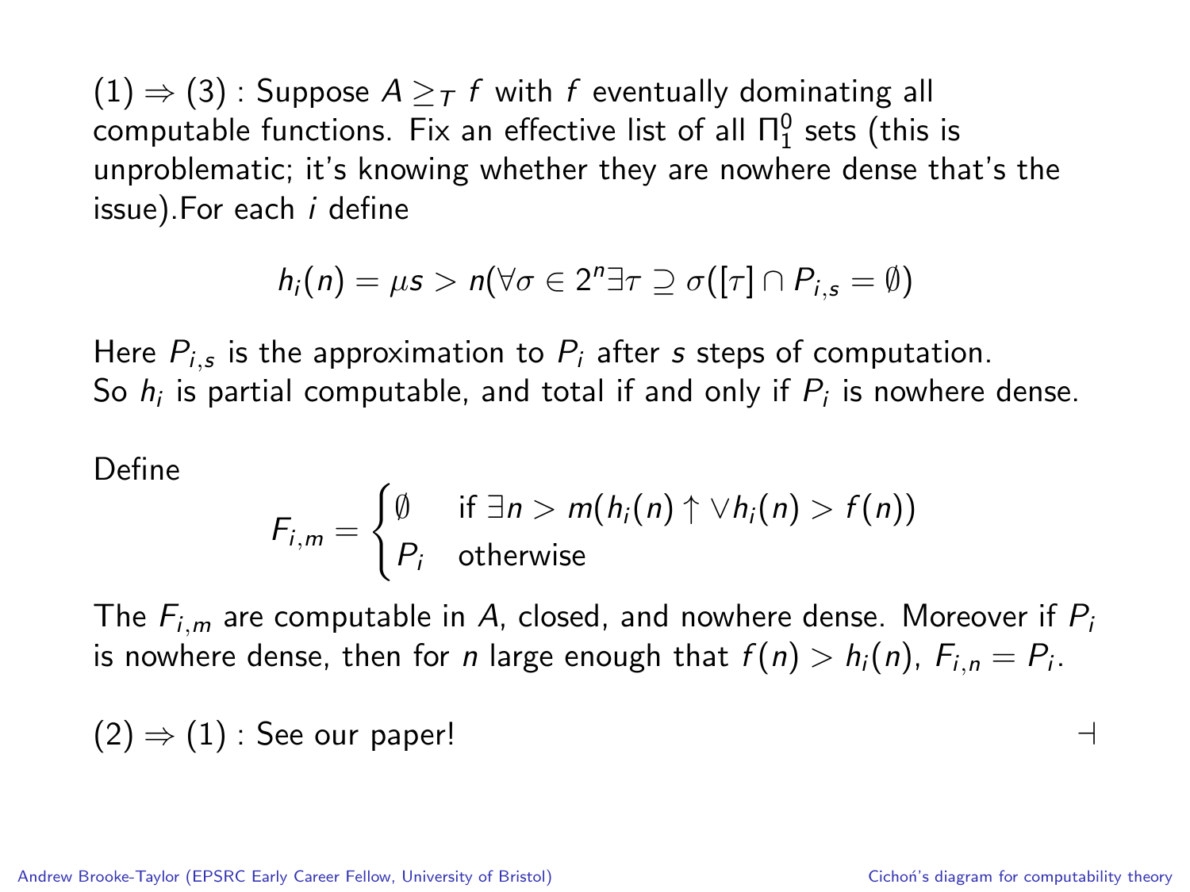(1) $\Rightarrow$ (3) : Suppose $A \geq_T f$ with $f$ eventually dominating all computable functions. Fix an effective list of all $\Pi^0_1$ sets (this is unproblematic; it's knowing whether they are nowhere dense that's the issue).For each $i$ define

$$h_i(n) = \mu s > n(\forall \sigma \in 2^n \exists \tau \supseteq \sigma([\tau] \cap P_{i,s} = \emptyset)$$

Here $P_{i,s}$ is the approximation to $P_i$ after $s$ steps of computation. So $h_i$ is partial computable, and total if and only if $P_i$ is nowhere dense.

Define

$$F_{i,m} = \begin{cases} \emptyset & \text{if } \exists n > m(h_i(n)\uparrow \vee h_i(n) > f(n)) \\ P_i & \text{otherwise} \end{cases}$$

The $F_{i,m}$ are computable in $A$, closed, and nowhere dense. Moreover if $P_i$ is nowhere dense, then for $n$ large enough that $f(n) > h_i(n)$, $F_{i,n} = P_i$.

(2) $\Rightarrow$ (1) : See our paper! $\dashv$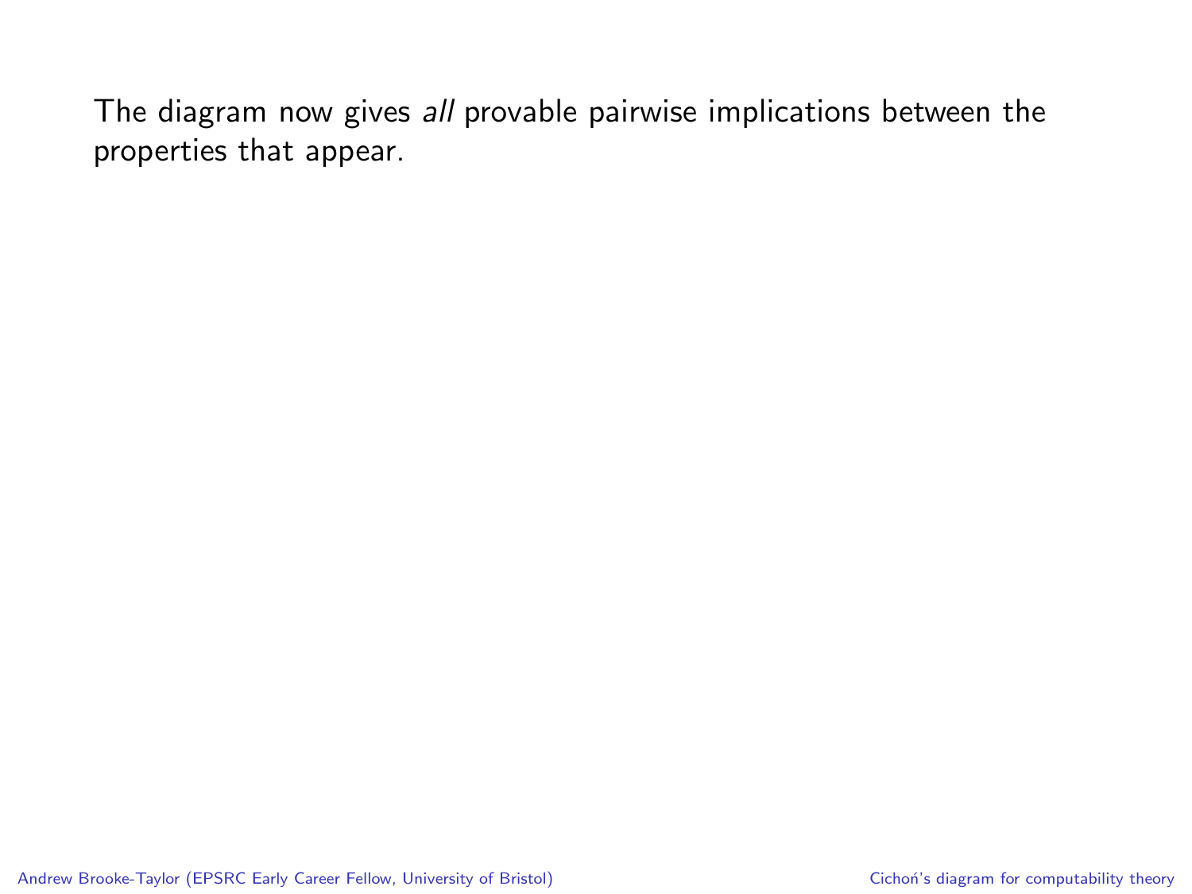The diagram now gives *all* provable pairwise implications between the properties that appear.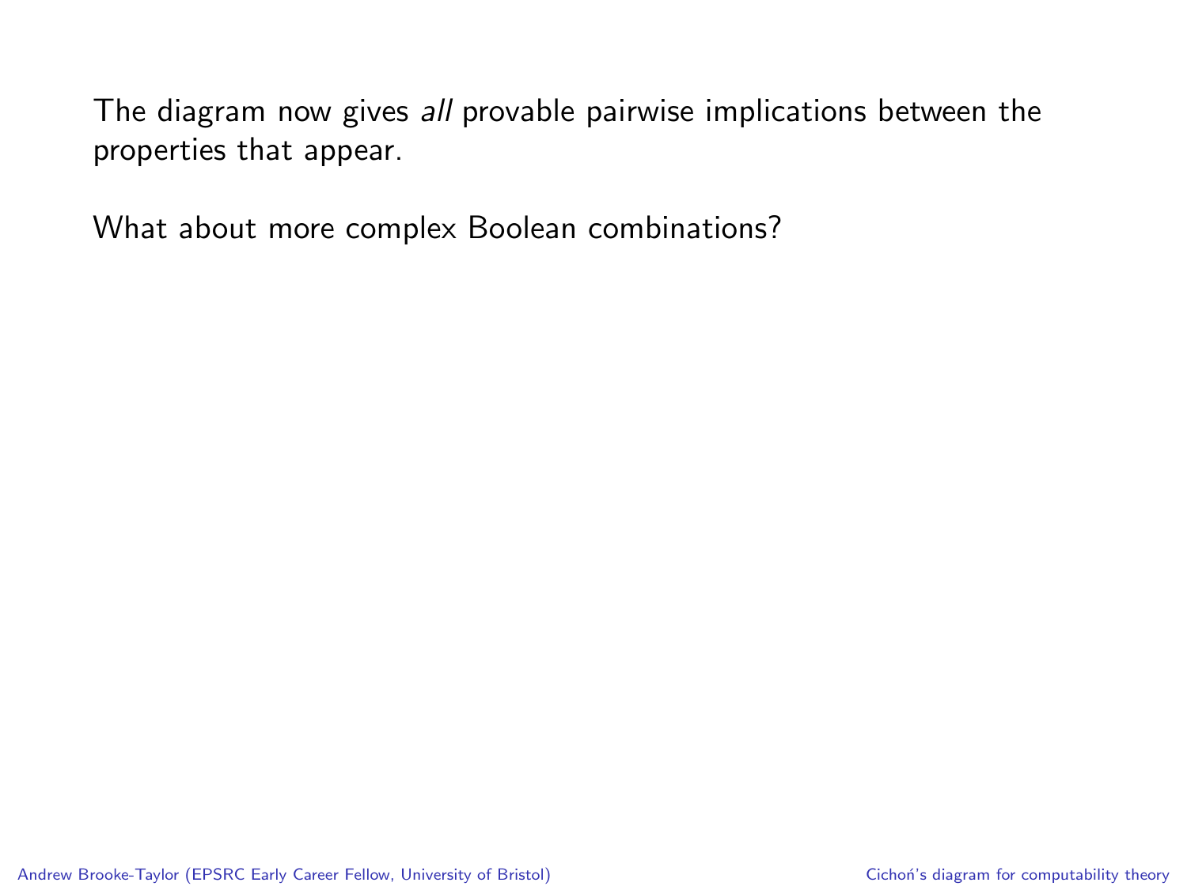The diagram now gives *all* provable pairwise implications between the properties that appear.

What about more complex Boolean combinations?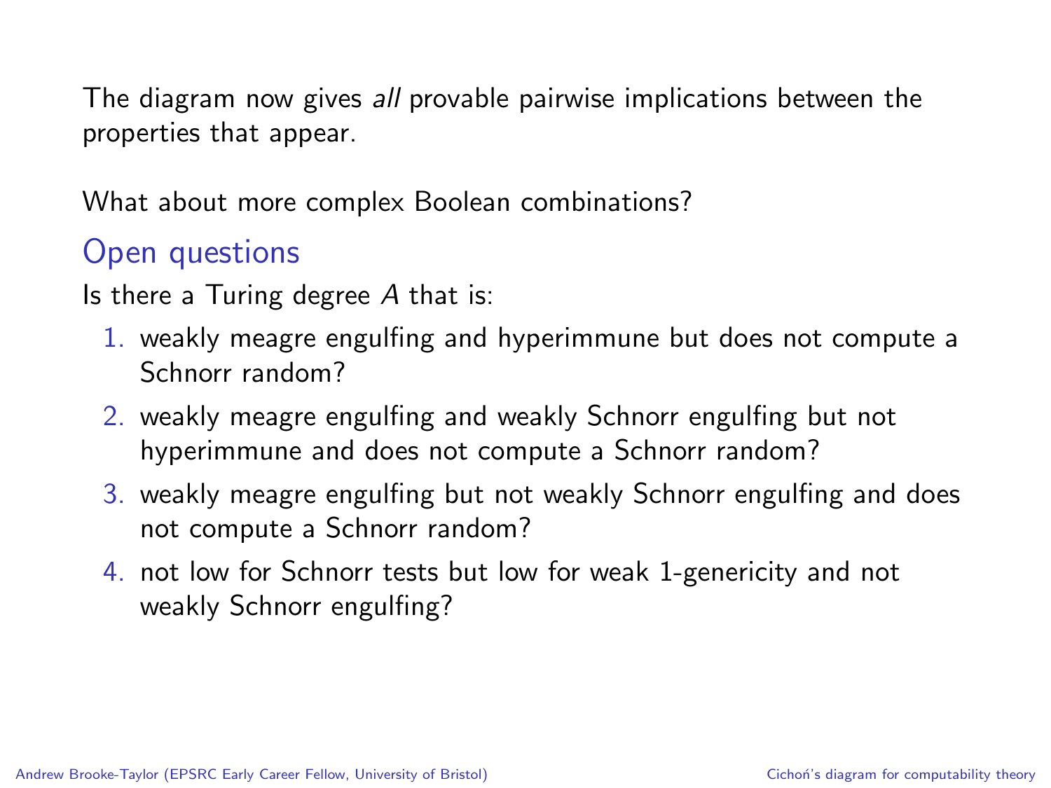The diagram now gives *all* provable pairwise implications between the properties that appear.

What about more complex Boolean combinations?

## Open questions

Is there a Turing degree $A$ that is:

1. weakly meagre engulfing and hyperimmune but does not compute a Schnorr random?
2. weakly meagre engulfing and weakly Schnorr engulfing but not hyperimmune and does not compute a Schnorr random?
3. weakly meagre engulfing but not weakly Schnorr engulfing and does not compute a Schnorr random?
4. not low for Schnorr tests but low for weak 1-genericity and not weakly Schnorr engulfing?